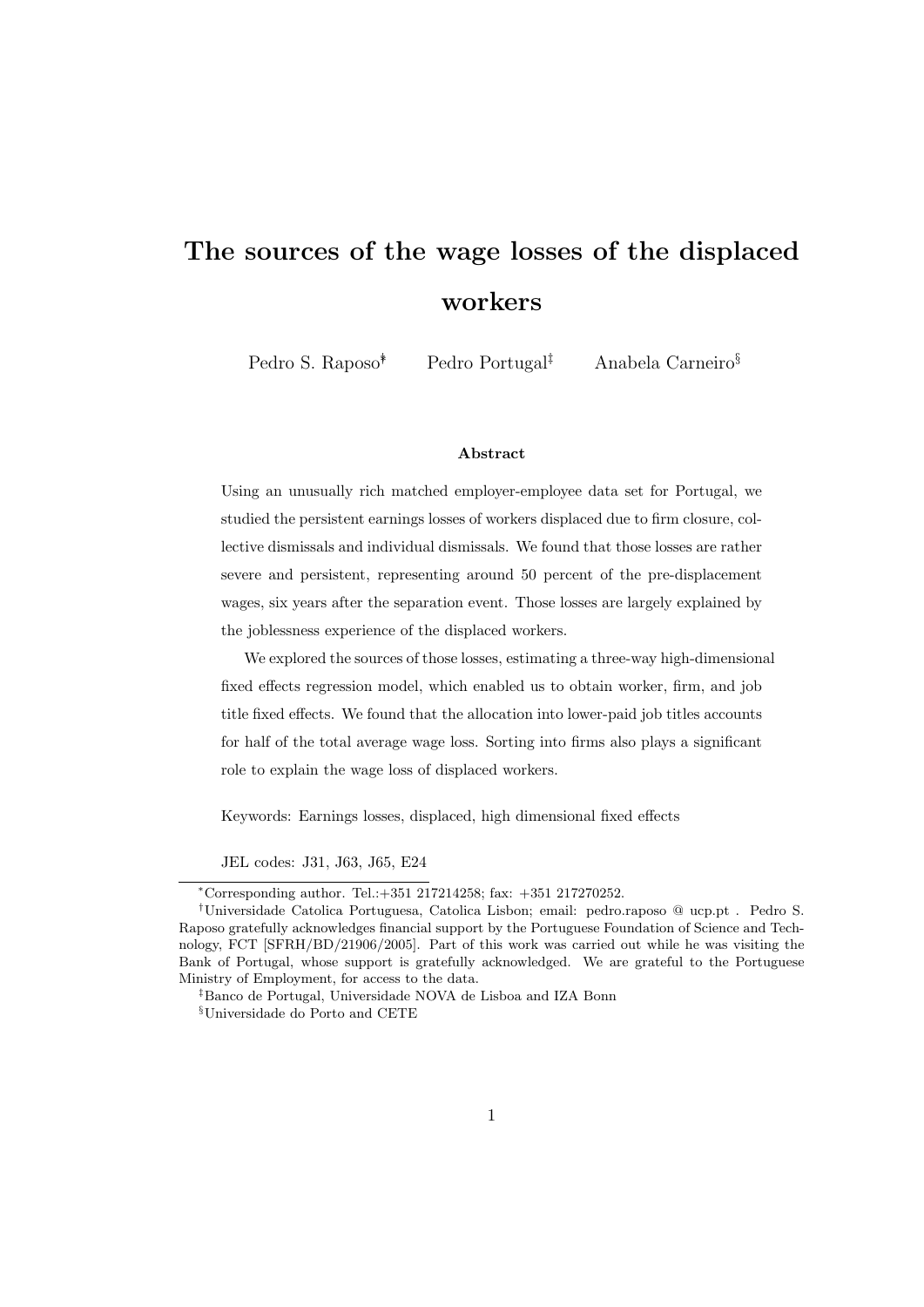# The sources of the wage losses of the displaced workers

Pedro S. Raposo[*†] Pedro Portugal[‡] Anabela Carneiro[§]

**Abstract**

Using an unusually rich matched employer-employee data set for Portugal, we studied the persistent earnings losses of workers displaced due to firm closure, collective dismissals and individual dismissals. We found that those losses are rather severe and persistent, representing around 50 percent of the pre-displacement wages, six years after the separation event. Those losses are largely explained by the joblessness experience of the displaced workers.

We explored the sources of those losses, estimating a three-way high-dimensional fixed effects regression model, which enabled us to obtain worker, firm, and job title fixed effects. We found that the allocation into lower-paid job titles accounts for half of the total average wage loss. Sorting into firms also plays a significant role to explain the wage loss of displaced workers.

Keywords: Earnings losses, displaced, high dimensional fixed effects

JEL codes: J31, J63, J65, E24

[*]Corresponding author. Tel.:+351 217214258; fax: +351 217270252.

[†]Universidade Catolica Portuguesa, Catolica Lisbon; email: pedro.raposo @ ucp.pt . Pedro S. Raposo gratefully acknowledges financial support by the Portuguese Foundation of Science and Technology, FCT [SFRH/BD/21906/2005]. Part of this work was carried out while he was visiting the Bank of Portugal, whose support is gratefully acknowledged. We are grateful to the Portuguese Ministry of Employment, for access to the data.

[‡]Banco de Portugal, Universidade NOVA de Lisboa and IZA Bonn

[§]Universidade do Porto and CETE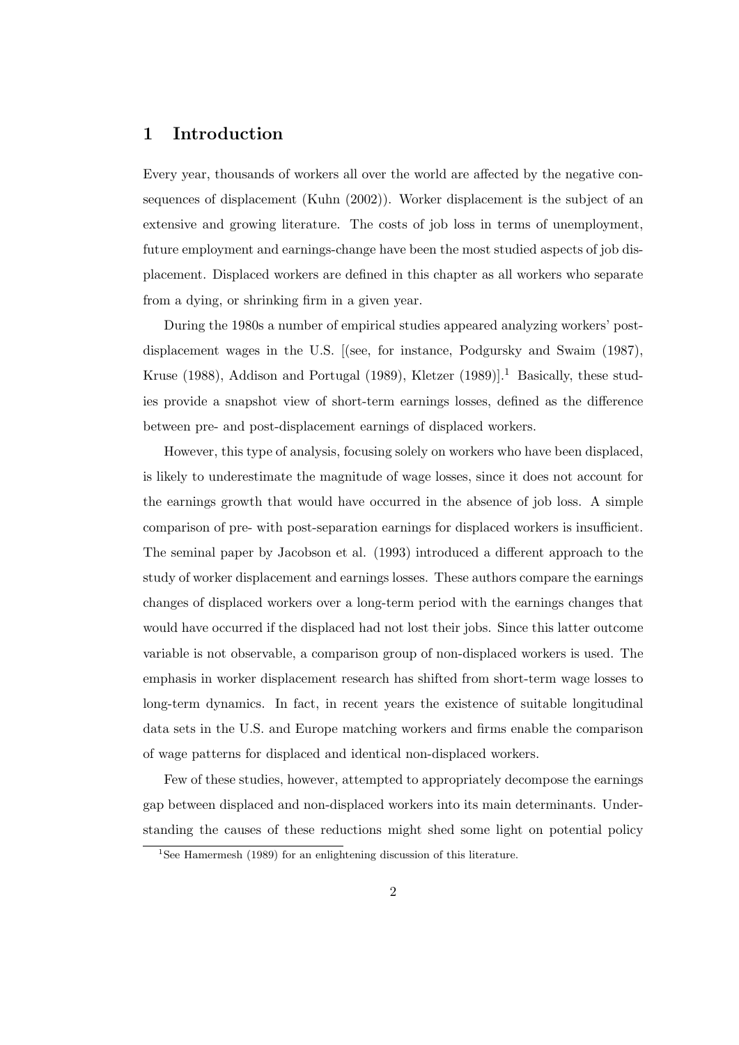# 1 Introduction

Every year, thousands of workers all over the world are affected by the negative consequences of displacement (Kuhn (2002)). Worker displacement is the subject of an extensive and growing literature. The costs of job loss in terms of unemployment, future employment and earnings-change have been the most studied aspects of job displacement. Displaced workers are defined in this chapter as all workers who separate from a dying, or shrinking firm in a given year.

During the 1980s a number of empirical studies appeared analyzing workers' post-displacement wages in the U.S. [(see, for instance, Podgursky and Swaim (1987), Kruse (1988), Addison and Portugal (1989), Kletzer (1989)].[1] Basically, these studies provide a snapshot view of short-term earnings losses, defined as the difference between pre- and post-displacement earnings of displaced workers.

However, this type of analysis, focusing solely on workers who have been displaced, is likely to underestimate the magnitude of wage losses, since it does not account for the earnings growth that would have occurred in the absence of job loss. A simple comparison of pre- with post-separation earnings for displaced workers is insufficient. The seminal paper by Jacobson et al. (1993) introduced a different approach to the study of worker displacement and earnings losses. These authors compare the earnings changes of displaced workers over a long-term period with the earnings changes that would have occurred if the displaced had not lost their jobs. Since this latter outcome variable is not observable, a comparison group of non-displaced workers is used. The emphasis in worker displacement research has shifted from short-term wage losses to long-term dynamics. In fact, in recent years the existence of suitable longitudinal data sets in the U.S. and Europe matching workers and firms enable the comparison of wage patterns for displaced and identical non-displaced workers.

Few of these studies, however, attempted to appropriately decompose the earnings gap between displaced and non-displaced workers into its main determinants. Understanding the causes of these reductions might shed some light on potential policy

[1] See Hamermesh (1989) for an enlightening discussion of this literature.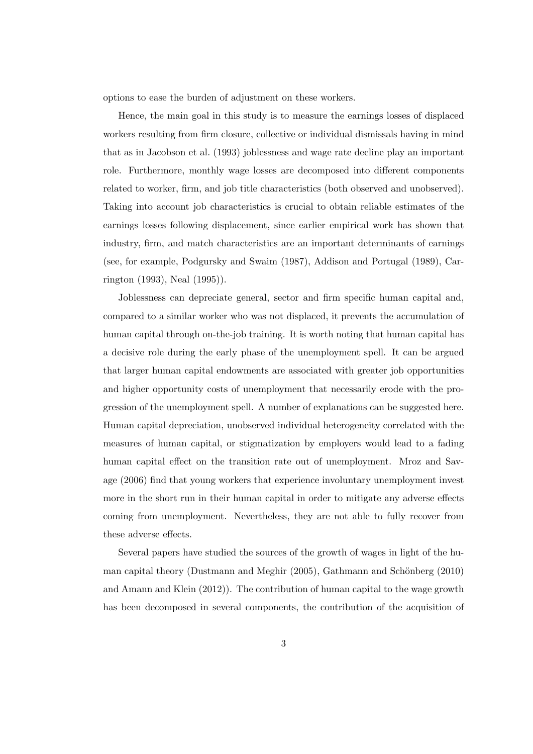options to ease the burden of adjustment on these workers.

Hence, the main goal in this study is to measure the earnings losses of displaced workers resulting from firm closure, collective or individual dismissals having in mind that as in Jacobson et al. (1993) joblessness and wage rate decline play an important role. Furthermore, monthly wage losses are decomposed into different components related to worker, firm, and job title characteristics (both observed and unobserved). Taking into account job characteristics is crucial to obtain reliable estimates of the earnings losses following displacement, since earlier empirical work has shown that industry, firm, and match characteristics are an important determinants of earnings (see, for example, Podgursky and Swaim (1987), Addison and Portugal (1989), Carrington (1993), Neal (1995)).

Joblessness can depreciate general, sector and firm specific human capital and, compared to a similar worker who was not displaced, it prevents the accumulation of human capital through on-the-job training. It is worth noting that human capital has a decisive role during the early phase of the unemployment spell. It can be argued that larger human capital endowments are associated with greater job opportunities and higher opportunity costs of unemployment that necessarily erode with the progression of the unemployment spell. A number of explanations can be suggested here. Human capital depreciation, unobserved individual heterogeneity correlated with the measures of human capital, or stigmatization by employers would lead to a fading human capital effect on the transition rate out of unemployment. Mroz and Savage (2006) find that young workers that experience involuntary unemployment invest more in the short run in their human capital in order to mitigate any adverse effects coming from unemployment. Nevertheless, they are not able to fully recover from these adverse effects.

Several papers have studied the sources of the growth of wages in light of the human capital theory (Dustmann and Meghir (2005), Gathmann and Schönberg (2010) and Amann and Klein (2012)). The contribution of human capital to the wage growth has been decomposed in several components, the contribution of the acquisition of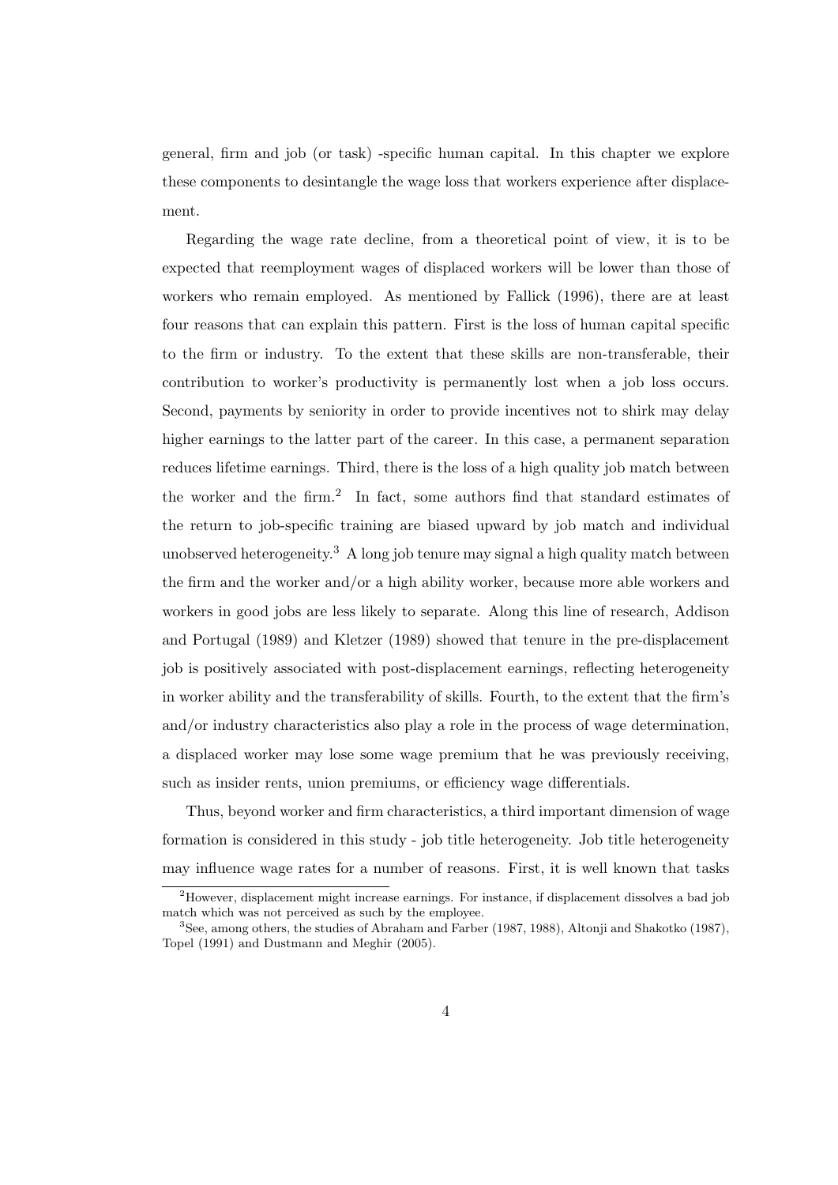general, firm and job (or task) -specific human capital. In this chapter we explore these components to desintangle the wage loss that workers experience after displacement.

Regarding the wage rate decline, from a theoretical point of view, it is to be expected that reemployment wages of displaced workers will be lower than those of workers who remain employed. As mentioned by Fallick (1996), there are at least four reasons that can explain this pattern. First is the loss of human capital specific to the firm or industry. To the extent that these skills are non-transferable, their contribution to worker's productivity is permanently lost when a job loss occurs. Second, payments by seniority in order to provide incentives not to shirk may delay higher earnings to the latter part of the career. In this case, a permanent separation reduces lifetime earnings. Third, there is the loss of a high quality job match between the worker and the firm.[2] In fact, some authors find that standard estimates of the return to job-specific training are biased upward by job match and individual unobserved heterogeneity.[3] A long job tenure may signal a high quality match between the firm and the worker and/or a high ability worker, because more able workers and workers in good jobs are less likely to separate. Along this line of research, Addison and Portugal (1989) and Kletzer (1989) showed that tenure in the pre-displacement job is positively associated with post-displacement earnings, reflecting heterogeneity in worker ability and the transferability of skills. Fourth, to the extent that the firm's and/or industry characteristics also play a role in the process of wage determination, a displaced worker may lose some wage premium that he was previously receiving, such as insider rents, union premiums, or efficiency wage differentials.

Thus, beyond worker and firm characteristics, a third important dimension of wage formation is considered in this study - job title heterogeneity. Job title heterogeneity may influence wage rates for a number of reasons. First, it is well known that tasks

[2]However, displacement might increase earnings. For instance, if displacement dissolves a bad job match which was not perceived as such by the employee.

[3]See, among others, the studies of Abraham and Farber (1987, 1988), Altonji and Shakotko (1987), Topel (1991) and Dustmann and Meghir (2005).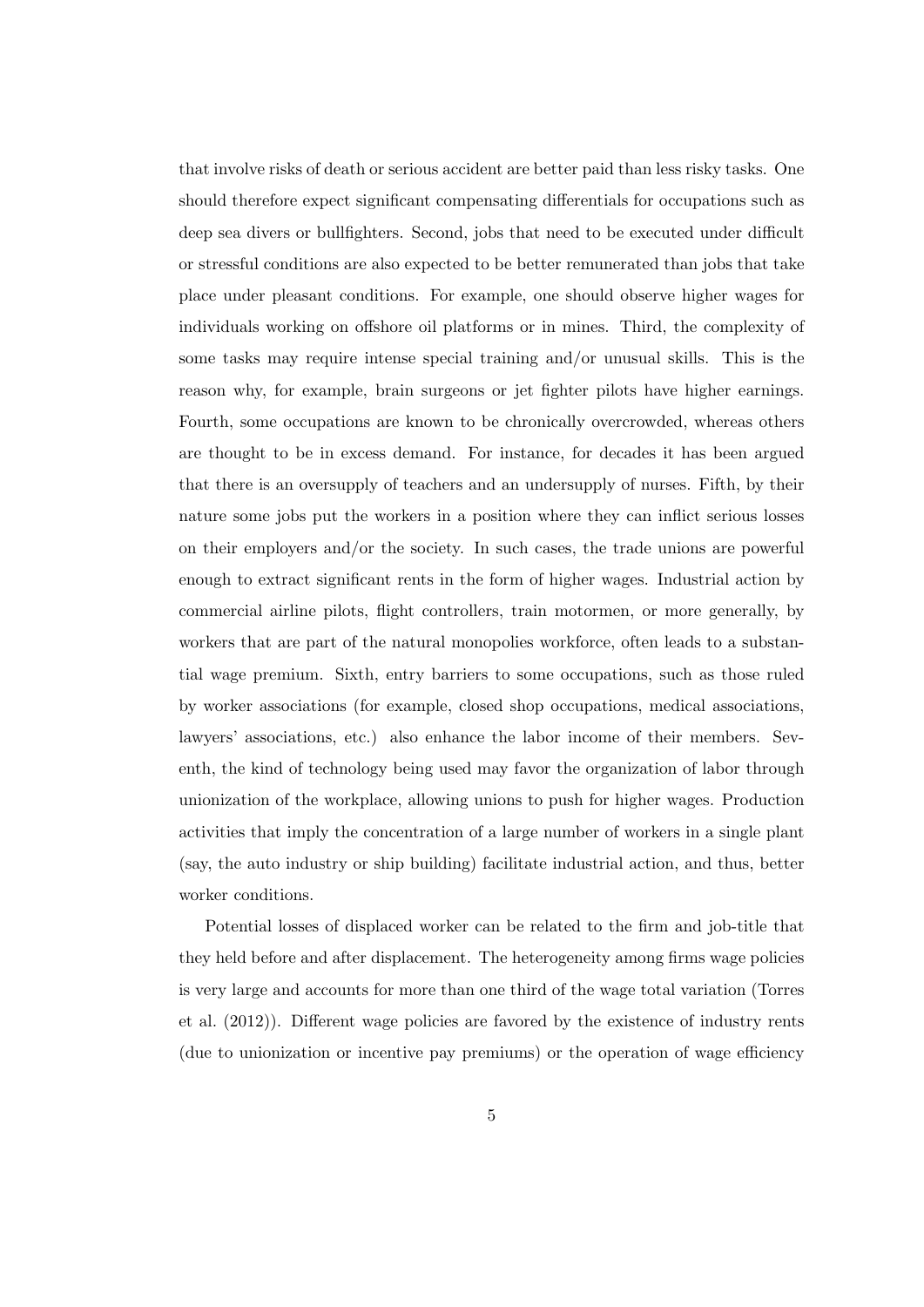that involve risks of death or serious accident are better paid than less risky tasks. One should therefore expect significant compensating differentials for occupations such as deep sea divers or bullfighters. Second, jobs that need to be executed under difficult or stressful conditions are also expected to be better remunerated than jobs that take place under pleasant conditions. For example, one should observe higher wages for individuals working on offshore oil platforms or in mines. Third, the complexity of some tasks may require intense special training and/or unusual skills. This is the reason why, for example, brain surgeons or jet fighter pilots have higher earnings. Fourth, some occupations are known to be chronically overcrowded, whereas others are thought to be in excess demand. For instance, for decades it has been argued that there is an oversupply of teachers and an undersupply of nurses. Fifth, by their nature some jobs put the workers in a position where they can inflict serious losses on their employers and/or the society. In such cases, the trade unions are powerful enough to extract significant rents in the form of higher wages. Industrial action by commercial airline pilots, flight controllers, train motormen, or more generally, by workers that are part of the natural monopolies workforce, often leads to a substantial wage premium. Sixth, entry barriers to some occupations, such as those ruled by worker associations (for example, closed shop occupations, medical associations, lawyers' associations, etc.) also enhance the labor income of their members. Seventh, the kind of technology being used may favor the organization of labor through unionization of the workplace, allowing unions to push for higher wages. Production activities that imply the concentration of a large number of workers in a single plant (say, the auto industry or ship building) facilitate industrial action, and thus, better worker conditions.

Potential losses of displaced worker can be related to the firm and job-title that they held before and after displacement. The heterogeneity among firms wage policies is very large and accounts for more than one third of the wage total variation (Torres et al. (2012)). Different wage policies are favored by the existence of industry rents (due to unionization or incentive pay premiums) or the operation of wage efficiency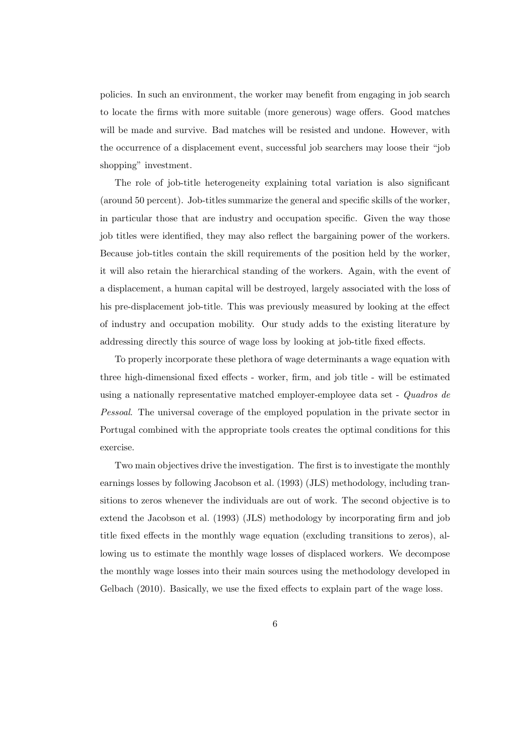policies. In such an environment, the worker may benefit from engaging in job search to locate the firms with more suitable (more generous) wage offers. Good matches will be made and survive. Bad matches will be resisted and undone. However, with the occurrence of a displacement event, successful job searchers may loose their "job shopping" investment.

The role of job-title heterogeneity explaining total variation is also significant (around 50 percent). Job-titles summarize the general and specific skills of the worker, in particular those that are industry and occupation specific. Given the way those job titles were identified, they may also reflect the bargaining power of the workers. Because job-titles contain the skill requirements of the position held by the worker, it will also retain the hierarchical standing of the workers. Again, with the event of a displacement, a human capital will be destroyed, largely associated with the loss of his pre-displacement job-title. This was previously measured by looking at the effect of industry and occupation mobility. Our study adds to the existing literature by addressing directly this source of wage loss by looking at job-title fixed effects.

To properly incorporate these plethora of wage determinants a wage equation with three high-dimensional fixed effects - worker, firm, and job title - will be estimated using a nationally representative matched employer-employee data set - *Quadros de Pessoal*. The universal coverage of the employed population in the private sector in Portugal combined with the appropriate tools creates the optimal conditions for this exercise.

Two main objectives drive the investigation. The first is to investigate the monthly earnings losses by following Jacobson et al. (1993) (JLS) methodology, including transitions to zeros whenever the individuals are out of work. The second objective is to extend the Jacobson et al. (1993) (JLS) methodology by incorporating firm and job title fixed effects in the monthly wage equation (excluding transitions to zeros), allowing us to estimate the monthly wage losses of displaced workers. We decompose the monthly wage losses into their main sources using the methodology developed in Gelbach (2010). Basically, we use the fixed effects to explain part of the wage loss.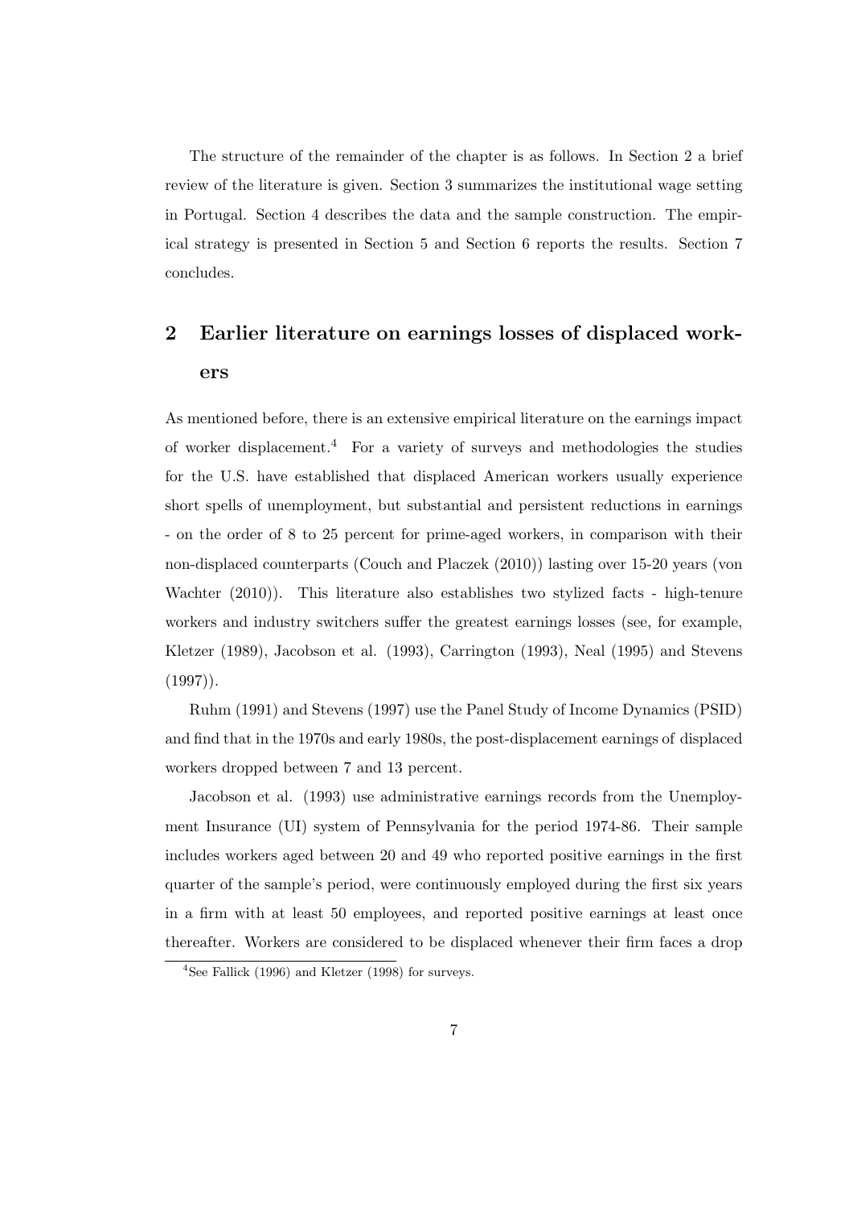The structure of the remainder of the chapter is as follows. In Section 2 a brief review of the literature is given. Section 3 summarizes the institutional wage setting in Portugal. Section 4 describes the data and the sample construction. The empirical strategy is presented in Section 5 and Section 6 reports the results. Section 7 concludes.

## 2 Earlier literature on earnings losses of displaced workers

As mentioned before, there is an extensive empirical literature on the earnings impact of worker displacement.[4] For a variety of surveys and methodologies the studies for the U.S. have established that displaced American workers usually experience short spells of unemployment, but substantial and persistent reductions in earnings - on the order of 8 to 25 percent for prime-aged workers, in comparison with their non-displaced counterparts (Couch and Placzek (2010)) lasting over 15-20 years (von Wachter (2010)). This literature also establishes two stylized facts - high-tenure workers and industry switchers suffer the greatest earnings losses (see, for example, Kletzer (1989), Jacobson et al. (1993), Carrington (1993), Neal (1995) and Stevens (1997)).

Ruhm (1991) and Stevens (1997) use the Panel Study of Income Dynamics (PSID) and find that in the 1970s and early 1980s, the post-displacement earnings of displaced workers dropped between 7 and 13 percent.

Jacobson et al. (1993) use administrative earnings records from the Unemployment Insurance (UI) system of Pennsylvania for the period 1974-86. Their sample includes workers aged between 20 and 49 who reported positive earnings in the first quarter of the sample's period, were continuously employed during the first six years in a firm with at least 50 employees, and reported positive earnings at least once thereafter. Workers are considered to be displaced whenever their firm faces a drop

[4] See Fallick (1996) and Kletzer (1998) for surveys.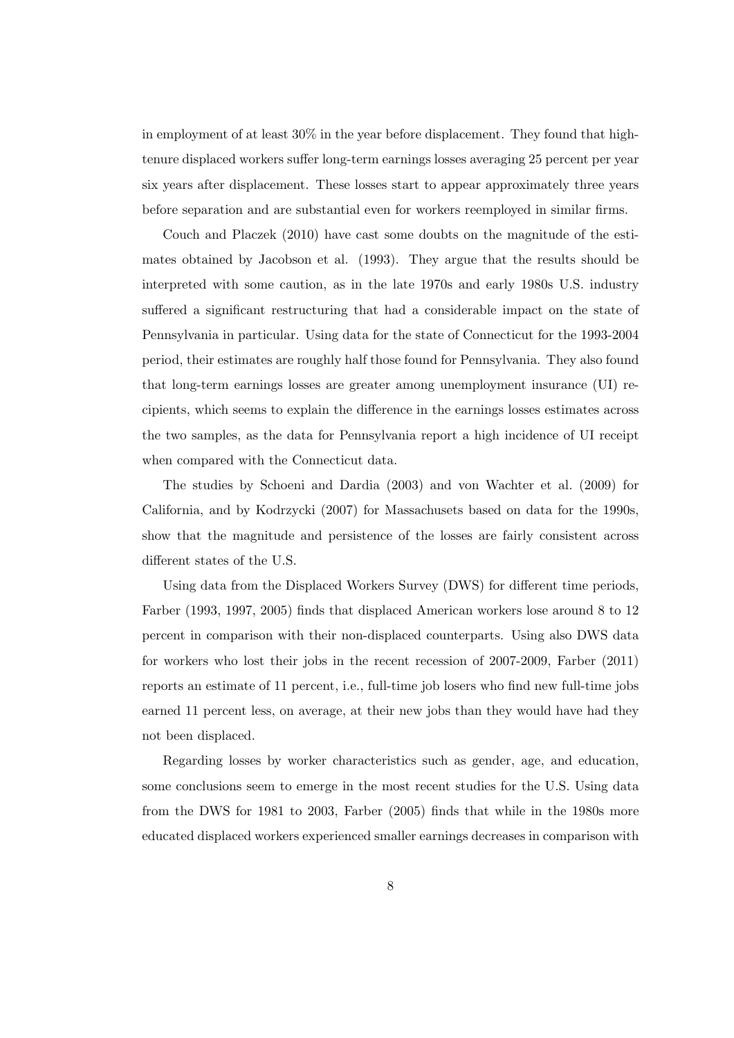in employment of at least 30% in the year before displacement. They found that high-tenure displaced workers suffer long-term earnings losses averaging 25 percent per year six years after displacement. These losses start to appear approximately three years before separation and are substantial even for workers reemployed in similar firms.

Couch and Placzek (2010) have cast some doubts on the magnitude of the estimates obtained by Jacobson et al. (1993). They argue that the results should be interpreted with some caution, as in the late 1970s and early 1980s U.S. industry suffered a significant restructuring that had a considerable impact on the state of Pennsylvania in particular. Using data for the state of Connecticut for the 1993-2004 period, their estimates are roughly half those found for Pennsylvania. They also found that long-term earnings losses are greater among unemployment insurance (UI) recipients, which seems to explain the difference in the earnings losses estimates across the two samples, as the data for Pennsylvania report a high incidence of UI receipt when compared with the Connecticut data.

The studies by Schoeni and Dardia (2003) and von Wachter et al. (2009) for California, and by Kodrzycki (2007) for Massachusets based on data for the 1990s, show that the magnitude and persistence of the losses are fairly consistent across different states of the U.S.

Using data from the Displaced Workers Survey (DWS) for different time periods, Farber (1993, 1997, 2005) finds that displaced American workers lose around 8 to 12 percent in comparison with their non-displaced counterparts. Using also DWS data for workers who lost their jobs in the recent recession of 2007-2009, Farber (2011) reports an estimate of 11 percent, i.e., full-time job losers who find new full-time jobs earned 11 percent less, on average, at their new jobs than they would have had they not been displaced.

Regarding losses by worker characteristics such as gender, age, and education, some conclusions seem to emerge in the most recent studies for the U.S. Using data from the DWS for 1981 to 2003, Farber (2005) finds that while in the 1980s more educated displaced workers experienced smaller earnings decreases in comparison with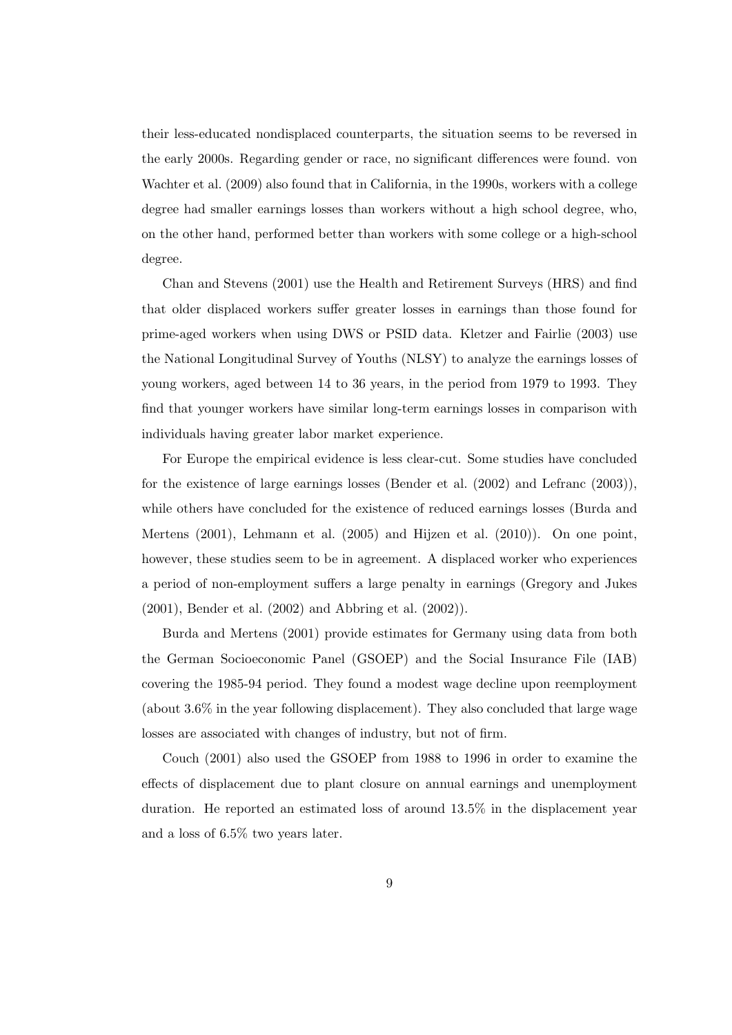their less-educated nondisplaced counterparts, the situation seems to be reversed in the early 2000s. Regarding gender or race, no significant differences were found. von Wachter et al. (2009) also found that in California, in the 1990s, workers with a college degree had smaller earnings losses than workers without a high school degree, who, on the other hand, performed better than workers with some college or a high-school degree.

Chan and Stevens (2001) use the Health and Retirement Surveys (HRS) and find that older displaced workers suffer greater losses in earnings than those found for prime-aged workers when using DWS or PSID data. Kletzer and Fairlie (2003) use the National Longitudinal Survey of Youths (NLSY) to analyze the earnings losses of young workers, aged between 14 to 36 years, in the period from 1979 to 1993. They find that younger workers have similar long-term earnings losses in comparison with individuals having greater labor market experience.

For Europe the empirical evidence is less clear-cut. Some studies have concluded for the existence of large earnings losses (Bender et al. (2002) and Lefranc (2003)), while others have concluded for the existence of reduced earnings losses (Burda and Mertens (2001), Lehmann et al. (2005) and Hijzen et al. (2010)). On one point, however, these studies seem to be in agreement. A displaced worker who experiences a period of non-employment suffers a large penalty in earnings (Gregory and Jukes (2001), Bender et al. (2002) and Abbring et al. (2002)).

Burda and Mertens (2001) provide estimates for Germany using data from both the German Socioeconomic Panel (GSOEP) and the Social Insurance File (IAB) covering the 1985-94 period. They found a modest wage decline upon reemployment (about 3.6% in the year following displacement). They also concluded that large wage losses are associated with changes of industry, but not of firm.

Couch (2001) also used the GSOEP from 1988 to 1996 in order to examine the effects of displacement due to plant closure on annual earnings and unemployment duration. He reported an estimated loss of around 13.5% in the displacement year and a loss of 6.5% two years later.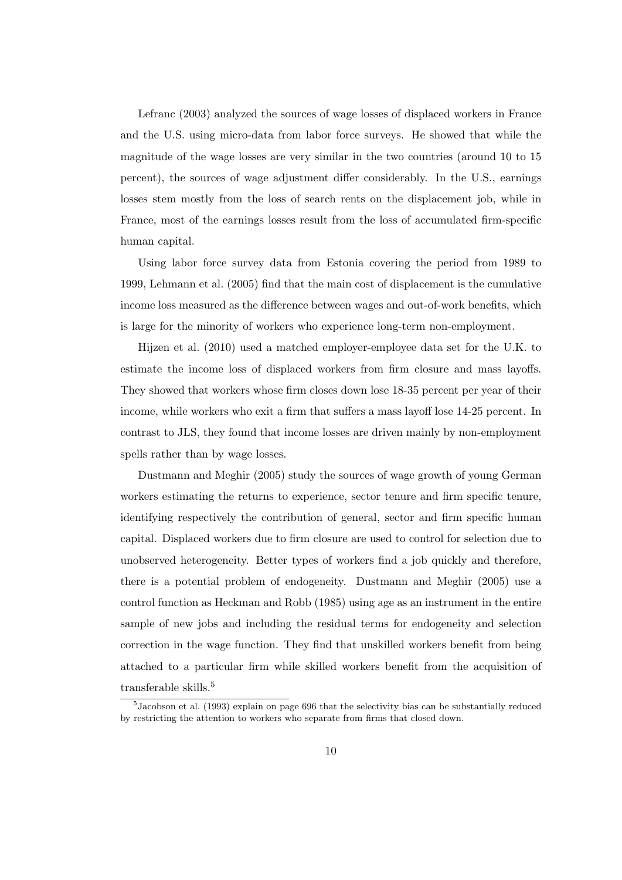Lefranc (2003) analyzed the sources of wage losses of displaced workers in France and the U.S. using micro-data from labor force surveys. He showed that while the magnitude of the wage losses are very similar in the two countries (around 10 to 15 percent), the sources of wage adjustment differ considerably. In the U.S., earnings losses stem mostly from the loss of search rents on the displacement job, while in France, most of the earnings losses result from the loss of accumulated firm-specific human capital.

Using labor force survey data from Estonia covering the period from 1989 to 1999, Lehmann et al. (2005) find that the main cost of displacement is the cumulative income loss measured as the difference between wages and out-of-work benefits, which is large for the minority of workers who experience long-term non-employment.

Hijzen et al. (2010) used a matched employer-employee data set for the U.K. to estimate the income loss of displaced workers from firm closure and mass layoffs. They showed that workers whose firm closes down lose 18-35 percent per year of their income, while workers who exit a firm that suffers a mass layoff lose 14-25 percent. In contrast to JLS, they found that income losses are driven mainly by non-employment spells rather than by wage losses.

Dustmann and Meghir (2005) study the sources of wage growth of young German workers estimating the returns to experience, sector tenure and firm specific tenure, identifying respectively the contribution of general, sector and firm specific human capital. Displaced workers due to firm closure are used to control for selection due to unobserved heterogeneity. Better types of workers find a job quickly and therefore, there is a potential problem of endogeneity. Dustmann and Meghir (2005) use a control function as Heckman and Robb (1985) using age as an instrument in the entire sample of new jobs and including the residual terms for endogeneity and selection correction in the wage function. They find that unskilled workers benefit from being attached to a particular firm while skilled workers benefit from the acquisition of transferable skills.[5]

[5] Jacobson et al. (1993) explain on page 696 that the selectivity bias can be substantially reduced by restricting the attention to workers who separate from firms that closed down.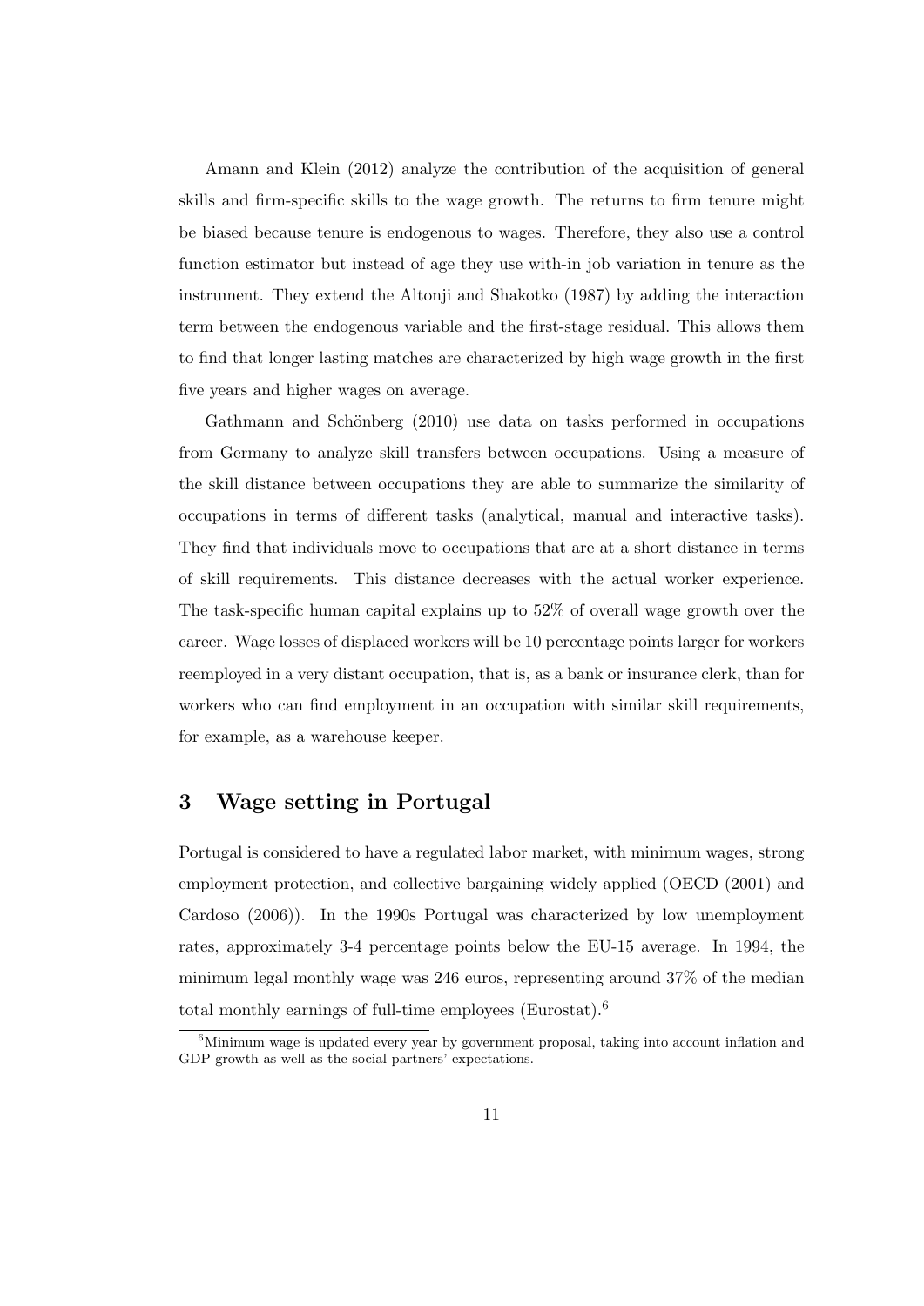Amann and Klein (2012) analyze the contribution of the acquisition of general skills and firm-specific skills to the wage growth. The returns to firm tenure might be biased because tenure is endogenous to wages. Therefore, they also use a control function estimator but instead of age they use with-in job variation in tenure as the instrument. They extend the Altonji and Shakotko (1987) by adding the interaction term between the endogenous variable and the first-stage residual. This allows them to find that longer lasting matches are characterized by high wage growth in the first five years and higher wages on average.

Gathmann and Schönberg (2010) use data on tasks performed in occupations from Germany to analyze skill transfers between occupations. Using a measure of the skill distance between occupations they are able to summarize the similarity of occupations in terms of different tasks (analytical, manual and interactive tasks). They find that individuals move to occupations that are at a short distance in terms of skill requirements. This distance decreases with the actual worker experience. The task-specific human capital explains up to 52% of overall wage growth over the career. Wage losses of displaced workers will be 10 percentage points larger for workers reemployed in a very distant occupation, that is, as a bank or insurance clerk, than for workers who can find employment in an occupation with similar skill requirements, for example, as a warehouse keeper.

## 3 Wage setting in Portugal

Portugal is considered to have a regulated labor market, with minimum wages, strong employment protection, and collective bargaining widely applied (OECD (2001) and Cardoso (2006)). In the 1990s Portugal was characterized by low unemployment rates, approximately 3-4 percentage points below the EU-15 average. In 1994, the minimum legal monthly wage was 246 euros, representing around 37% of the median total monthly earnings of full-time employees (Eurostat).[6]

[6] Minimum wage is updated every year by government proposal, taking into account inflation and GDP growth as well as the social partners' expectations.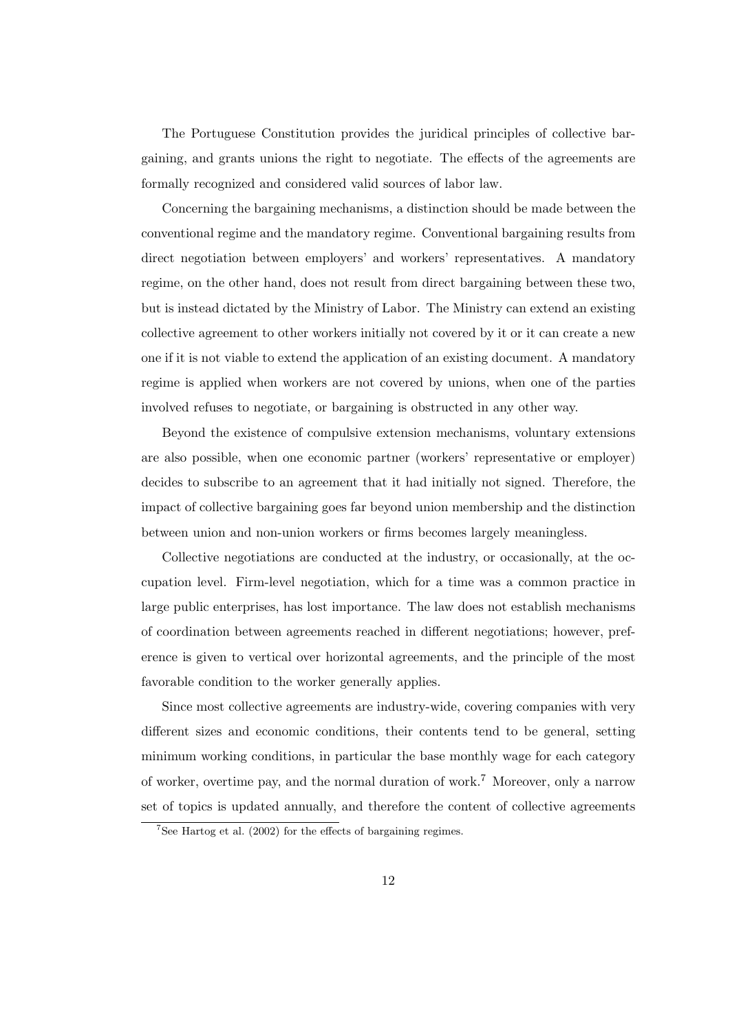The Portuguese Constitution provides the juridical principles of collective bargaining, and grants unions the right to negotiate. The effects of the agreements are formally recognized and considered valid sources of labor law.

Concerning the bargaining mechanisms, a distinction should be made between the conventional regime and the mandatory regime. Conventional bargaining results from direct negotiation between employers' and workers' representatives. A mandatory regime, on the other hand, does not result from direct bargaining between these two, but is instead dictated by the Ministry of Labor. The Ministry can extend an existing collective agreement to other workers initially not covered by it or it can create a new one if it is not viable to extend the application of an existing document. A mandatory regime is applied when workers are not covered by unions, when one of the parties involved refuses to negotiate, or bargaining is obstructed in any other way.

Beyond the existence of compulsive extension mechanisms, voluntary extensions are also possible, when one economic partner (workers' representative or employer) decides to subscribe to an agreement that it had initially not signed. Therefore, the impact of collective bargaining goes far beyond union membership and the distinction between union and non-union workers or firms becomes largely meaningless.

Collective negotiations are conducted at the industry, or occasionally, at the occupation level. Firm-level negotiation, which for a time was a common practice in large public enterprises, has lost importance. The law does not establish mechanisms of coordination between agreements reached in different negotiations; however, preference is given to vertical over horizontal agreements, and the principle of the most favorable condition to the worker generally applies.

Since most collective agreements are industry-wide, covering companies with very different sizes and economic conditions, their contents tend to be general, setting minimum working conditions, in particular the base monthly wage for each category of worker, overtime pay, and the normal duration of work.[7] Moreover, only a narrow set of topics is updated annually, and therefore the content of collective agreements

[7] See Hartog et al. (2002) for the effects of bargaining regimes.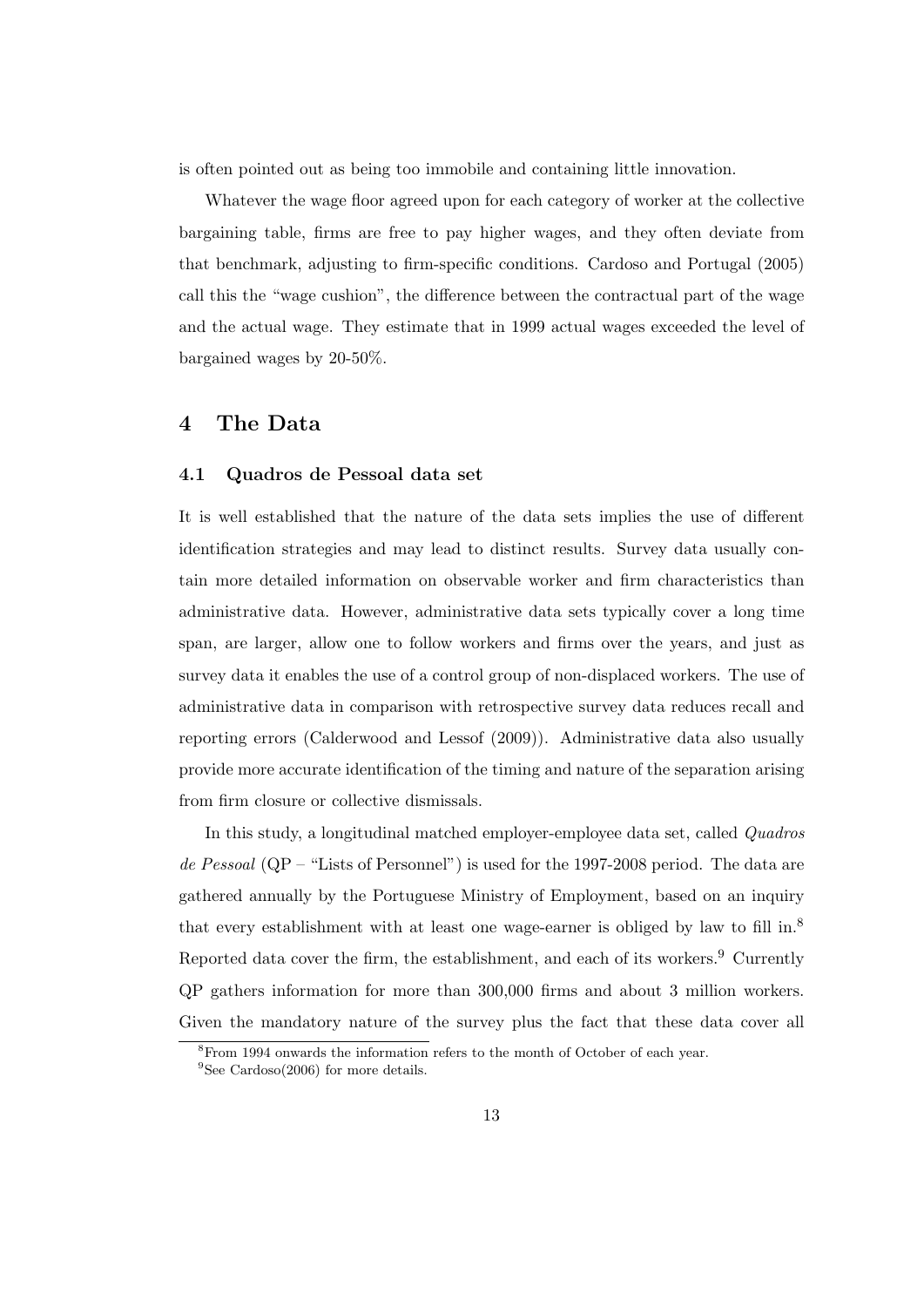is often pointed out as being too immobile and containing little innovation.

Whatever the wage floor agreed upon for each category of worker at the collective bargaining table, firms are free to pay higher wages, and they often deviate from that benchmark, adjusting to firm-specific conditions. Cardoso and Portugal (2005) call this the "wage cushion", the difference between the contractual part of the wage and the actual wage. They estimate that in 1999 actual wages exceeded the level of bargained wages by 20-50%.

# 4 The Data

## 4.1 Quadros de Pessoal data set

It is well established that the nature of the data sets implies the use of different identification strategies and may lead to distinct results. Survey data usually contain more detailed information on observable worker and firm characteristics than administrative data. However, administrative data sets typically cover a long time span, are larger, allow one to follow workers and firms over the years, and just as survey data it enables the use of a control group of non-displaced workers. The use of administrative data in comparison with retrospective survey data reduces recall and reporting errors (Calderwood and Lessof (2009)). Administrative data also usually provide more accurate identification of the timing and nature of the separation arising from firm closure or collective dismissals.

In this study, a longitudinal matched employer-employee data set, called *Quadros de Pessoal* (QP – "Lists of Personnel") is used for the 1997-2008 period. The data are gathered annually by the Portuguese Ministry of Employment, based on an inquiry that every establishment with at least one wage-earner is obliged by law to fill in.[8] Reported data cover the firm, the establishment, and each of its workers.[9] Currently QP gathers information for more than 300,000 firms and about 3 million workers. Given the mandatory nature of the survey plus the fact that these data cover all

[8] From 1994 onwards the information refers to the month of October of each year.

[9] See Cardoso(2006) for more details.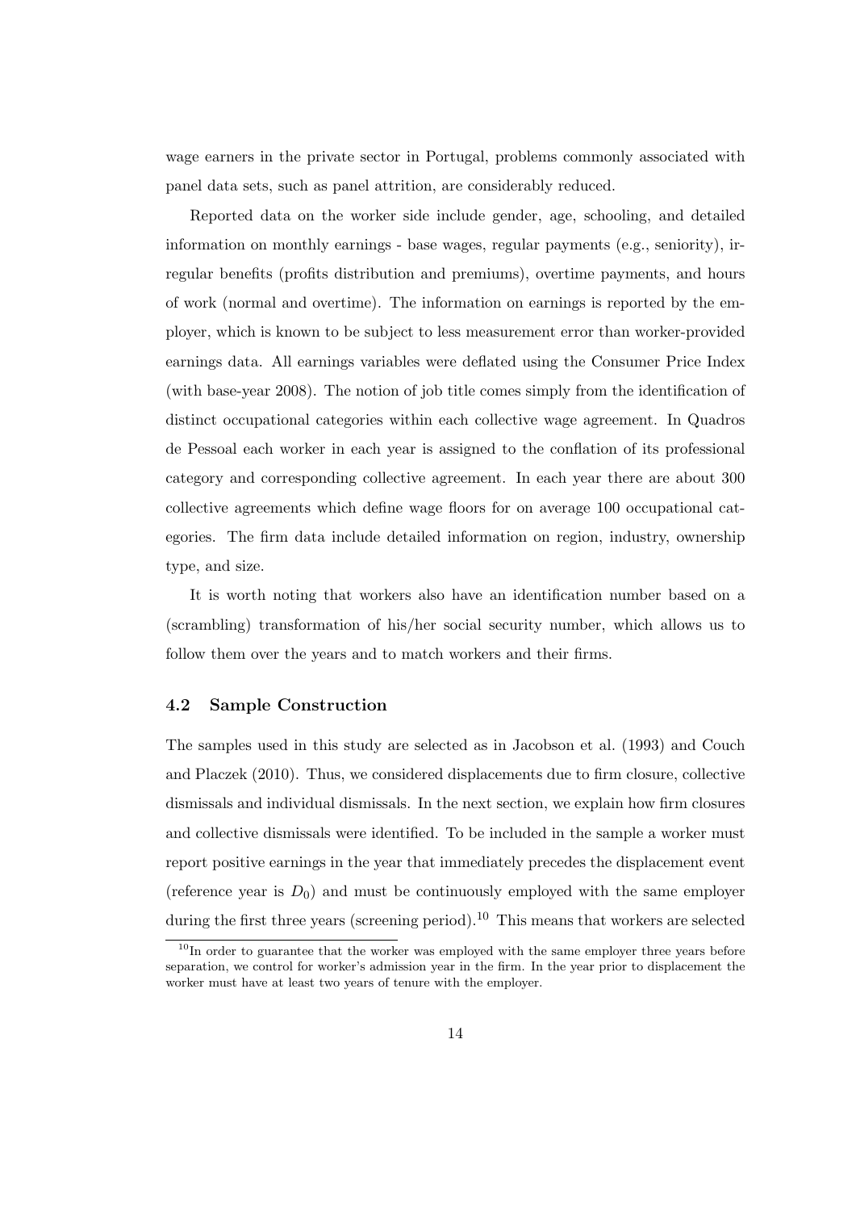wage earners in the private sector in Portugal, problems commonly associated with panel data sets, such as panel attrition, are considerably reduced.

Reported data on the worker side include gender, age, schooling, and detailed information on monthly earnings - base wages, regular payments (e.g., seniority), irregular benefits (profits distribution and premiums), overtime payments, and hours of work (normal and overtime). The information on earnings is reported by the employer, which is known to be subject to less measurement error than worker-provided earnings data. All earnings variables were deflated using the Consumer Price Index (with base-year 2008). The notion of job title comes simply from the identification of distinct occupational categories within each collective wage agreement. In Quadros de Pessoal each worker in each year is assigned to the conflation of its professional category and corresponding collective agreement. In each year there are about 300 collective agreements which define wage floors for on average 100 occupational categories. The firm data include detailed information on region, industry, ownership type, and size.

It is worth noting that workers also have an identification number based on a (scrambling) transformation of his/her social security number, which allows us to follow them over the years and to match workers and their firms.

### 4.2 Sample Construction

The samples used in this study are selected as in Jacobson et al. (1993) and Couch and Placzek (2010). Thus, we considered displacements due to firm closure, collective dismissals and individual dismissals. In the next section, we explain how firm closures and collective dismissals were identified. To be included in the sample a worker must report positive earnings in the year that immediately precedes the displacement event (reference year is $D_0$) and must be continuously employed with the same employer during the first three years (screening period).[10] This means that workers are selected

[10] In order to guarantee that the worker was employed with the same employer three years before separation, we control for worker's admission year in the firm. In the year prior to displacement the worker must have at least two years of tenure with the employer.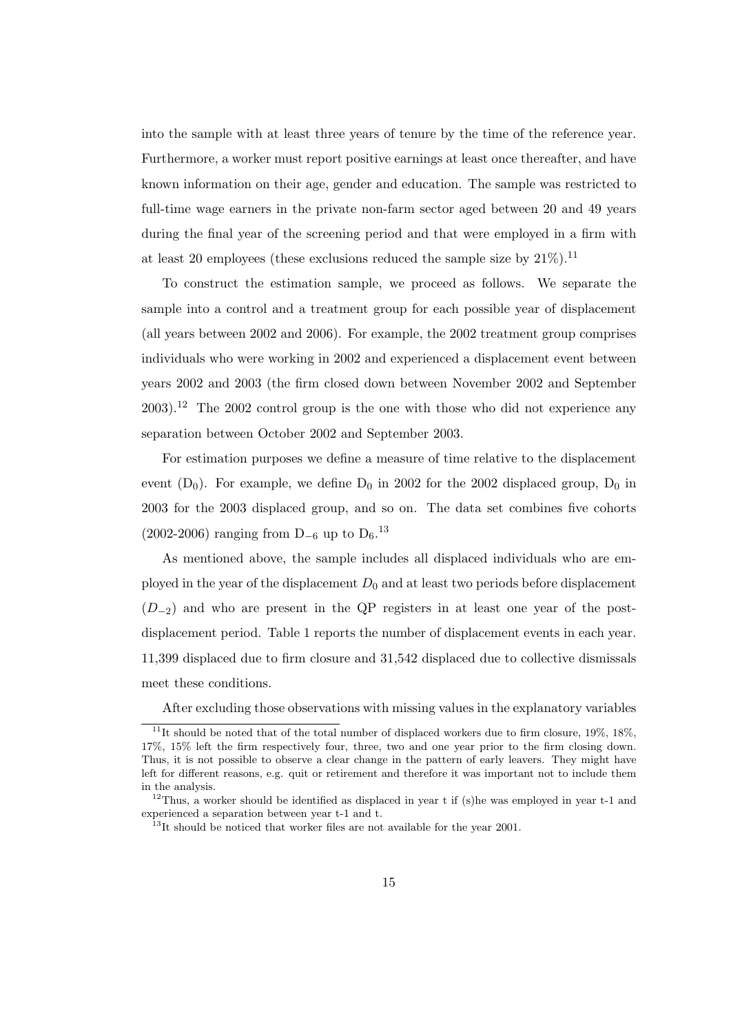into the sample with at least three years of tenure by the time of the reference year. Furthermore, a worker must report positive earnings at least once thereafter, and have known information on their age, gender and education. The sample was restricted to full-time wage earners in the private non-farm sector aged between 20 and 49 years during the final year of the screening period and that were employed in a firm with at least 20 employees (these exclusions reduced the sample size by 21%).[11]

To construct the estimation sample, we proceed as follows. We separate the sample into a control and a treatment group for each possible year of displacement (all years between 2002 and 2006). For example, the 2002 treatment group comprises individuals who were working in 2002 and experienced a displacement event between years 2002 and 2003 (the firm closed down between November 2002 and September 2003).[12] The 2002 control group is the one with those who did not experience any separation between October 2002 and September 2003.

For estimation purposes we define a measure of time relative to the displacement event ($D_0$). For example, we define $D_0$ in 2002 for the 2002 displaced group, $D_0$ in 2003 for the 2003 displaced group, and so on. The data set combines five cohorts (2002-2006) ranging from $D_{-6}$ up to $D_6$.[13]

As mentioned above, the sample includes all displaced individuals who are employed in the year of the displacement $D_0$ and at least two periods before displacement ($D_{-2}$) and who are present in the QP registers in at least one year of the post-displacement period. Table 1 reports the number of displacement events in each year. 11,399 displaced due to firm closure and 31,542 displaced due to collective dismissals meet these conditions.

After excluding those observations with missing values in the explanatory variables

[11] It should be noted that of the total number of displaced workers due to firm closure, 19%, 18%, 17%, 15% left the firm respectively four, three, two and one year prior to the firm closing down. Thus, it is not possible to observe a clear change in the pattern of early leavers. They might have left for different reasons, e.g. quit or retirement and therefore it was important not to include them in the analysis.

[12] Thus, a worker should be identified as displaced in year t if (s)he was employed in year t-1 and experienced a separation between year t-1 and t.

[13] It should be noticed that worker files are not available for the year 2001.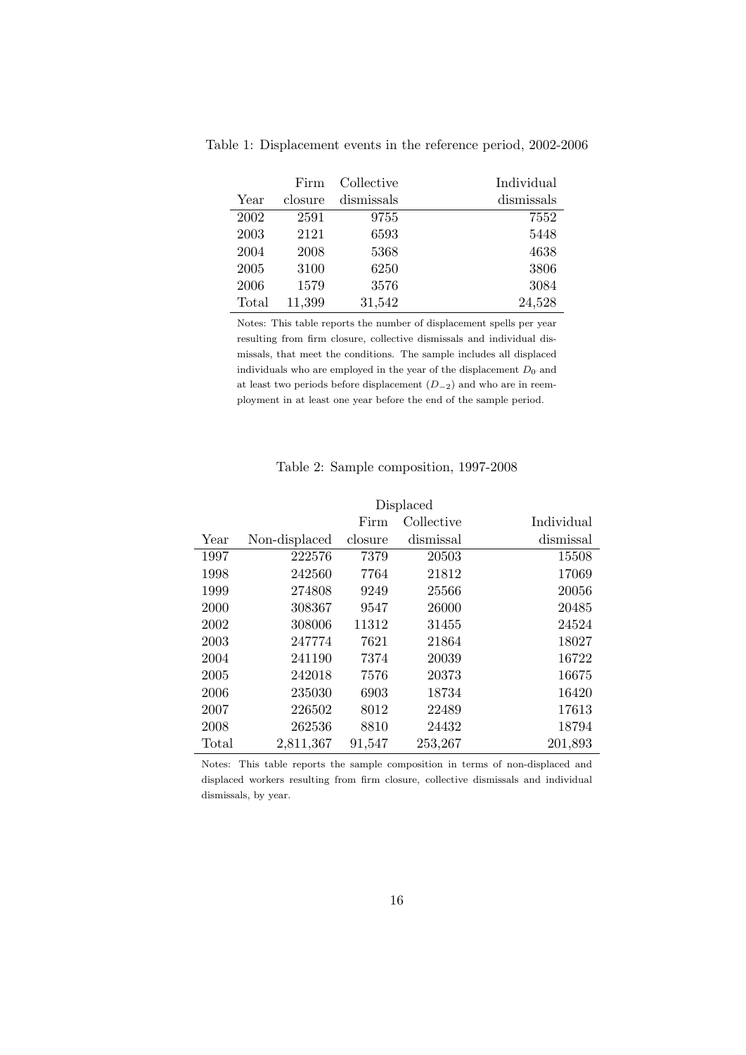Table 1: Displacement events in the reference period, 2002-2006

| Year | Firm closure | Collective dismissals | Individual dismissals |
|---|---|---|---|
| 2002 | 2591 | 9755 | 7552 |
| 2003 | 2121 | 6593 | 5448 |
| 2004 | 2008 | 5368 | 4638 |
| 2005 | 3100 | 6250 | 3806 |
| 2006 | 1579 | 3576 | 3084 |
| Total | 11,399 | 31,542 | 24,528 |

Notes: This table reports the number of displacement spells per year resulting from firm closure, collective dismissals and individual dismissals, that meet the conditions. The sample includes all displaced individuals who are employed in the year of the displacement $D_0$ and at least two periods before displacement ($D_{-2}$) and who are in reemployment in at least one year before the end of the sample period.

Table 2: Sample composition, 1997-2008

| | | Displaced | | |
|---|---|---|---|---|
| Year | Non-displaced | Firm closure | Collective dismissal | Individual dismissal |
| 1997 | 222576 | 7379 | 20503 | 15508 |
| 1998 | 242560 | 7764 | 21812 | 17069 |
| 1999 | 274808 | 9249 | 25566 | 20056 |
| 2000 | 308367 | 9547 | 26000 | 20485 |
| 2002 | 308006 | 11312 | 31455 | 24524 |
| 2003 | 247774 | 7621 | 21864 | 18027 |
| 2004 | 241190 | 7374 | 20039 | 16722 |
| 2005 | 242018 | 7576 | 20373 | 16675 |
| 2006 | 235030 | 6903 | 18734 | 16420 |
| 2007 | 226502 | 8012 | 22489 | 17613 |
| 2008 | 262536 | 8810 | 24432 | 18794 |
| Total | 2,811,367 | 91,547 | 253,267 | 201,893 |

Notes: This table reports the sample composition in terms of non-displaced and displaced workers resulting from firm closure, collective dismissals and individual dismissals, by year.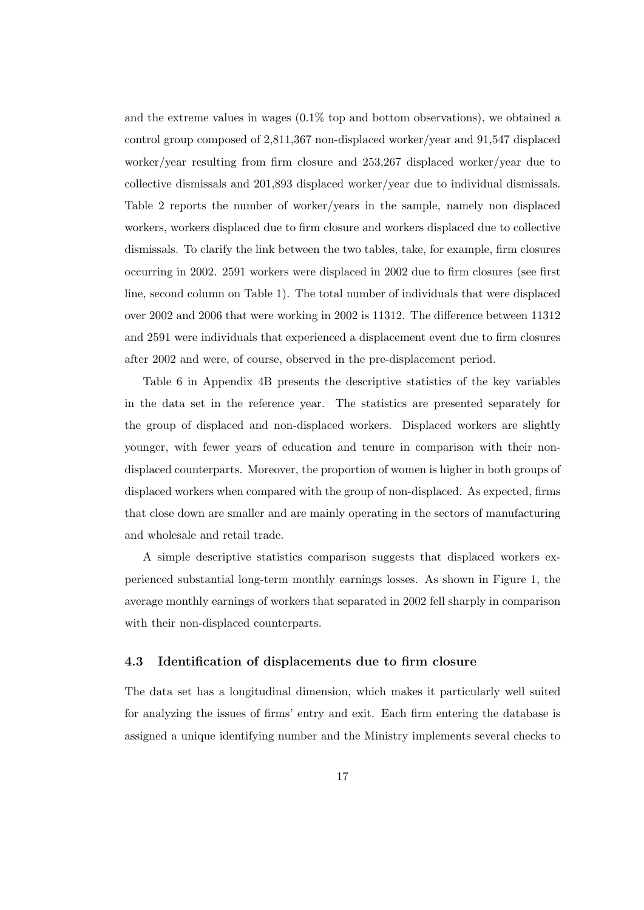and the extreme values in wages (0.1% top and bottom observations), we obtained a control group composed of 2,811,367 non-displaced worker/year and 91,547 displaced worker/year resulting from firm closure and 253,267 displaced worker/year due to collective dismissals and 201,893 displaced worker/year due to individual dismissals. Table 2 reports the number of worker/years in the sample, namely non displaced workers, workers displaced due to firm closure and workers displaced due to collective dismissals. To clarify the link between the two tables, take, for example, firm closures occurring in 2002. 2591 workers were displaced in 2002 due to firm closures (see first line, second column on Table 1). The total number of individuals that were displaced over 2002 and 2006 that were working in 2002 is 11312. The difference between 11312 and 2591 were individuals that experienced a displacement event due to firm closures after 2002 and were, of course, observed in the pre-displacement period.

Table 6 in Appendix 4B presents the descriptive statistics of the key variables in the data set in the reference year. The statistics are presented separately for the group of displaced and non-displaced workers. Displaced workers are slightly younger, with fewer years of education and tenure in comparison with their non-displaced counterparts. Moreover, the proportion of women is higher in both groups of displaced workers when compared with the group of non-displaced. As expected, firms that close down are smaller and are mainly operating in the sectors of manufacturing and wholesale and retail trade.

A simple descriptive statistics comparison suggests that displaced workers experienced substantial long-term monthly earnings losses. As shown in Figure 1, the average monthly earnings of workers that separated in 2002 fell sharply in comparison with their non-displaced counterparts.

### 4.3 Identification of displacements due to firm closure

The data set has a longitudinal dimension, which makes it particularly well suited for analyzing the issues of firms' entry and exit. Each firm entering the database is assigned a unique identifying number and the Ministry implements several checks to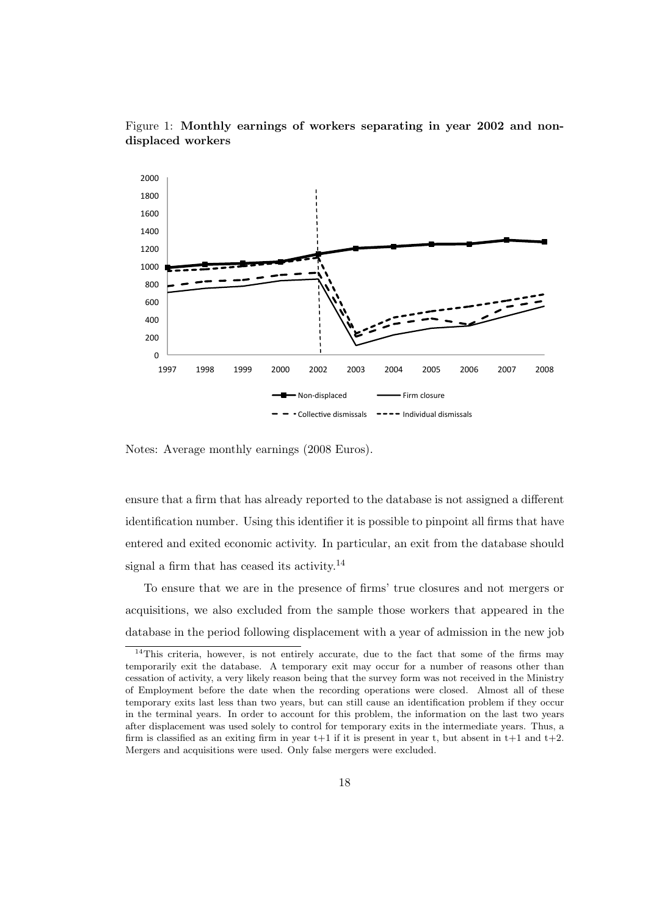Figure 1: **Monthly earnings of workers separating in year 2002 and non-displaced workers**

Notes: Average monthly earnings (2008 Euros).

ensure that a firm that has already reported to the database is not assigned a different identification number. Using this identifier it is possible to pinpoint all firms that have entered and exited economic activity. In particular, an exit from the database should signal a firm that has ceased its activity.[14]

To ensure that we are in the presence of firms' true closures and not mergers or acquisitions, we also excluded from the sample those workers that appeared in the database in the period following displacement with a year of admission in the new job

[14] This criteria, however, is not entirely accurate, due to the fact that some of the firms may temporarily exit the database. A temporary exit may occur for a number of reasons other than cessation of activity, a very likely reason being that the survey form was not received in the Ministry of Employment before the date when the recording operations were closed. Almost all of these temporary exits last less than two years, but can still cause an identification problem if they occur in the terminal years. In order to account for this problem, the information on the last two years after displacement was used solely to control for temporary exits in the intermediate years. Thus, a firm is classified as an exiting firm in year t+1 if it is present in year t, but absent in t+1 and t+2. Mergers and acquisitions were used. Only false mergers were excluded.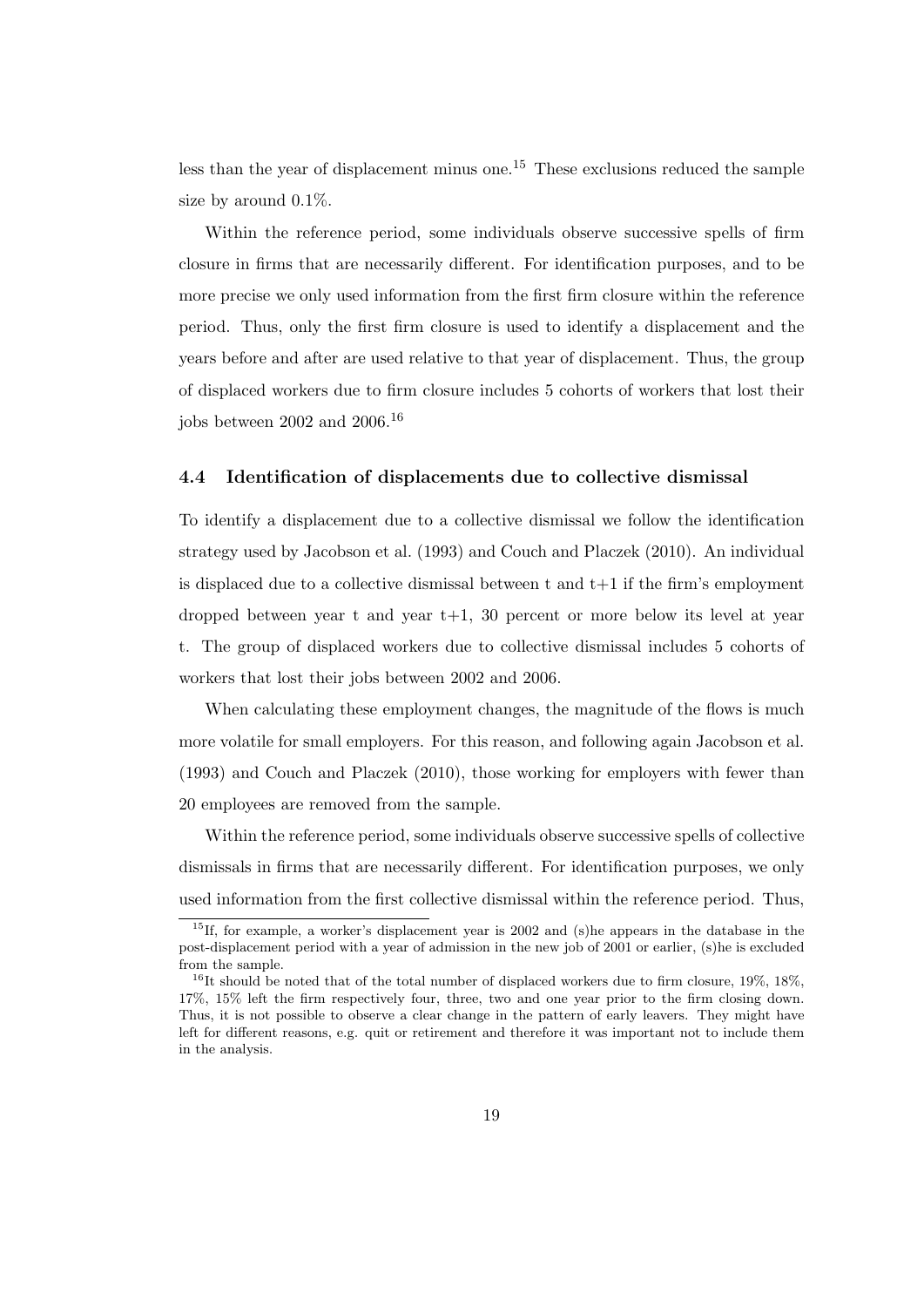less than the year of displacement minus one.[15] These exclusions reduced the sample size by around 0.1%.

Within the reference period, some individuals observe successive spells of firm closure in firms that are necessarily different. For identification purposes, and to be more precise we only used information from the first firm closure within the reference period. Thus, only the first firm closure is used to identify a displacement and the years before and after are used relative to that year of displacement. Thus, the group of displaced workers due to firm closure includes 5 cohorts of workers that lost their jobs between 2002 and 2006.[16]

### 4.4 Identification of displacements due to collective dismissal

To identify a displacement due to a collective dismissal we follow the identification strategy used by Jacobson et al. (1993) and Couch and Placzek (2010). An individual is displaced due to a collective dismissal between t and t+1 if the firm's employment dropped between year t and year t+1, 30 percent or more below its level at year t. The group of displaced workers due to collective dismissal includes 5 cohorts of workers that lost their jobs between 2002 and 2006.

When calculating these employment changes, the magnitude of the flows is much more volatile for small employers. For this reason, and following again Jacobson et al. (1993) and Couch and Placzek (2010), those working for employers with fewer than 20 employees are removed from the sample.

Within the reference period, some individuals observe successive spells of collective dismissals in firms that are necessarily different. For identification purposes, we only used information from the first collective dismissal within the reference period. Thus,

[15] If, for example, a worker's displacement year is 2002 and (s)he appears in the database in the post-displacement period with a year of admission in the new job of 2001 or earlier, (s)he is excluded from the sample.

[16] It should be noted that of the total number of displaced workers due to firm closure, 19%, 18%, 17%, 15% left the firm respectively four, three, two and one year prior to the firm closing down. Thus, it is not possible to observe a clear change in the pattern of early leavers. They might have left for different reasons, e.g. quit or retirement and therefore it was important not to include them in the analysis.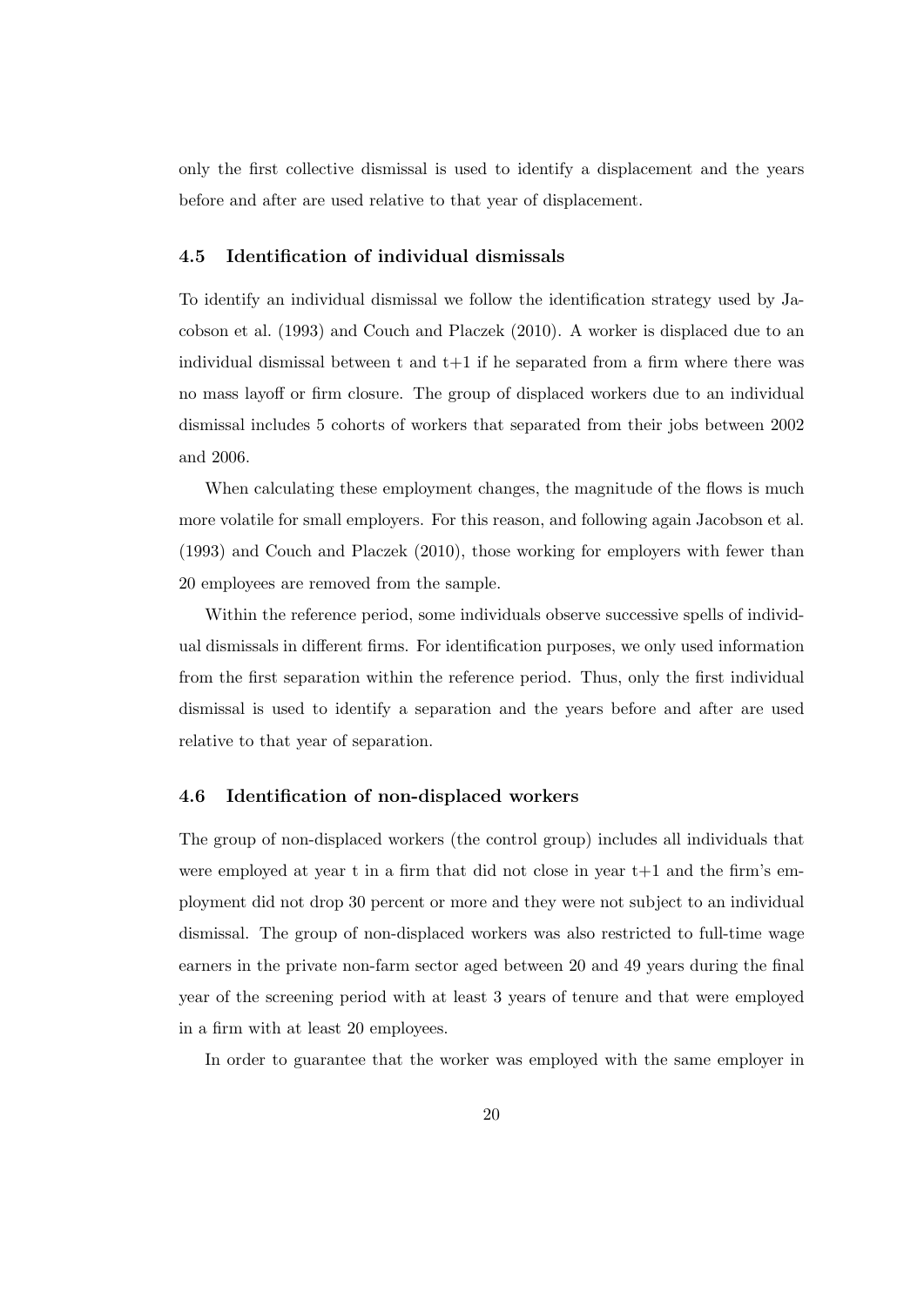only the first collective dismissal is used to identify a displacement and the years before and after are used relative to that year of displacement.

### 4.5 Identification of individual dismissals

To identify an individual dismissal we follow the identification strategy used by Jacobson et al. (1993) and Couch and Placzek (2010). A worker is displaced due to an individual dismissal between t and t+1 if he separated from a firm where there was no mass layoff or firm closure. The group of displaced workers due to an individual dismissal includes 5 cohorts of workers that separated from their jobs between 2002 and 2006.

When calculating these employment changes, the magnitude of the flows is much more volatile for small employers. For this reason, and following again Jacobson et al. (1993) and Couch and Placzek (2010), those working for employers with fewer than 20 employees are removed from the sample.

Within the reference period, some individuals observe successive spells of individual dismissals in different firms. For identification purposes, we only used information from the first separation within the reference period. Thus, only the first individual dismissal is used to identify a separation and the years before and after are used relative to that year of separation.

### 4.6 Identification of non-displaced workers

The group of non-displaced workers (the control group) includes all individuals that were employed at year t in a firm that did not close in year t+1 and the firm's employment did not drop 30 percent or more and they were not subject to an individual dismissal. The group of non-displaced workers was also restricted to full-time wage earners in the private non-farm sector aged between 20 and 49 years during the final year of the screening period with at least 3 years of tenure and that were employed in a firm with at least 20 employees.

In order to guarantee that the worker was employed with the same employer in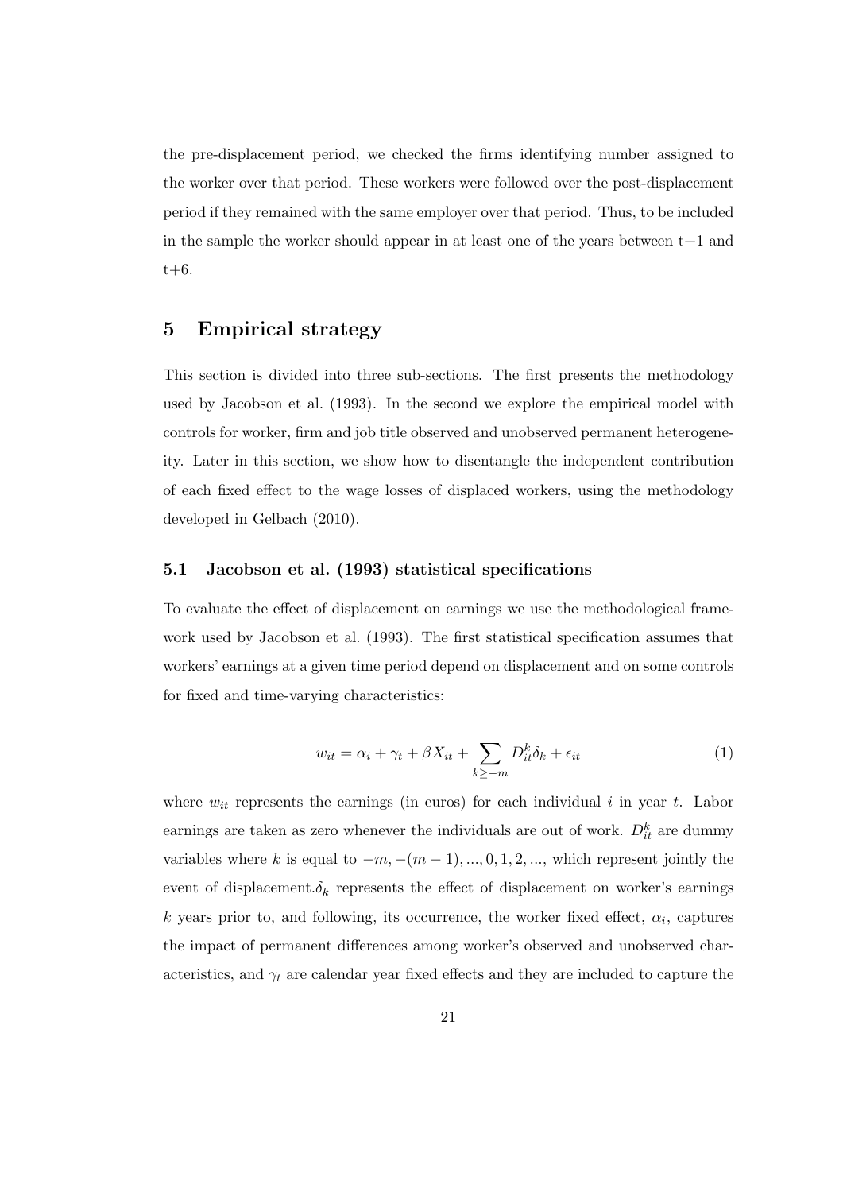the pre-displacement period, we checked the firms identifying number assigned to the worker over that period. These workers were followed over the post-displacement period if they remained with the same employer over that period. Thus, to be included in the sample the worker should appear in at least one of the years between t+1 and t+6.

## 5 Empirical strategy

This section is divided into three sub-sections. The first presents the methodology used by Jacobson et al. (1993). In the second we explore the empirical model with controls for worker, firm and job title observed and unobserved permanent heterogeneity. Later in this section, we show how to disentangle the independent contribution of each fixed effect to the wage losses of displaced workers, using the methodology developed in Gelbach (2010).

### 5.1 Jacobson et al. (1993) statistical specifications

To evaluate the effect of displacement on earnings we use the methodological framework used by Jacobson et al. (1993). The first statistical specification assumes that workers' earnings at a given time period depend on displacement and on some controls for fixed and time-varying characteristics:

$$w_{it} = \alpha_i + \gamma_t + \beta X_{it} + \sum_{k \geq -m} D_{it}^k \delta_k + \epsilon_{it} \tag{1}$$

where $w_{it}$ represents the earnings (in euros) for each individual $i$ in year $t$. Labor earnings are taken as zero whenever the individuals are out of work. $D_{it}^k$ are dummy variables where $k$ is equal to $-m, -(m-1), ..., 0, 1, 2, ...$, which represent jointly the event of displacement.$\delta_k$ represents the effect of displacement on worker's earnings $k$ years prior to, and following, its occurrence, the worker fixed effect, $\alpha_i$, captures the impact of permanent differences among worker's observed and unobserved characteristics, and $\gamma_t$ are calendar year fixed effects and they are included to capture the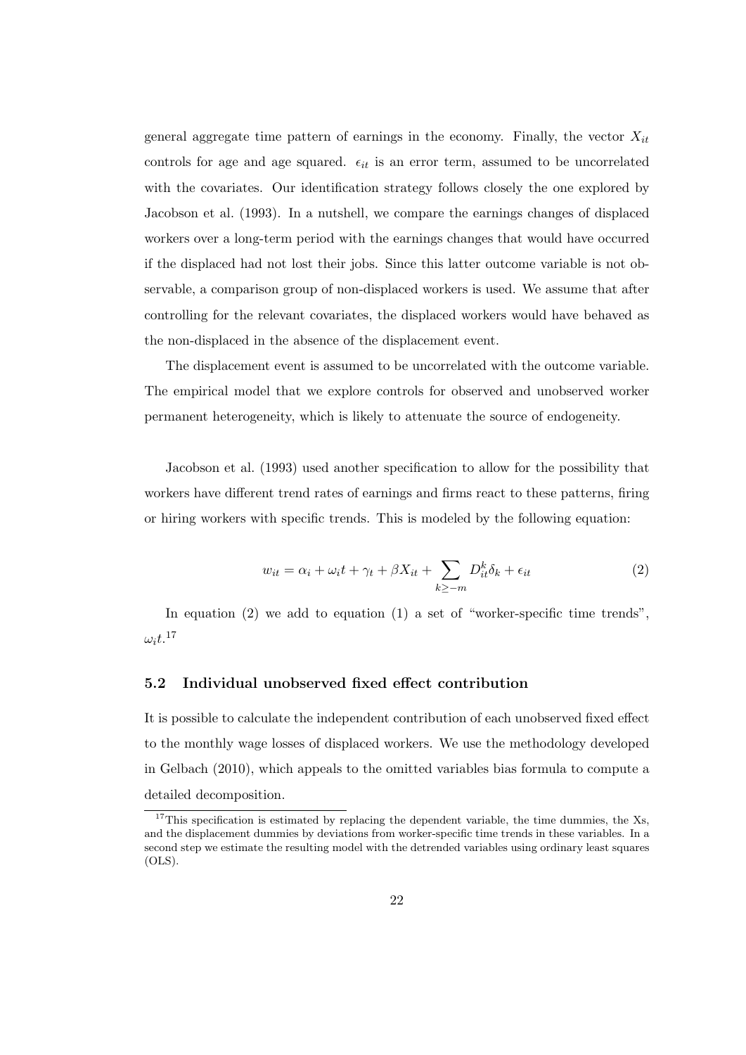general aggregate time pattern of earnings in the economy. Finally, the vector $X_{it}$ controls for age and age squared. $\epsilon_{it}$ is an error term, assumed to be uncorrelated with the covariates. Our identification strategy follows closely the one explored by Jacobson et al. (1993). In a nutshell, we compare the earnings changes of displaced workers over a long-term period with the earnings changes that would have occurred if the displaced had not lost their jobs. Since this latter outcome variable is not observable, a comparison group of non-displaced workers is used. We assume that after controlling for the relevant covariates, the displaced workers would have behaved as the non-displaced in the absence of the displacement event.

The displacement event is assumed to be uncorrelated with the outcome variable. The empirical model that we explore controls for observed and unobserved worker permanent heterogeneity, which is likely to attenuate the source of endogeneity.

Jacobson et al. (1993) used another specification to allow for the possibility that workers have different trend rates of earnings and firms react to these patterns, firing or hiring workers with specific trends. This is modeled by the following equation:

$$w_{it} = \alpha_i + \omega_i t + \gamma_t + \beta X_{it} + \sum_{k \geq -m} D_{it}^k \delta_k + \epsilon_{it} \tag{2}$$

In equation (2) we add to equation (1) a set of "worker-specific time trends", $\omega_i t$.[17]

## 5.2 Individual unobserved fixed effect contribution

It is possible to calculate the independent contribution of each unobserved fixed effect to the monthly wage losses of displaced workers. We use the methodology developed in Gelbach (2010), which appeals to the omitted variables bias formula to compute a detailed decomposition.

[17] This specification is estimated by replacing the dependent variable, the time dummies, the Xs, and the displacement dummies by deviations from worker-specific time trends in these variables. In a second step we estimate the resulting model with the detrended variables using ordinary least squares (OLS).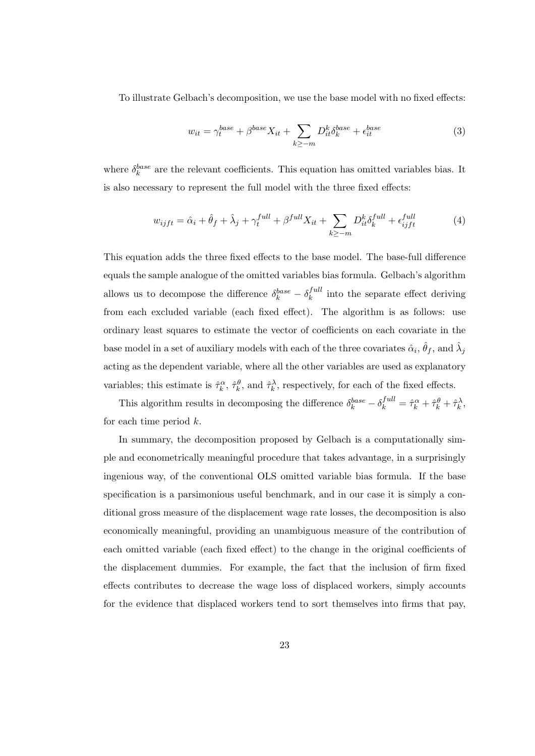To illustrate Gelbach's decomposition, we use the base model with no fixed effects:

$$w_{it} = \gamma_t^{base} + \beta^{base} X_{it} + \sum_{k \geq -m} D_{it}^k \delta_k^{base} + \epsilon_{it}^{base} \tag{3}$$

where $\delta_k^{base}$ are the relevant coefficients. This equation has omitted variables bias. It is also necessary to represent the full model with the three fixed effects:

$$w_{ijft} = \hat{\alpha}_i + \hat{\theta}_f + \hat{\lambda}_j + \gamma_t^{full} + \beta^{full} X_{it} + \sum_{k \geq -m} D_{it}^k \delta_k^{full} + \epsilon_{ijft}^{full} \tag{4}$$

This equation adds the three fixed effects to the base model. The base-full difference equals the sample analogue of the omitted variables bias formula. Gelbach's algorithm allows us to decompose the difference $\delta_k^{base} - \delta_k^{full}$ into the separate effect deriving from each excluded variable (each fixed effect). The algorithm is as follows: use ordinary least squares to estimate the vector of coefficients on each covariate in the base model in a set of auxiliary models with each of the three covariates $\hat{\alpha}_i$, $\hat{\theta}_f$, and $\hat{\lambda}_j$ acting as the dependent variable, where all the other variables are used as explanatory variables; this estimate is $\hat{\tau}_k^{\alpha}$, $\hat{\tau}_k^{\theta}$, and $\hat{\tau}_k^{\lambda}$, respectively, for each of the fixed effects.

This algorithm results in decomposing the difference $\delta_k^{base} - \delta_k^{full} = \hat{\tau}_k^{\alpha} + \hat{\tau}_k^{\theta} + \hat{\tau}_k^{\lambda}$, for each time period $k$.

In summary, the decomposition proposed by Gelbach is a computationally simple and econometrically meaningful procedure that takes advantage, in a surprisingly ingenious way, of the conventional OLS omitted variable bias formula. If the base specification is a parsimonious useful benchmark, and in our case it is simply a conditional gross measure of the displacement wage rate losses, the decomposition is also economically meaningful, providing an unambiguous measure of the contribution of each omitted variable (each fixed effect) to the change in the original coefficients of the displacement dummies. For example, the fact that the inclusion of firm fixed effects contributes to decrease the wage loss of displaced workers, simply accounts for the evidence that displaced workers tend to sort themselves into firms that pay,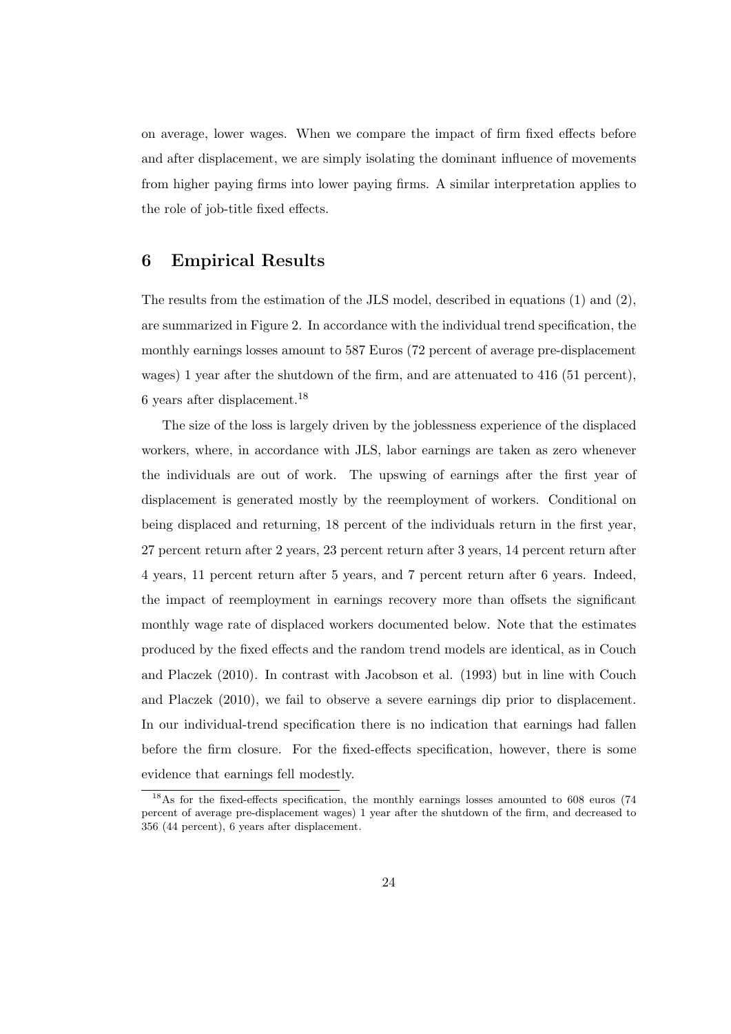on average, lower wages. When we compare the impact of firm fixed effects before and after displacement, we are simply isolating the dominant influence of movements from higher paying firms into lower paying firms. A similar interpretation applies to the role of job-title fixed effects.

## 6 Empirical Results

The results from the estimation of the JLS model, described in equations (1) and (2), are summarized in Figure 2. In accordance with the individual trend specification, the monthly earnings losses amount to 587 Euros (72 percent of average pre-displacement wages) 1 year after the shutdown of the firm, and are attenuated to 416 (51 percent), 6 years after displacement.[18]

The size of the loss is largely driven by the joblessness experience of the displaced workers, where, in accordance with JLS, labor earnings are taken as zero whenever the individuals are out of work. The upswing of earnings after the first year of displacement is generated mostly by the reemployment of workers. Conditional on being displaced and returning, 18 percent of the individuals return in the first year, 27 percent return after 2 years, 23 percent return after 3 years, 14 percent return after 4 years, 11 percent return after 5 years, and 7 percent return after 6 years. Indeed, the impact of reemployment in earnings recovery more than offsets the significant monthly wage rate of displaced workers documented below. Note that the estimates produced by the fixed effects and the random trend models are identical, as in Couch and Placzek (2010). In contrast with Jacobson et al. (1993) but in line with Couch and Placzek (2010), we fail to observe a severe earnings dip prior to displacement. In our individual-trend specification there is no indication that earnings had fallen before the firm closure. For the fixed-effects specification, however, there is some evidence that earnings fell modestly.

[18] As for the fixed-effects specification, the monthly earnings losses amounted to 608 euros (74 percent of average pre-displacement wages) 1 year after the shutdown of the firm, and decreased to 356 (44 percent), 6 years after displacement.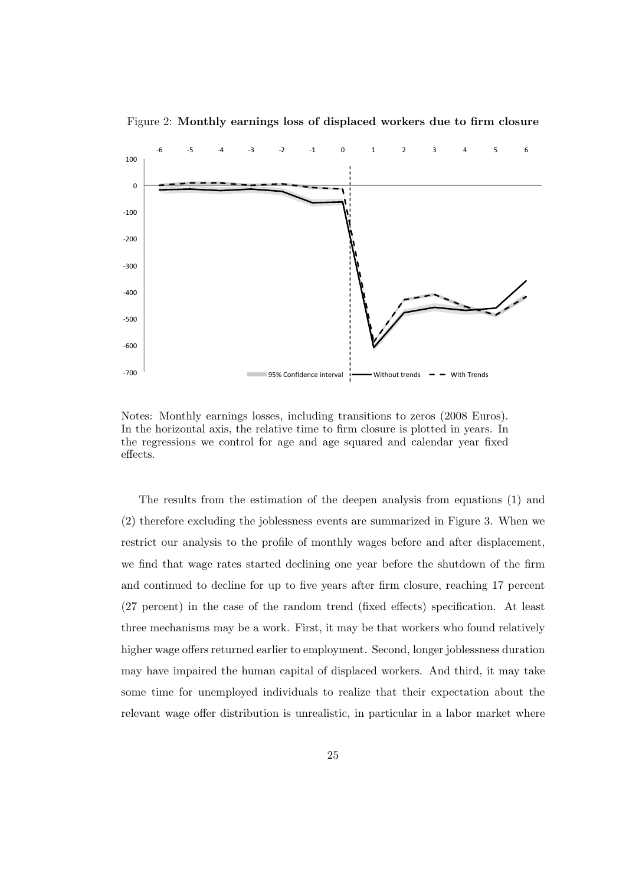Figure 2: **Monthly earnings loss of displaced workers due to firm closure**

Notes: Monthly earnings losses, including transitions to zeros (2008 Euros). In the horizontal axis, the relative time to firm closure is plotted in years. In the regressions we control for age and age squared and calendar year fixed effects.

The results from the estimation of the deepen analysis from equations (1) and (2) therefore excluding the joblessness events are summarized in Figure 3. When we restrict our analysis to the profile of monthly wages before and after displacement, we find that wage rates started declining one year before the shutdown of the firm and continued to decline for up to five years after firm closure, reaching 17 percent (27 percent) in the case of the random trend (fixed effects) specification. At least three mechanisms may be a work. First, it may be that workers who found relatively higher wage offers returned earlier to employment. Second, longer joblessness duration may have impaired the human capital of displaced workers. And third, it may take some time for unemployed individuals to realize that their expectation about the relevant wage offer distribution is unrealistic, in particular in a labor market where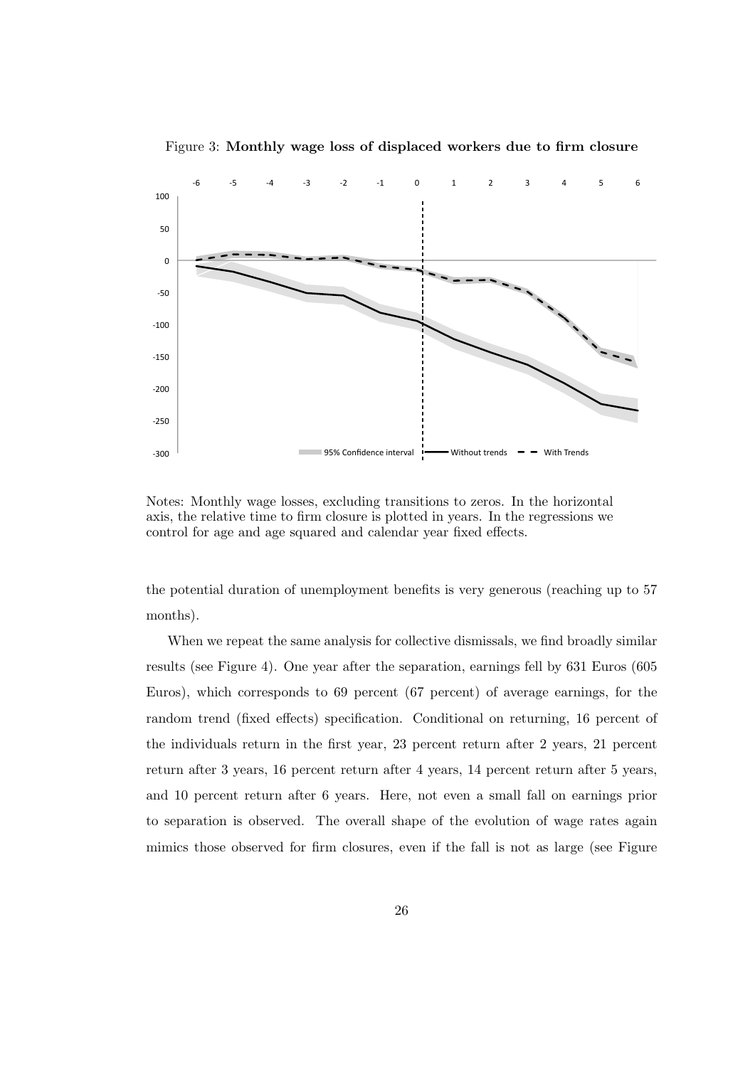Figure 3: **Monthly wage loss of displaced workers due to firm closure**

Notes: Monthly wage losses, excluding transitions to zeros. In the horizontal axis, the relative time to firm closure is plotted in years. In the regressions we control for age and age squared and calendar year fixed effects.

the potential duration of unemployment benefits is very generous (reaching up to 57 months).

When we repeat the same analysis for collective dismissals, we find broadly similar results (see Figure 4). One year after the separation, earnings fell by 631 Euros (605 Euros), which corresponds to 69 percent (67 percent) of average earnings, for the random trend (fixed effects) specification. Conditional on returning, 16 percent of the individuals return in the first year, 23 percent return after 2 years, 21 percent return after 3 years, 16 percent return after 4 years, 14 percent return after 5 years, and 10 percent return after 6 years. Here, not even a small fall on earnings prior to separation is observed. The overall shape of the evolution of wage rates again mimics those observed for firm closures, even if the fall is not as large (see Figure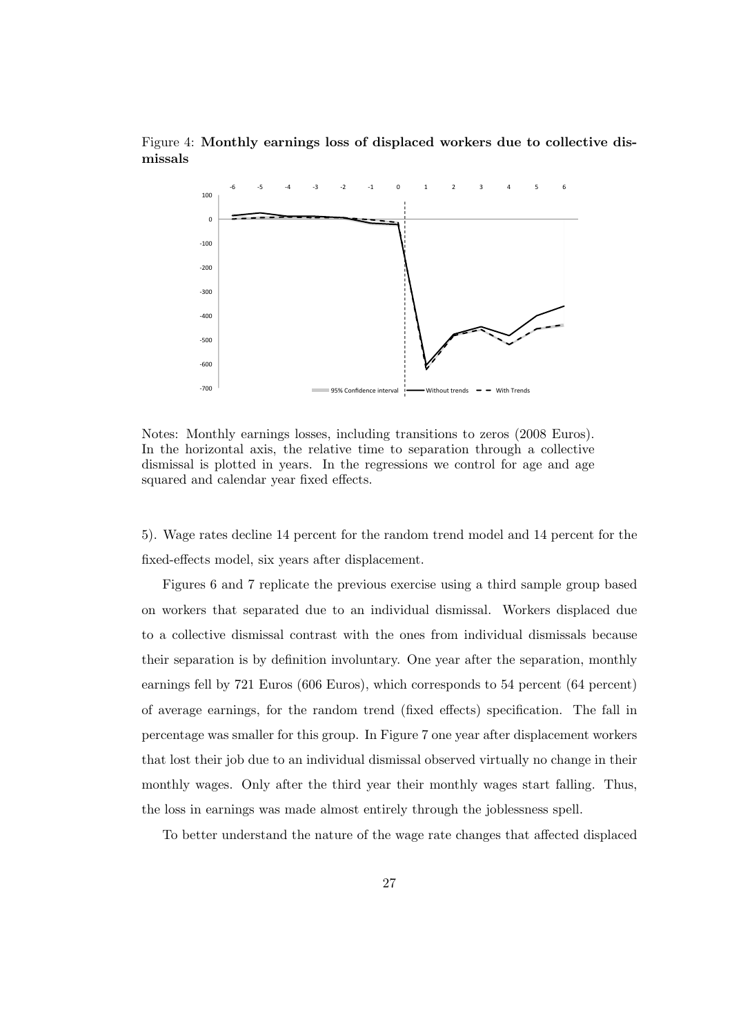Figure 4: **Monthly earnings loss of displaced workers due to collective dismissals**

Notes: Monthly earnings losses, including transitions to zeros (2008 Euros). In the horizontal axis, the relative time to separation through a collective dismissal is plotted in years. In the regressions we control for age and age squared and calendar year fixed effects.

5). Wage rates decline 14 percent for the random trend model and 14 percent for the fixed-effects model, six years after displacement.

Figures 6 and 7 replicate the previous exercise using a third sample group based on workers that separated due to an individual dismissal. Workers displaced due to a collective dismissal contrast with the ones from individual dismissals because their separation is by definition involuntary. One year after the separation, monthly earnings fell by 721 Euros (606 Euros), which corresponds to 54 percent (64 percent) of average earnings, for the random trend (fixed effects) specification. The fall in percentage was smaller for this group. In Figure 7 one year after displacement workers that lost their job due to an individual dismissal observed virtually no change in their monthly wages. Only after the third year their monthly wages start falling. Thus, the loss in earnings was made almost entirely through the joblessness spell.

To better understand the nature of the wage rate changes that affected displaced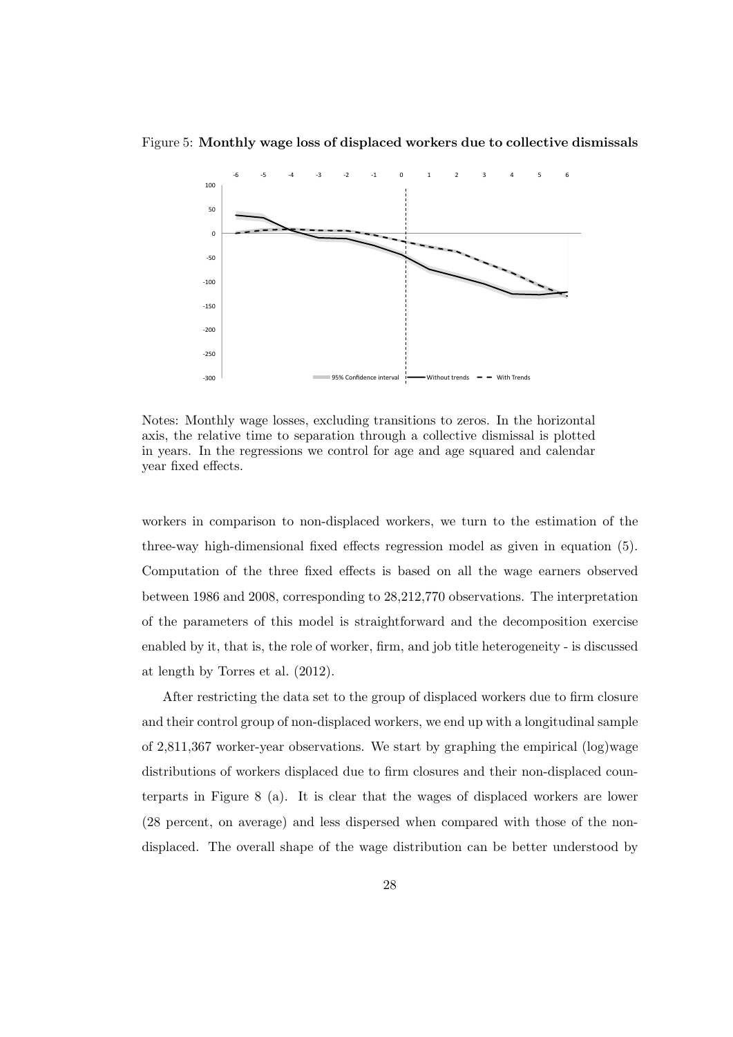Figure 5: **Monthly wage loss of displaced workers due to collective dismissals**

Notes: Monthly wage losses, excluding transitions to zeros. In the horizontal axis, the relative time to separation through a collective dismissal is plotted in years. In the regressions we control for age and age squared and calendar year fixed effects.

workers in comparison to non-displaced workers, we turn to the estimation of the three-way high-dimensional fixed effects regression model as given in equation (5). Computation of the three fixed effects is based on all the wage earners observed between 1986 and 2008, corresponding to 28,212,770 observations. The interpretation of the parameters of this model is straightforward and the decomposition exercise enabled by it, that is, the role of worker, firm, and job title heterogeneity - is discussed at length by Torres et al. (2012).

After restricting the data set to the group of displaced workers due to firm closure and their control group of non-displaced workers, we end up with a longitudinal sample of 2,811,367 worker-year observations. We start by graphing the empirical (log)wage distributions of workers displaced due to firm closures and their non-displaced counterparts in Figure 8 (a). It is clear that the wages of displaced workers are lower (28 percent, on average) and less dispersed when compared with those of the non-displaced. The overall shape of the wage distribution can be better understood by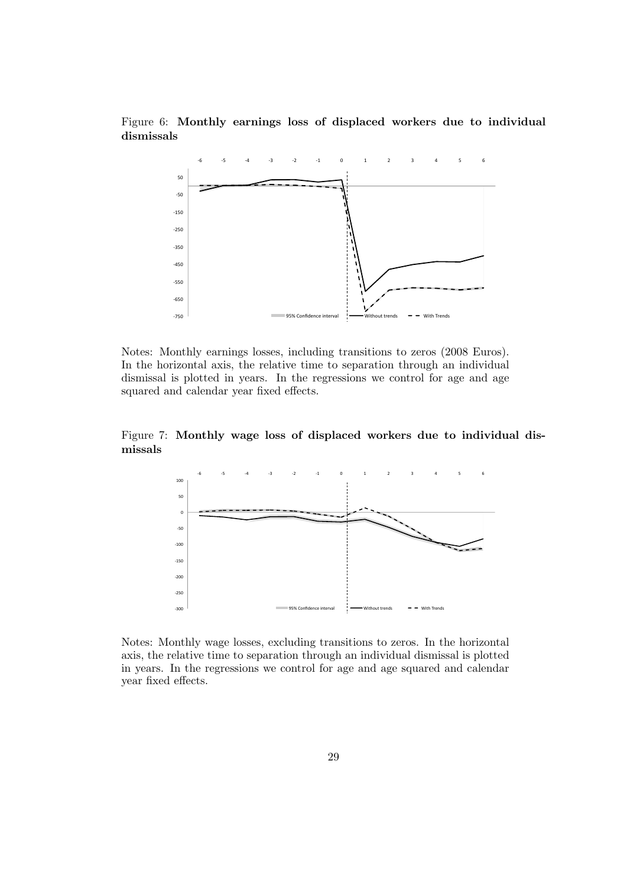Figure 6: **Monthly earnings loss of displaced workers due to individual dismissals**

Notes: Monthly earnings losses, including transitions to zeros (2008 Euros). In the horizontal axis, the relative time to separation through an individual dismissal is plotted in years. In the regressions we control for age and age squared and calendar year fixed effects.

Figure 7: **Monthly wage loss of displaced workers due to individual dismissals**

Notes: Monthly wage losses, excluding transitions to zeros. In the horizontal axis, the relative time to separation through an individual dismissal is plotted in years. In the regressions we control for age and age squared and calendar year fixed effects.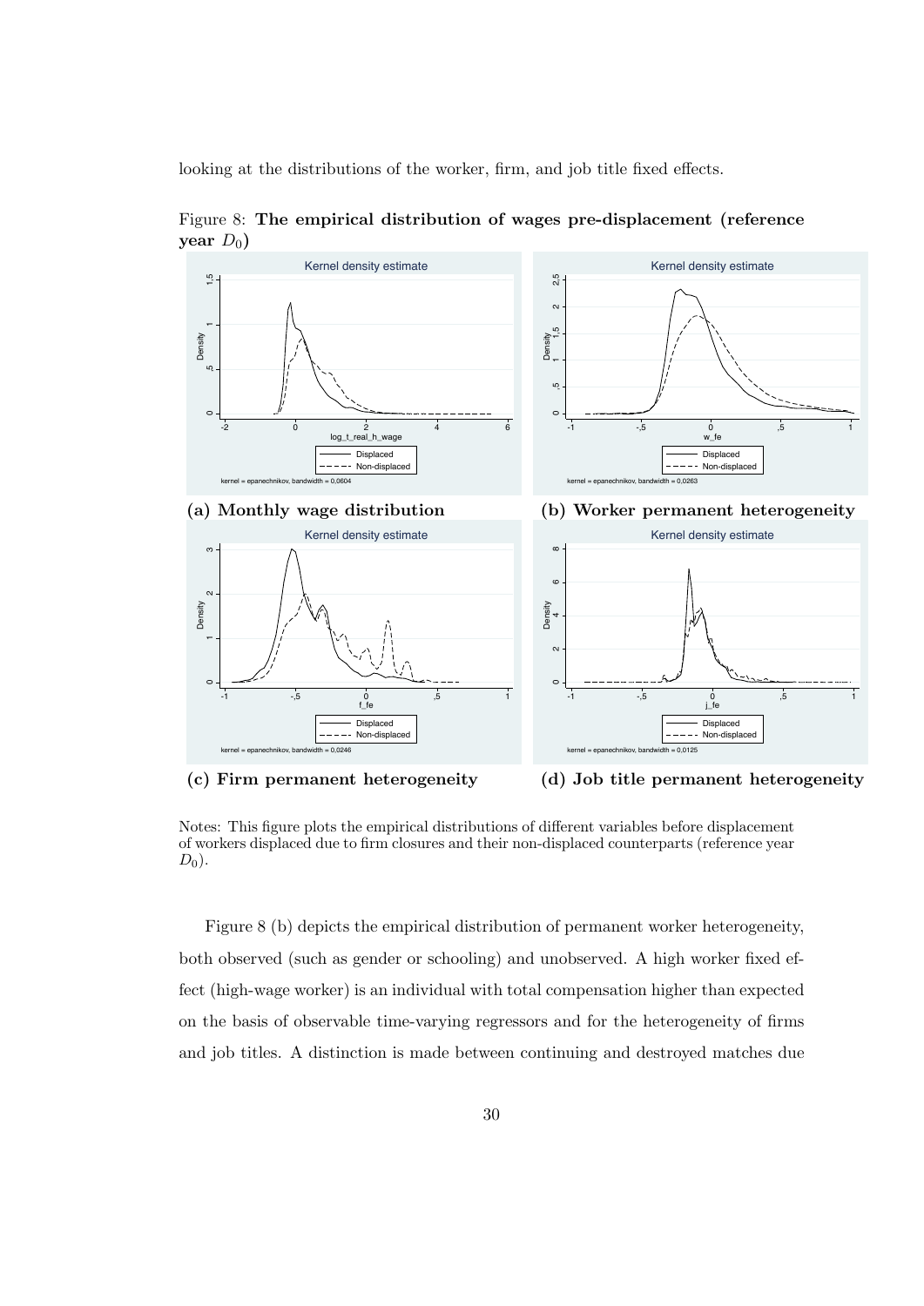looking at the distributions of the worker, firm, and job title fixed effects.

Figure 8: **The empirical distribution of wages pre-displacement (reference year $D_0$)**

**(a) Monthly wage distribution**

**(b) Worker permanent heterogeneity**

**(c) Firm permanent heterogeneity**

**(d) Job title permanent heterogeneity**

Notes: This figure plots the empirical distributions of different variables before displacement of workers displaced due to firm closures and their non-displaced counterparts (reference year $D_0$).

Figure 8 (b) depicts the empirical distribution of permanent worker heterogeneity, both observed (such as gender or schooling) and unobserved. A high worker fixed effect (high-wage worker) is an individual with total compensation higher than expected on the basis of observable time-varying regressors and for the heterogeneity of firms and job titles. A distinction is made between continuing and destroyed matches due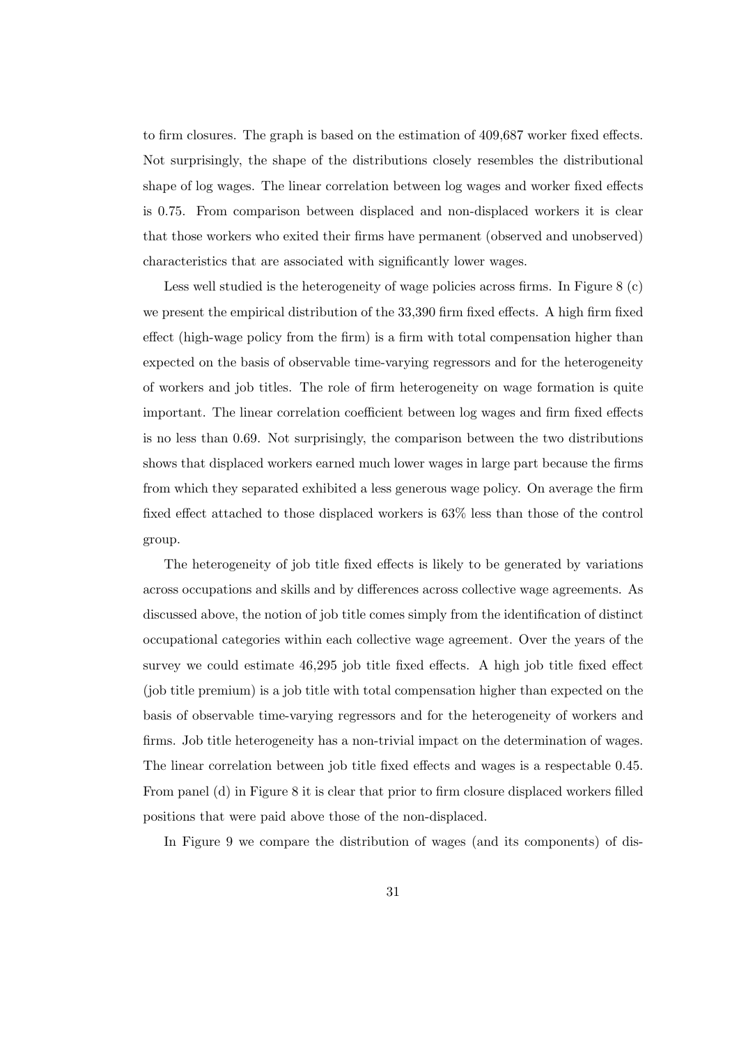to firm closures. The graph is based on the estimation of 409,687 worker fixed effects. Not surprisingly, the shape of the distributions closely resembles the distributional shape of log wages. The linear correlation between log wages and worker fixed effects is 0.75. From comparison between displaced and non-displaced workers it is clear that those workers who exited their firms have permanent (observed and unobserved) characteristics that are associated with significantly lower wages.

Less well studied is the heterogeneity of wage policies across firms. In Figure 8 (c) we present the empirical distribution of the 33,390 firm fixed effects. A high firm fixed effect (high-wage policy from the firm) is a firm with total compensation higher than expected on the basis of observable time-varying regressors and for the heterogeneity of workers and job titles. The role of firm heterogeneity on wage formation is quite important. The linear correlation coefficient between log wages and firm fixed effects is no less than 0.69. Not surprisingly, the comparison between the two distributions shows that displaced workers earned much lower wages in large part because the firms from which they separated exhibited a less generous wage policy. On average the firm fixed effect attached to those displaced workers is 63% less than those of the control group.

The heterogeneity of job title fixed effects is likely to be generated by variations across occupations and skills and by differences across collective wage agreements. As discussed above, the notion of job title comes simply from the identification of distinct occupational categories within each collective wage agreement. Over the years of the survey we could estimate 46,295 job title fixed effects. A high job title fixed effect (job title premium) is a job title with total compensation higher than expected on the basis of observable time-varying regressors and for the heterogeneity of workers and firms. Job title heterogeneity has a non-trivial impact on the determination of wages. The linear correlation between job title fixed effects and wages is a respectable 0.45. From panel (d) in Figure 8 it is clear that prior to firm closure displaced workers filled positions that were paid above those of the non-displaced.

In Figure 9 we compare the distribution of wages (and its components) of dis-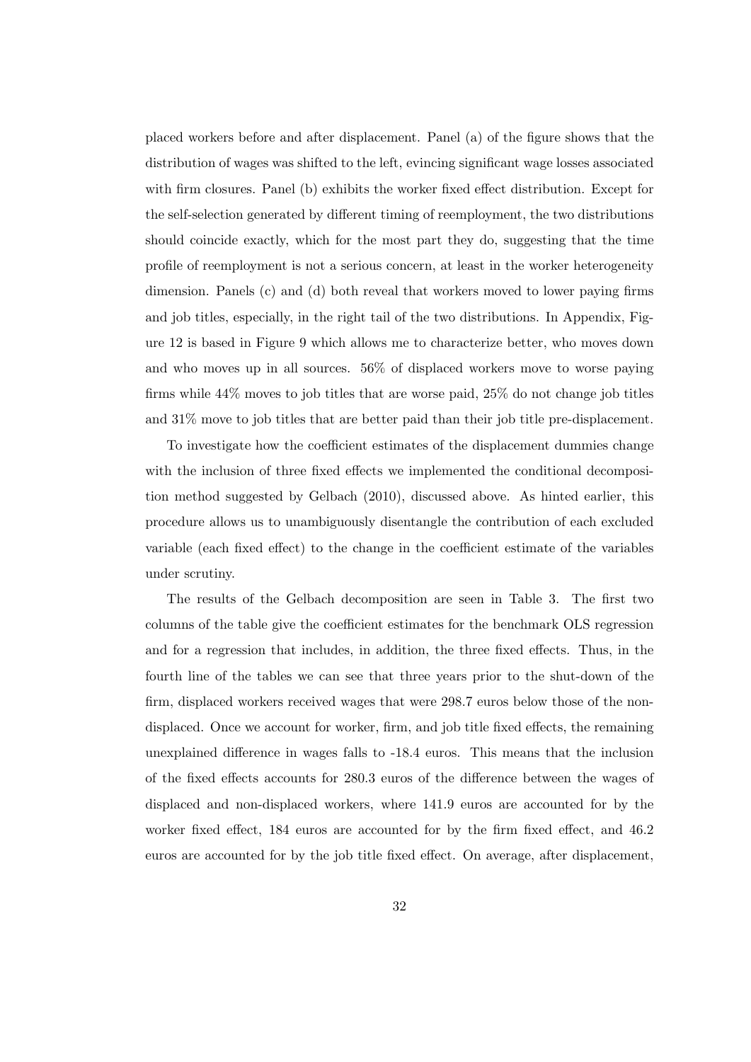placed workers before and after displacement. Panel (a) of the figure shows that the distribution of wages was shifted to the left, evincing significant wage losses associated with firm closures. Panel (b) exhibits the worker fixed effect distribution. Except for the self-selection generated by different timing of reemployment, the two distributions should coincide exactly, which for the most part they do, suggesting that the time profile of reemployment is not a serious concern, at least in the worker heterogeneity dimension. Panels (c) and (d) both reveal that workers moved to lower paying firms and job titles, especially, in the right tail of the two distributions. In Appendix, Figure 12 is based in Figure 9 which allows me to characterize better, who moves down and who moves up in all sources. 56% of displaced workers move to worse paying firms while 44% moves to job titles that are worse paid, 25% do not change job titles and 31% move to job titles that are better paid than their job title pre-displacement.

To investigate how the coefficient estimates of the displacement dummies change with the inclusion of three fixed effects we implemented the conditional decomposition method suggested by Gelbach (2010), discussed above. As hinted earlier, this procedure allows us to unambiguously disentangle the contribution of each excluded variable (each fixed effect) to the change in the coefficient estimate of the variables under scrutiny.

The results of the Gelbach decomposition are seen in Table 3. The first two columns of the table give the coefficient estimates for the benchmark OLS regression and for a regression that includes, in addition, the three fixed effects. Thus, in the fourth line of the tables we can see that three years prior to the shut-down of the firm, displaced workers received wages that were 298.7 euros below those of the non-displaced. Once we account for worker, firm, and job title fixed effects, the remaining unexplained difference in wages falls to -18.4 euros. This means that the inclusion of the fixed effects accounts for 280.3 euros of the difference between the wages of displaced and non-displaced workers, where 141.9 euros are accounted for by the worker fixed effect, 184 euros are accounted for by the firm fixed effect, and 46.2 euros are accounted for by the job title fixed effect. On average, after displacement,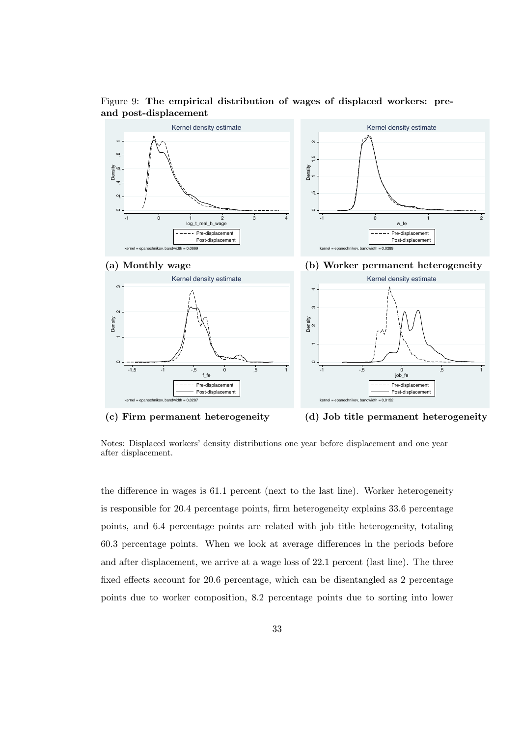Figure 9: **The empirical distribution of wages of displaced workers: pre- and post-displacement**

**(a) Monthly wage**

**(b) Worker permanent heterogeneity**

**(c) Firm permanent heterogeneity**

**(d) Job title permanent heterogeneity**

Notes: Displaced workers' density distributions one year before displacement and one year after displacement.

the difference in wages is 61.1 percent (next to the last line). Worker heterogeneity is responsible for 20.4 percentage points, firm heterogeneity explains 33.6 percentage points, and 6.4 percentage points are related with job title heterogeneity, totaling 60.3 percentage points. When we look at average differences in the periods before and after displacement, we arrive at a wage loss of 22.1 percent (last line). The three fixed effects account for 20.6 percentage, which can be disentangled as 2 percentage points due to worker composition, 8.2 percentage points due to sorting into lower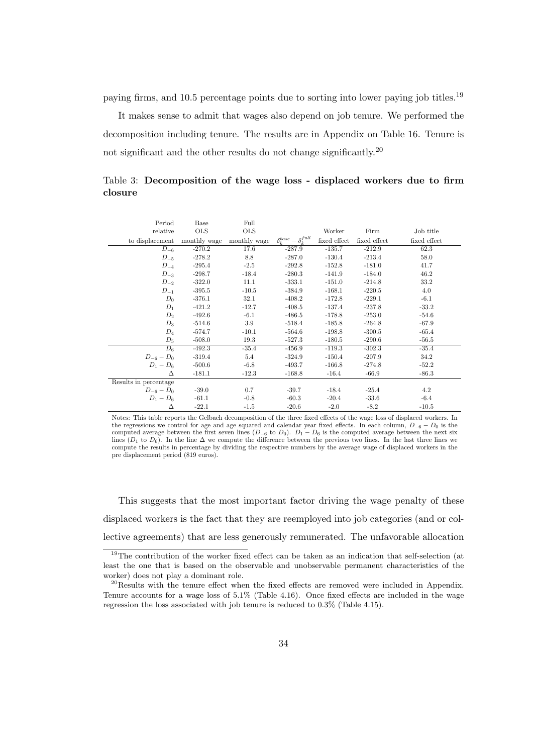paying firms, and 10.5 percentage points due to sorting into lower paying job titles.[19]

It makes sense to admit that wages also depend on job tenure. We performed the decomposition including tenure. The results are in Appendix on Table 16. Tenure is not significant and the other results do not change significantly.[20]

Table 3: **Decomposition of the wage loss - displaced workers due to firm closure**

| Period relative to displacement | Base OLS monthly wage | Full OLS monthly wage | $\delta_k^{base} - \delta_k^{full}$ | Worker fixed effect | Firm fixed effect | Job title fixed effect |
|---|---|---|---|---|---|---|
| $D_{-6}$ | -270.2 | 17.6 | -287.9 | -135.7 | -212.9 | 62.3 |
| $D_{-5}$ | -278.2 | 8.8 | -287.0 | -130.4 | -213.4 | 58.0 |
| $D_{-4}$ | -295.4 | -2.5 | -292.8 | -152.8 | -181.0 | 41.7 |
| $D_{-3}$ | -298.7 | -18.4 | -280.3 | -141.9 | -184.0 | 46.2 |
| $D_{-2}$ | -322.0 | 11.1 | -333.1 | -151.0 | -214.8 | 33.2 |
| $D_{-1}$ | -395.5 | -10.5 | -384.9 | -168.1 | -220.5 | 4.0 |
| $D_0$ | -376.1 | 32.1 | -408.2 | -172.8 | -229.1 | -6.1 |
| $D_1$ | -421.2 | -12.7 | -408.5 | -137.4 | -237.8 | -33.2 |
| $D_2$ | -492.6 | -6.1 | -486.5 | -178.8 | -253.0 | -54.6 |
| $D_3$ | -514.6 | 3.9 | -518.4 | -185.8 | -264.8 | -67.9 |
| $D_4$ | -574.7 | -10.1 | -564.6 | -198.8 | -300.5 | -65.4 |
| $D_5$ | -508.0 | 19.3 | -527.3 | -180.5 | -290.6 | -56.5 |
| $D_6$ | -492.3 | -35.4 | -456.9 | -119.3 | -302.3 | -35.4 |
| $D_{-6} - D_0$ | -319.4 | 5.4 | -324.9 | -150.4 | -207.9 | 34.2 |
| $D_1 - D_6$ | -500.6 | -6.8 | -493.7 | -166.8 | -274.8 | -52.2 |
| $\Delta$ | -181.1 | -12.3 | -168.8 | -16.4 | -66.9 | -86.3 |
| Results in percentage | | | | | | |
| $D_{-6} - D_0$ | -39.0 | 0.7 | -39.7 | -18.4 | -25.4 | 4.2 |
| $D_1 - D_6$ | -61.1 | -0.8 | -60.3 | -20.4 | -33.6 | -6.4 |
| $\Delta$ | -22.1 | -1.5 | -20.6 | -2.0 | -8.2 | -10.5 |

Notes: This table reports the Gelbach decomposition of the three fixed effects of the wage loss of displaced workers. In the regressions we control for age and age squared and calendar year fixed effects. In each column, $D_{-6} - D_0$ is the computed average between the first seven lines ($D_{-6}$ to $D_0$). $D_1 - D_6$ is the computed average between the next six lines ($D_1$ to $D_6$). In the line $\Delta$ we compute the difference between the previous two lines. In the last three lines we compute the results in percentage by dividing the respective numbers by the average wage of displaced workers in the pre displacement period (819 euros).

This suggests that the most important factor driving the wage penalty of these displaced workers is the fact that they are reemployed into job categories (and or collective agreements) that are less generously remunerated. The unfavorable allocation

[19] The contribution of the worker fixed effect can be taken as an indication that self-selection (at least the one that is based on the observable and unobservable permanent characteristics of the worker) does not play a dominant role.

[20] Results with the tenure effect when the fixed effects are removed were included in Appendix. Tenure accounts for a wage loss of 5.1% (Table 4.16). Once fixed effects are included in the wage regression the loss associated with job tenure is reduced to 0.3% (Table 4.15).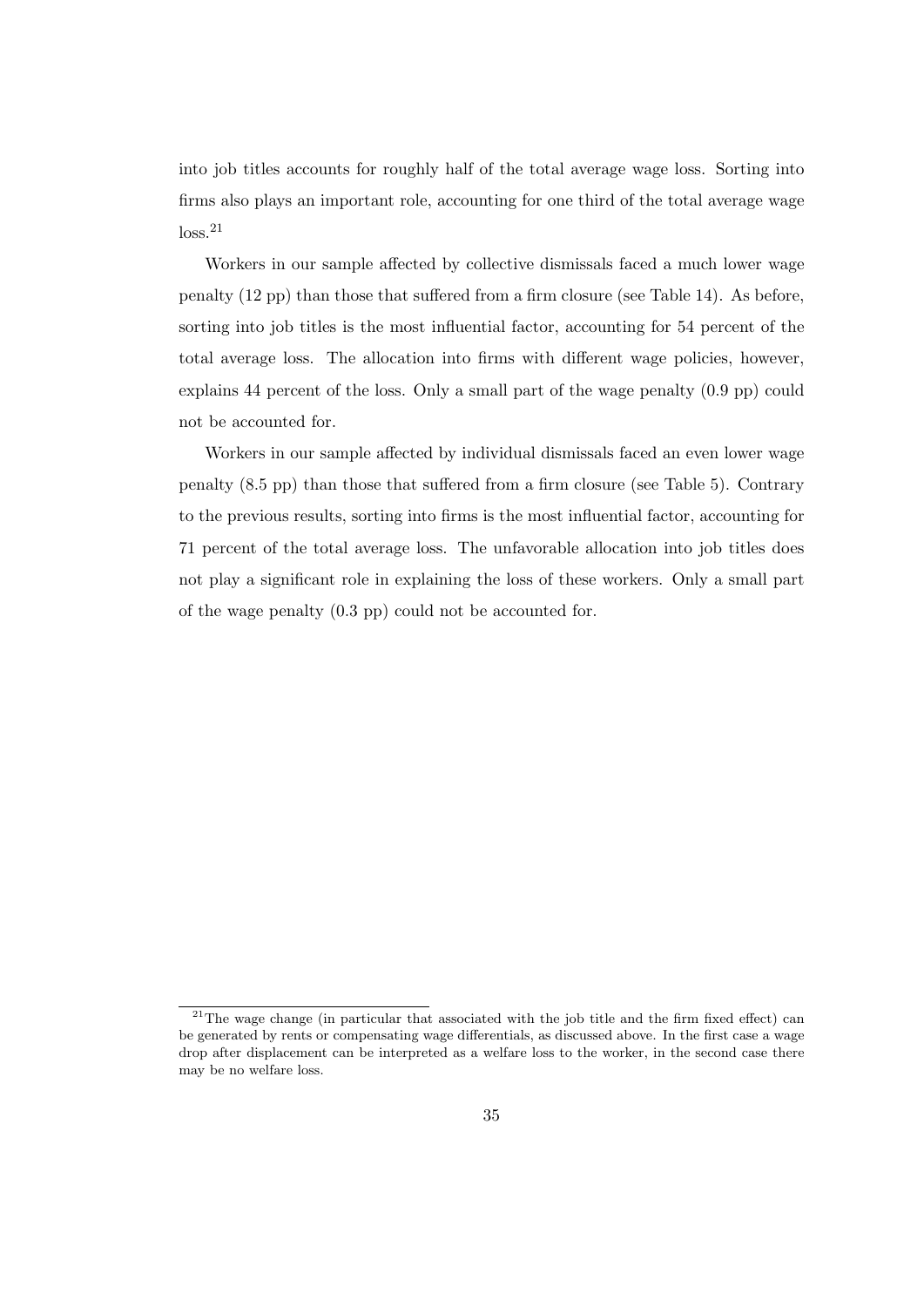into job titles accounts for roughly half of the total average wage loss. Sorting into firms also plays an important role, accounting for one third of the total average wage loss.[21]

Workers in our sample affected by collective dismissals faced a much lower wage penalty (12 pp) than those that suffered from a firm closure (see Table 14). As before, sorting into job titles is the most influential factor, accounting for 54 percent of the total average loss. The allocation into firms with different wage policies, however, explains 44 percent of the loss. Only a small part of the wage penalty (0.9 pp) could not be accounted for.

Workers in our sample affected by individual dismissals faced an even lower wage penalty (8.5 pp) than those that suffered from a firm closure (see Table 5). Contrary to the previous results, sorting into firms is the most influential factor, accounting for 71 percent of the total average loss. The unfavorable allocation into job titles does not play a significant role in explaining the loss of these workers. Only a small part of the wage penalty (0.3 pp) could not be accounted for.

[21] The wage change (in particular that associated with the job title and the firm fixed effect) can be generated by rents or compensating wage differentials, as discussed above. In the first case a wage drop after displacement can be interpreted as a welfare loss to the worker, in the second case there may be no welfare loss.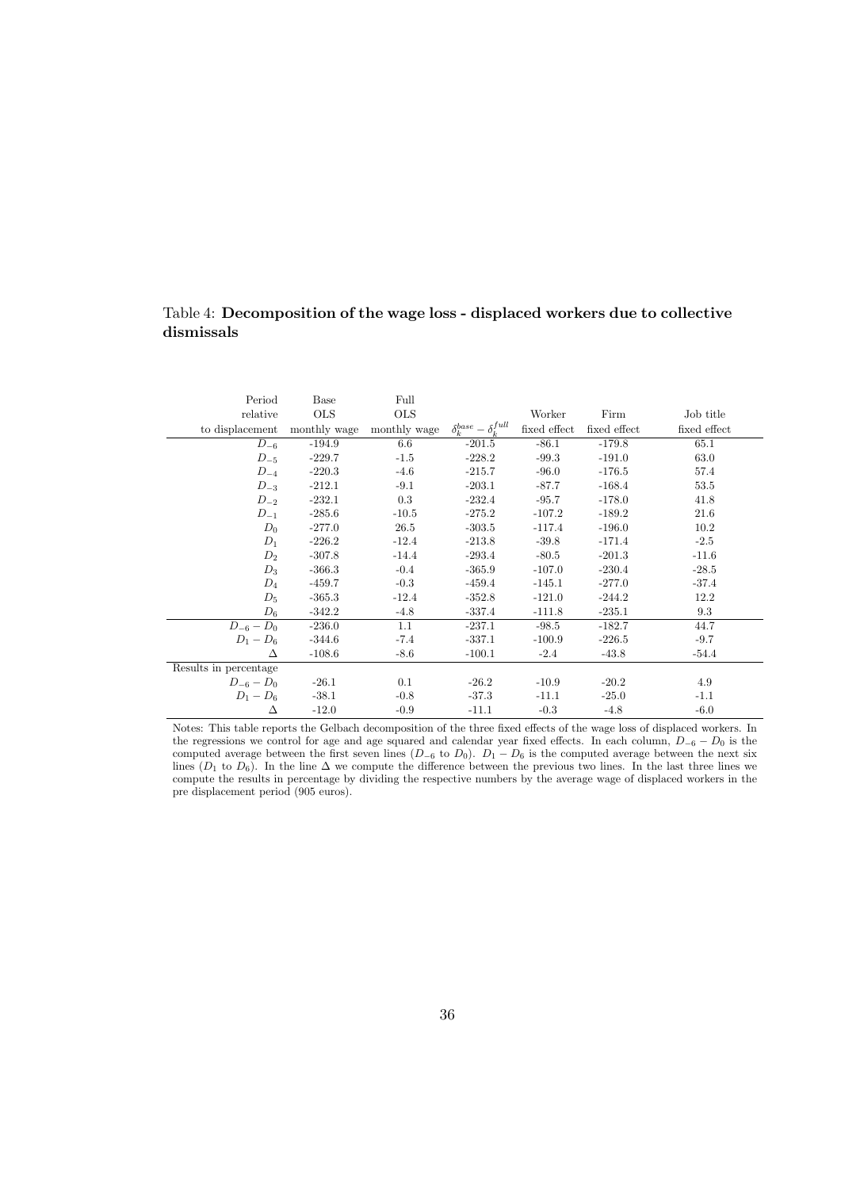Table 4: **Decomposition of the wage loss - displaced workers due to collective dismissals**

| Period relative to displacement | Base OLS monthly wage | Full OLS monthly wage | $\delta_k^{base} - \delta_k^{full}$ | Worker fixed effect | Firm fixed effect | Job title fixed effect |
|---|---|---|---|---|---|---|
| $D_{-6}$ | -194.9 | 6.6 | -201.5 | -86.1 | -179.8 | 65.1 |
| $D_{-5}$ | -229.7 | -1.5 | -228.2 | -99.3 | -191.0 | 63.0 |
| $D_{-4}$ | -220.3 | -4.6 | -215.7 | -96.0 | -176.5 | 57.4 |
| $D_{-3}$ | -212.1 | -9.1 | -203.1 | -87.7 | -168.4 | 53.5 |
| $D_{-2}$ | -232.1 | 0.3 | -232.4 | -95.7 | -178.0 | 41.8 |
| $D_{-1}$ | -285.6 | -10.5 | -275.2 | -107.2 | -189.2 | 21.6 |
| $D_0$ | -277.0 | 26.5 | -303.5 | -117.4 | -196.0 | 10.2 |
| $D_1$ | -226.2 | -12.4 | -213.8 | -39.8 | -171.4 | -2.5 |
| $D_2$ | -307.8 | -14.4 | -293.4 | -80.5 | -201.3 | -11.6 |
| $D_3$ | -366.3 | -0.4 | -365.9 | -107.0 | -230.4 | -28.5 |
| $D_4$ | -459.7 | -0.3 | -459.4 | -145.1 | -277.0 | -37.4 |
| $D_5$ | -365.3 | -12.4 | -352.8 | -121.0 | -244.2 | 12.2 |
| $D_6$ | -342.2 | -4.8 | -337.4 | -111.8 | -235.1 | 9.3 |
| $D_{-6} - D_0$ | -236.0 | 1.1 | -237.1 | -98.5 | -182.7 | 44.7 |
| $D_1 - D_6$ | -344.6 | -7.4 | -337.1 | -100.9 | -226.5 | -9.7 |
| $\Delta$ | -108.6 | -8.6 | -100.1 | -2.4 | -43.8 | -54.4 |
| Results in percentage | | | | | | |
| $D_{-6} - D_0$ | -26.1 | 0.1 | -26.2 | -10.9 | -20.2 | 4.9 |
| $D_1 - D_6$ | -38.1 | -0.8 | -37.3 | -11.1 | -25.0 | -1.1 |
| $\Delta$ | -12.0 | -0.9 | -11.1 | -0.3 | -4.8 | -6.0 |

Notes: This table reports the Gelbach decomposition of the three fixed effects of the wage loss of displaced workers. In the regressions we control for age and age squared and calendar year fixed effects. In each column, $D_{-6} - D_0$ is the computed average between the first seven lines ($D_{-6}$ to $D_0$). $D_1 - D_6$ is the computed average between the next six lines ($D_1$ to $D_6$). In the line $\Delta$ we compute the difference between the previous two lines. In the last three lines we compute the results in percentage by dividing the respective numbers by the average wage of displaced workers in the pre displacement period (905 euros).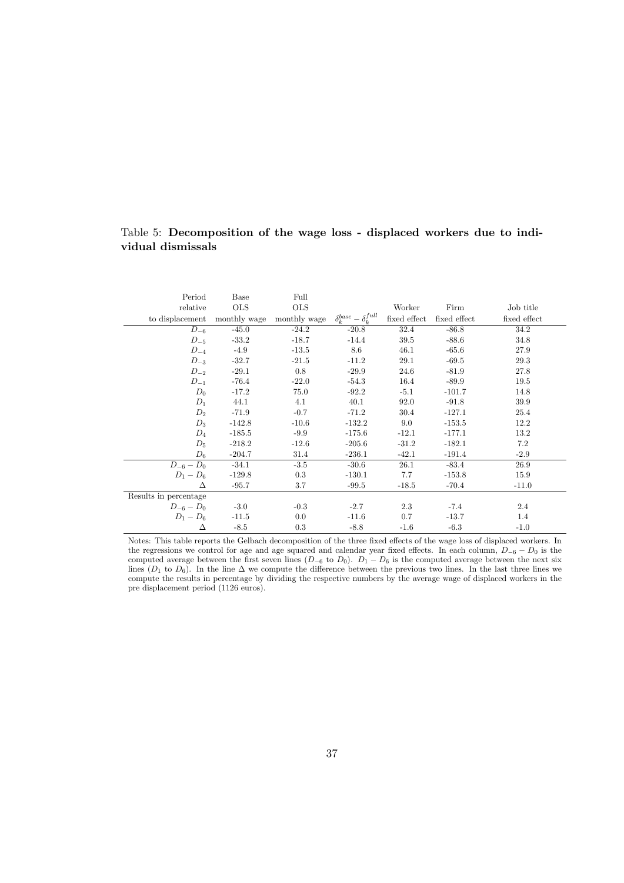Table 5: **Decomposition of the wage loss - displaced workers due to individual dismissals**

| Period relative to displacement | Base OLS monthly wage | Full OLS monthly wage | $\delta_k^{base} - \delta_k^{full}$ | Worker fixed effect | Firm fixed effect | Job title fixed effect |
|---|---|---|---|---|---|---|
| $D_{-6}$ | -45.0 | -24.2 | -20.8 | 32.4 | -86.8 | 34.2 |
| $D_{-5}$ | -33.2 | -18.7 | -14.4 | 39.5 | -88.6 | 34.8 |
| $D_{-4}$ | -4.9 | -13.5 | 8.6 | 46.1 | -65.6 | 27.9 |
| $D_{-3}$ | -32.7 | -21.5 | -11.2 | 29.1 | -69.5 | 29.3 |
| $D_{-2}$ | -29.1 | 0.8 | -29.9 | 24.6 | -81.9 | 27.8 |
| $D_{-1}$ | -76.4 | -22.0 | -54.3 | 16.4 | -89.9 | 19.5 |
| $D_0$ | -17.2 | 75.0 | -92.2 | -5.1 | -101.7 | 14.8 |
| $D_1$ | 44.1 | 4.1 | 40.1 | 92.0 | -91.8 | 39.9 |
| $D_2$ | -71.9 | -0.7 | -71.2 | 30.4 | -127.1 | 25.4 |
| $D_3$ | -142.8 | -10.6 | -132.2 | 9.0 | -153.5 | 12.2 |
| $D_4$ | -185.5 | -9.9 | -175.6 | -12.1 | -177.1 | 13.2 |
| $D_5$ | -218.2 | -12.6 | -205.6 | -31.2 | -182.1 | 7.2 |
| $D_6$ | -204.7 | 31.4 | -236.1 | -42.1 | -191.4 | -2.9 |
| $D_{-6} - D_0$ | -34.1 | -3.5 | -30.6 | 26.1 | -83.4 | 26.9 |
| $D_1 - D_6$ | -129.8 | 0.3 | -130.1 | 7.7 | -153.8 | 15.9 |
| $\Delta$ | -95.7 | 3.7 | -99.5 | -18.5 | -70.4 | -11.0 |
| Results in percentage | | | | | | |
| $D_{-6} - D_0$ | -3.0 | -0.3 | -2.7 | 2.3 | -7.4 | 2.4 |
| $D_1 - D_6$ | -11.5 | 0.0 | -11.6 | 0.7 | -13.7 | 1.4 |
| $\Delta$ | -8.5 | 0.3 | -8.8 | -1.6 | -6.3 | -1.0 |

Notes: This table reports the Gelbach decomposition of the three fixed effects of the wage loss of displaced workers. In the regressions we control for age and age squared and calendar year fixed effects. In each column, $D_{-6} - D_0$ is the computed average between the first seven lines ($D_{-6}$ to $D_0$). $D_1 - D_6$ is the computed average between the next six lines ($D_1$ to $D_6$). In the line $\Delta$ we compute the difference between the previous two lines. In the last three lines we compute the results in percentage by dividing the respective numbers by the average wage of displaced workers in the pre displacement period (1126 euros).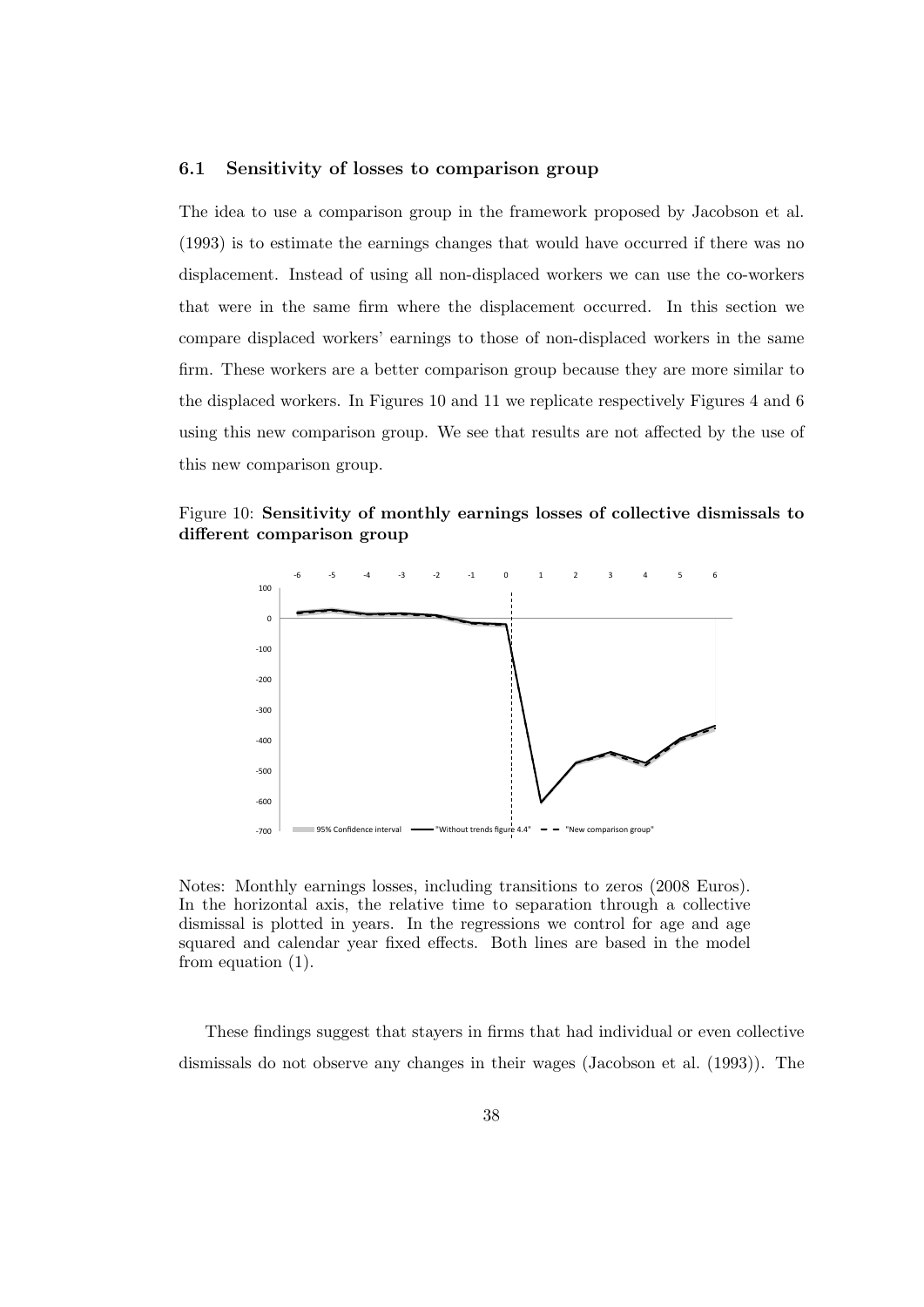### 6.1 Sensitivity of losses to comparison group

The idea to use a comparison group in the framework proposed by Jacobson et al. (1993) is to estimate the earnings changes that would have occurred if there was no displacement. Instead of using all non-displaced workers we can use the co-workers that were in the same firm where the displacement occurred. In this section we compare displaced workers' earnings to those of non-displaced workers in the same firm. These workers are a better comparison group because they are more similar to the displaced workers. In Figures 10 and 11 we replicate respectively Figures 4 and 6 using this new comparison group. We see that results are not affected by the use of this new comparison group.

Figure 10: **Sensitivity of monthly earnings losses of collective dismissals to different comparison group**

Notes: Monthly earnings losses, including transitions to zeros (2008 Euros). In the horizontal axis, the relative time to separation through a collective dismissal is plotted in years. In the regressions we control for age and age squared and calendar year fixed effects. Both lines are based in the model from equation (1).

These findings suggest that stayers in firms that had individual or even collective dismissals do not observe any changes in their wages (Jacobson et al. (1993)). The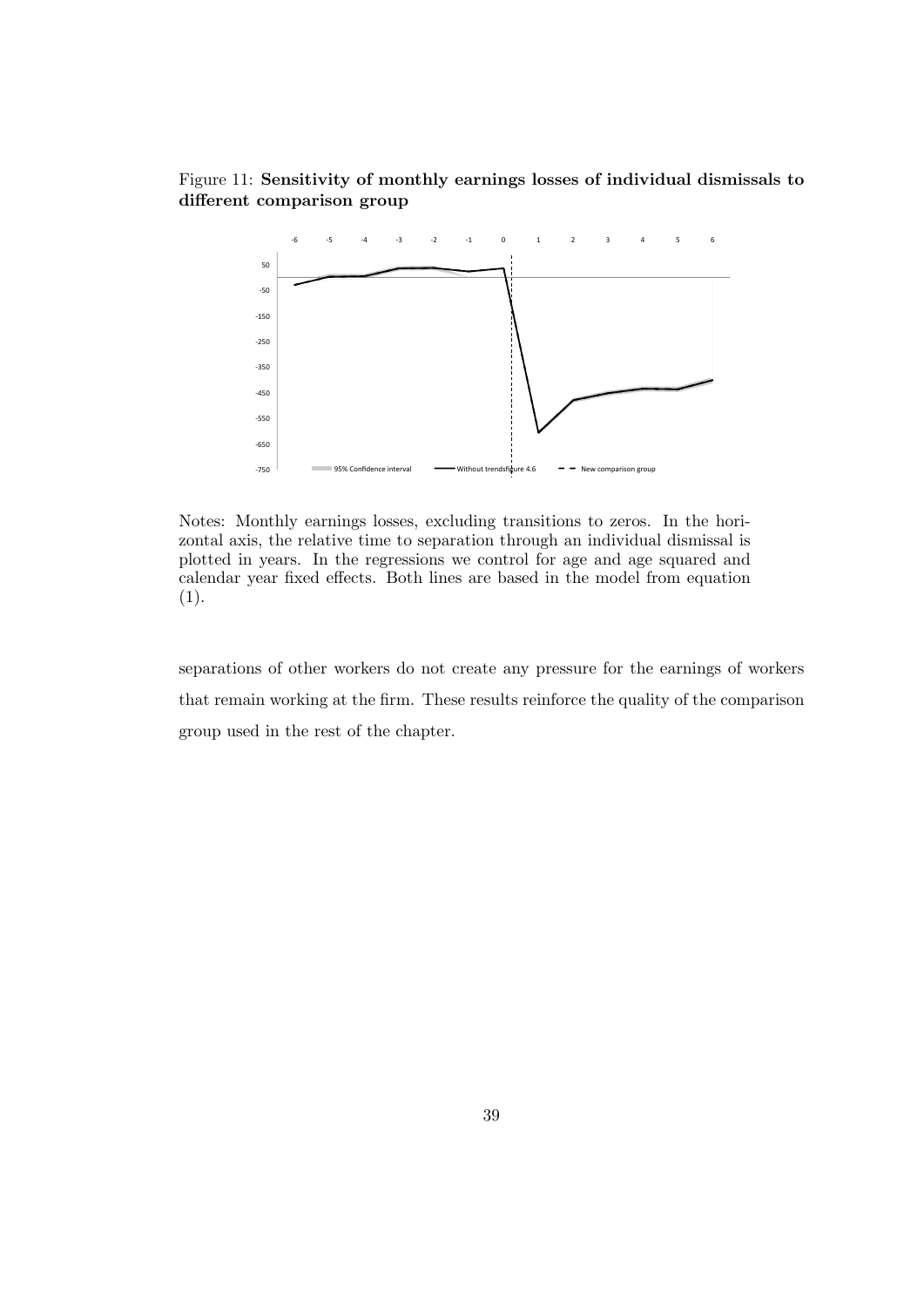Figure 11: **Sensitivity of monthly earnings losses of individual dismissals to different comparison group**

Notes: Monthly earnings losses, excluding transitions to zeros. In the horizontal axis, the relative time to separation through an individual dismissal is plotted in years. In the regressions we control for age and age squared and calendar year fixed effects. Both lines are based in the model from equation (1).

separations of other workers do not create any pressure for the earnings of workers that remain working at the firm. These results reinforce the quality of the comparison group used in the rest of the chapter.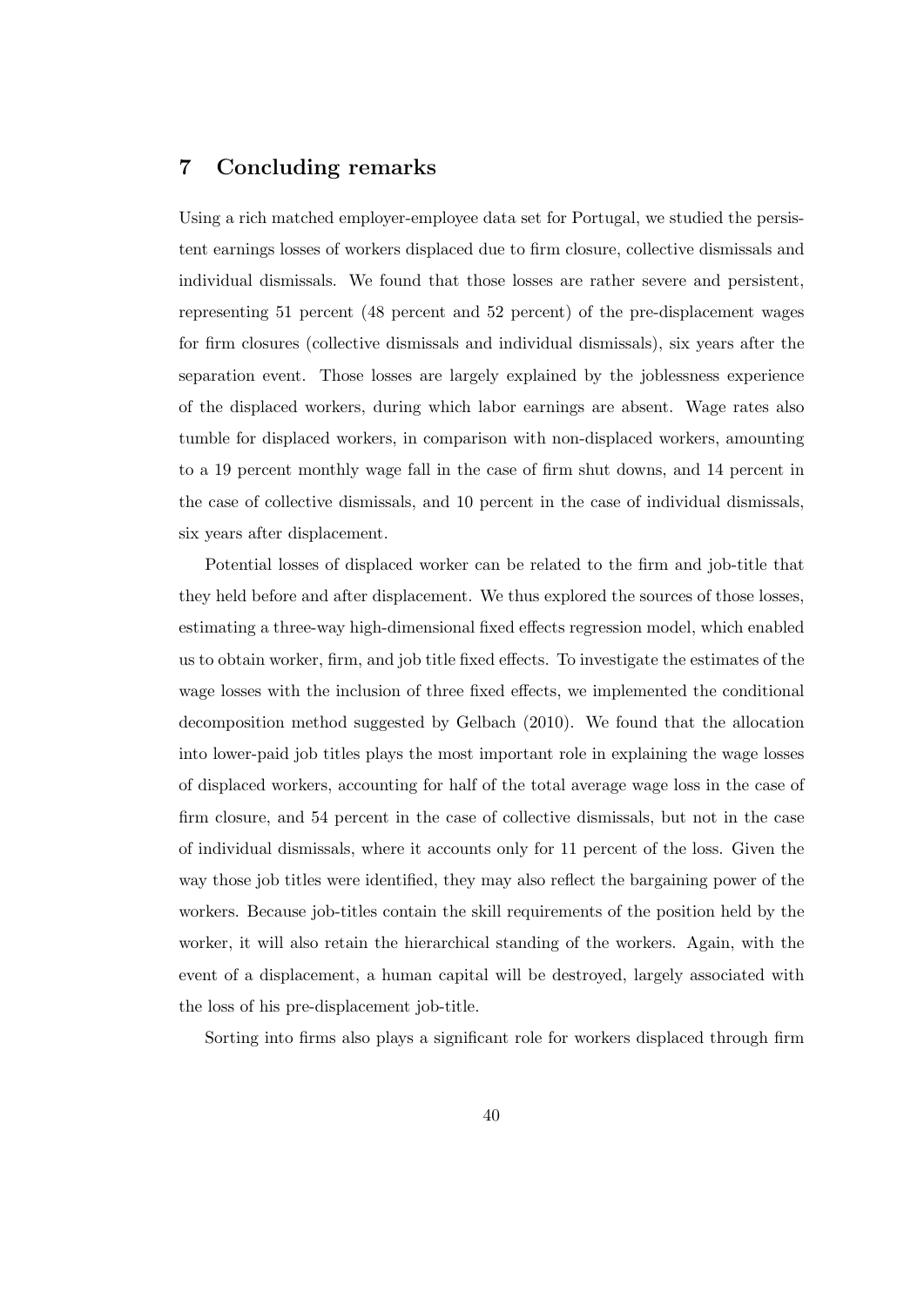## 7 Concluding remarks

Using a rich matched employer-employee data set for Portugal, we studied the persistent earnings losses of workers displaced due to firm closure, collective dismissals and individual dismissals. We found that those losses are rather severe and persistent, representing 51 percent (48 percent and 52 percent) of the pre-displacement wages for firm closures (collective dismissals and individual dismissals), six years after the separation event. Those losses are largely explained by the joblessness experience of the displaced workers, during which labor earnings are absent. Wage rates also tumble for displaced workers, in comparison with non-displaced workers, amounting to a 19 percent monthly wage fall in the case of firm shut downs, and 14 percent in the case of collective dismissals, and 10 percent in the case of individual dismissals, six years after displacement.

Potential losses of displaced worker can be related to the firm and job-title that they held before and after displacement. We thus explored the sources of those losses, estimating a three-way high-dimensional fixed effects regression model, which enabled us to obtain worker, firm, and job title fixed effects. To investigate the estimates of the wage losses with the inclusion of three fixed effects, we implemented the conditional decomposition method suggested by Gelbach (2010). We found that the allocation into lower-paid job titles plays the most important role in explaining the wage losses of displaced workers, accounting for half of the total average wage loss in the case of firm closure, and 54 percent in the case of collective dismissals, but not in the case of individual dismissals, where it accounts only for 11 percent of the loss. Given the way those job titles were identified, they may also reflect the bargaining power of the workers. Because job-titles contain the skill requirements of the position held by the worker, it will also retain the hierarchical standing of the workers. Again, with the event of a displacement, a human capital will be destroyed, largely associated with the loss of his pre-displacement job-title.

Sorting into firms also plays a significant role for workers displaced through firm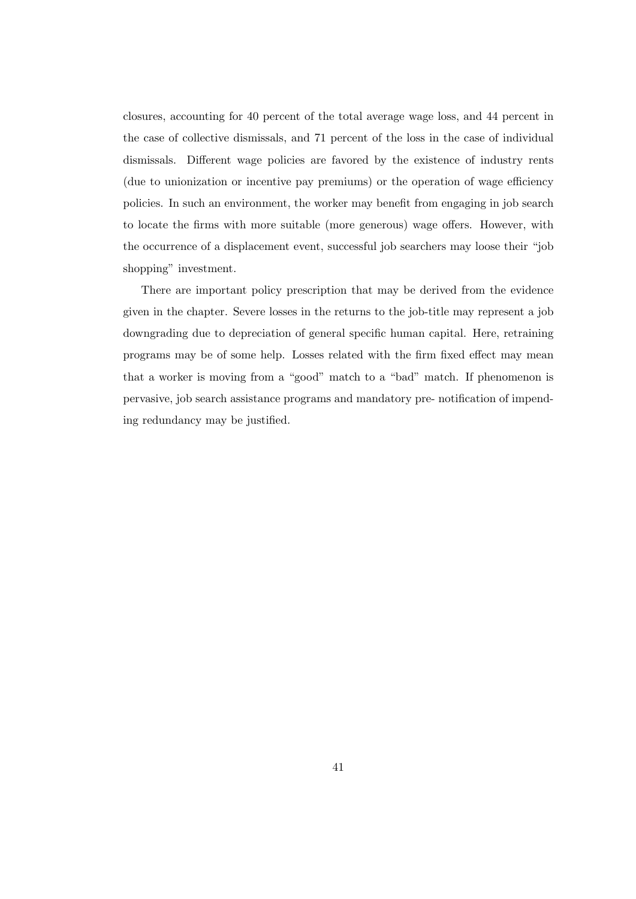closures, accounting for 40 percent of the total average wage loss, and 44 percent in the case of collective dismissals, and 71 percent of the loss in the case of individual dismissals. Different wage policies are favored by the existence of industry rents (due to unionization or incentive pay premiums) or the operation of wage efficiency policies. In such an environment, the worker may benefit from engaging in job search to locate the firms with more suitable (more generous) wage offers. However, with the occurrence of a displacement event, successful job searchers may loose their "job shopping" investment.

There are important policy prescription that may be derived from the evidence given in the chapter. Severe losses in the returns to the job-title may represent a job downgrading due to depreciation of general specific human capital. Here, retraining programs may be of some help. Losses related with the firm fixed effect may mean that a worker is moving from a "good" match to a "bad" match. If phenomenon is pervasive, job search assistance programs and mandatory pre- notification of impending redundancy may be justified.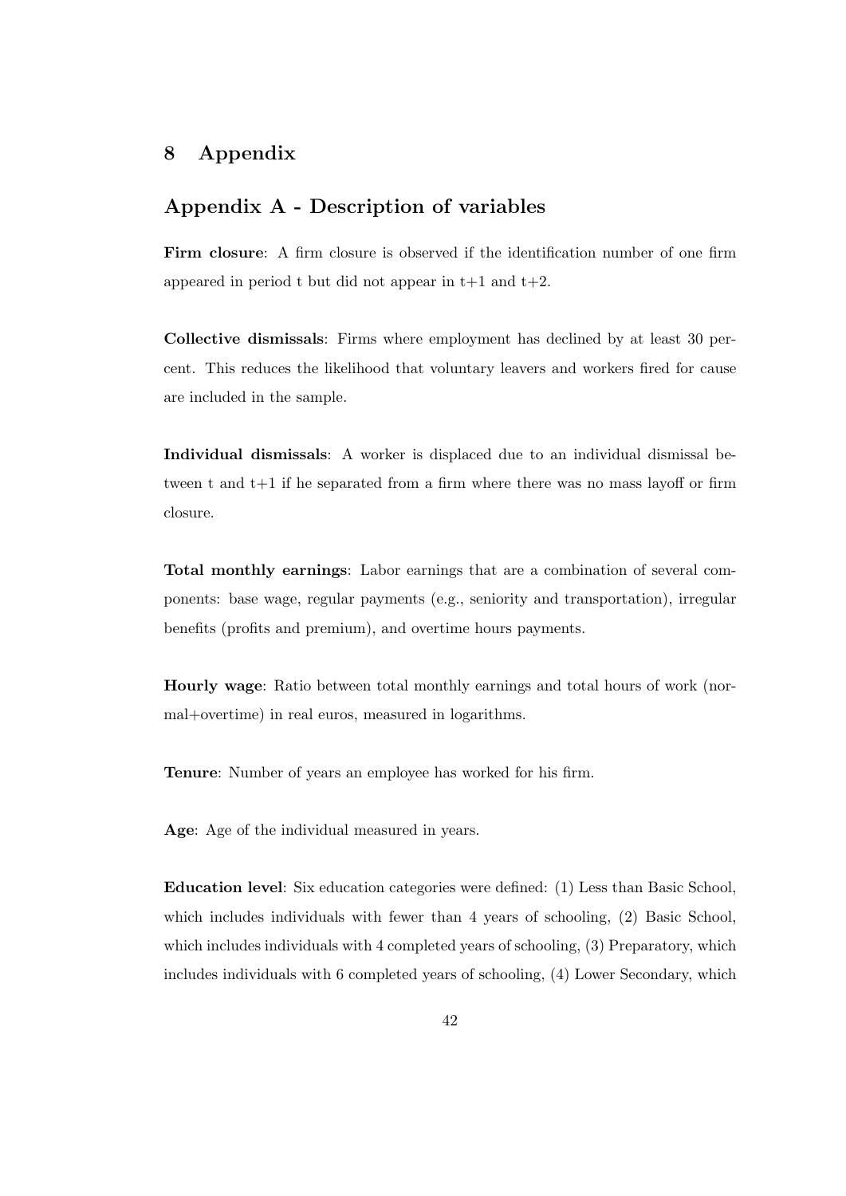# 8 Appendix

## Appendix A - Description of variables

**Firm closure**: A firm closure is observed if the identification number of one firm appeared in period t but did not appear in t+1 and t+2.

**Collective dismissals**: Firms where employment has declined by at least 30 percent. This reduces the likelihood that voluntary leavers and workers fired for cause are included in the sample.

**Individual dismissals**: A worker is displaced due to an individual dismissal between t and t+1 if he separated from a firm where there was no mass layoff or firm closure.

**Total monthly earnings**: Labor earnings that are a combination of several components: base wage, regular payments (e.g., seniority and transportation), irregular benefits (profits and premium), and overtime hours payments.

**Hourly wage**: Ratio between total monthly earnings and total hours of work (normal+overtime) in real euros, measured in logarithms.

**Tenure**: Number of years an employee has worked for his firm.

**Age**: Age of the individual measured in years.

**Education level**: Six education categories were defined: (1) Less than Basic School, which includes individuals with fewer than 4 years of schooling, (2) Basic School, which includes individuals with 4 completed years of schooling, (3) Preparatory, which includes individuals with 6 completed years of schooling, (4) Lower Secondary, which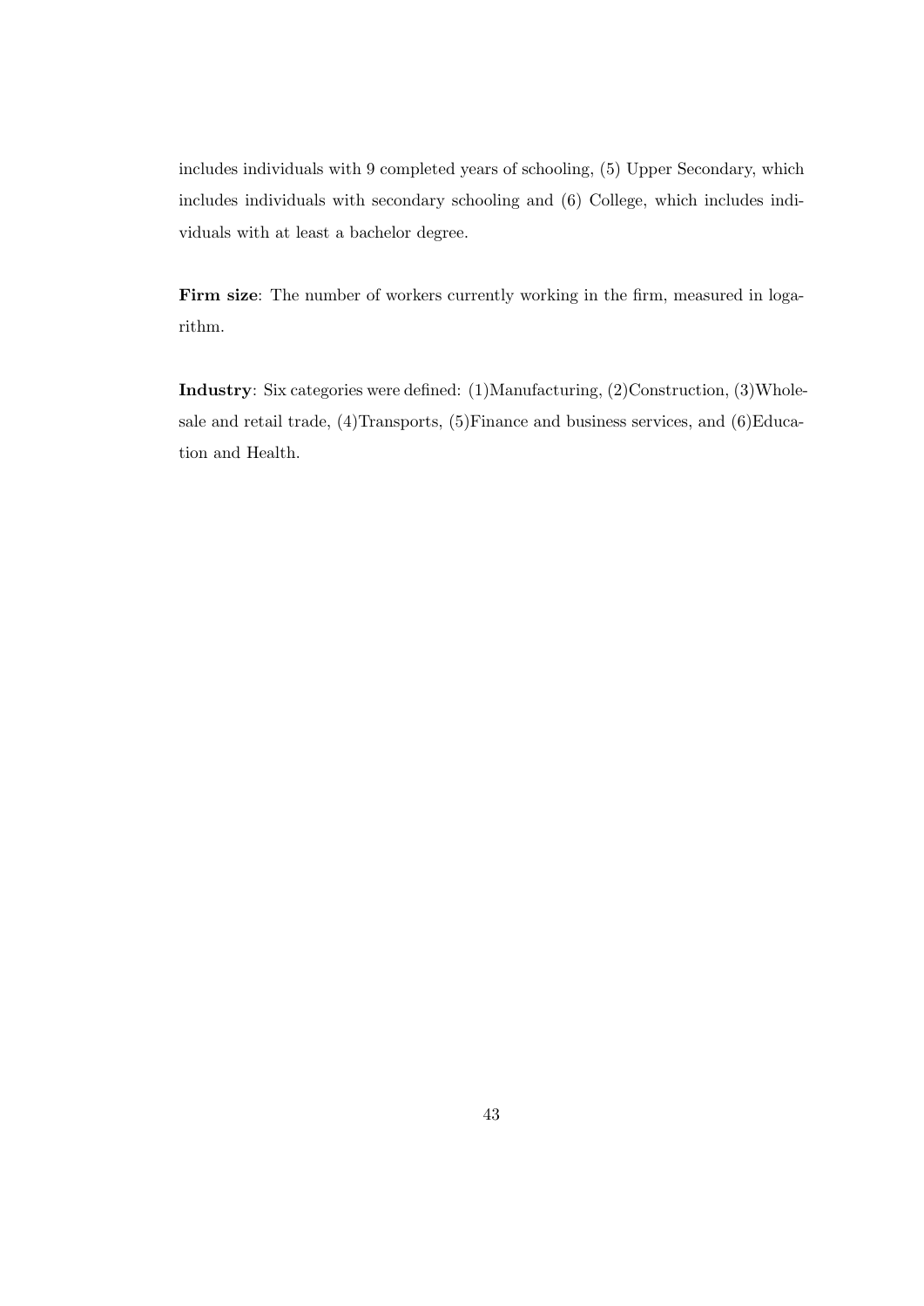includes individuals with 9 completed years of schooling, (5) Upper Secondary, which includes individuals with secondary schooling and (6) College, which includes individuals with at least a bachelor degree.

**Firm size**: The number of workers currently working in the firm, measured in logarithm.

**Industry**: Six categories were defined: (1)Manufacturing, (2)Construction, (3)Wholesale and retail trade, (4)Transports, (5)Finance and business services, and (6)Education and Health.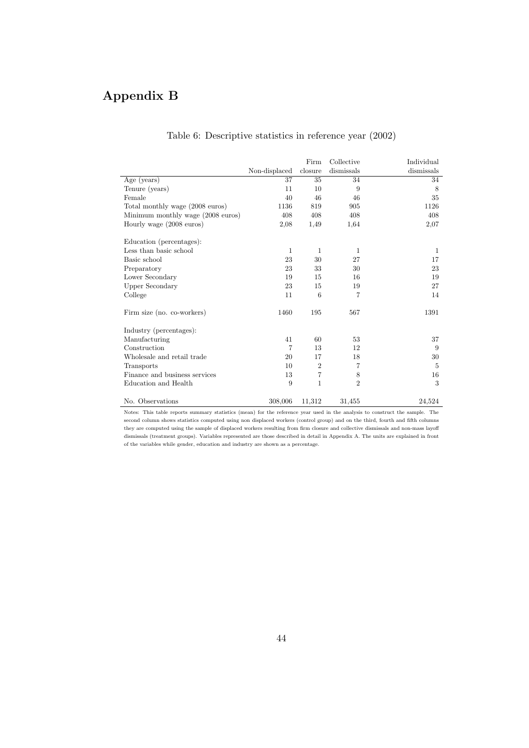# Appendix B

Table 6: Descriptive statistics in reference year (2002)

| | Non-displaced | Firm closure | Collective dismissals | Individual dismissals |
|---|---|---|---|---|
| Age (years) | 37 | 35 | 34 | 34 |
| Tenure (years) | 11 | 10 | 9 | 8 |
| Female | 40 | 46 | 46 | 35 |
| Total monthly wage (2008 euros) | 1136 | 819 | 905 | 1126 |
| Minimum monthly wage (2008 euros) | 408 | 408 | 408 | 408 |
| Hourly wage (2008 euros) | 2,08 | 1,49 | 1,64 | 2,07 |
| | | | | |
| Education (percentages): | | | | |
| Less than basic school | 1 | 1 | 1 | 1 |
| Basic school | 23 | 30 | 27 | 17 |
| Preparatory | 23 | 33 | 30 | 23 |
| Lower Secondary | 19 | 15 | 16 | 19 |
| Upper Secondary | 23 | 15 | 19 | 27 |
| College | 11 | 6 | 7 | 14 |
| | | | | |
| Firm size (no. co-workers) | 1460 | 195 | 567 | 1391 |
| | | | | |
| Industry (percentages): | | | | |
| Manufacturing | 41 | 60 | 53 | 37 |
| Construction | 7 | 13 | 12 | 9 |
| Wholesale and retail trade | 20 | 17 | 18 | 30 |
| Transports | 10 | 2 | 7 | 5 |
| Finance and business services | 13 | 7 | 8 | 16 |
| Education and Health | 9 | 1 | 2 | 3 |
| | | | | |
| No. Observations | 308,006 | 11,312 | 31,455 | 24,524 |

Notes: This table reports summary statistics (mean) for the reference year used in the analysis to construct the sample. The second column shows statistics computed using non displaced workers (control group) and on the third, fourth and fifth columns they are computed using the sample of displaced workers resulting from firm closure and collective dismissals and non-mass layoff dismissals (treatment groups). Variables represented are those described in detail in Appendix A. The units are explained in front of the variables while gender, education and industry are shown as a percentage.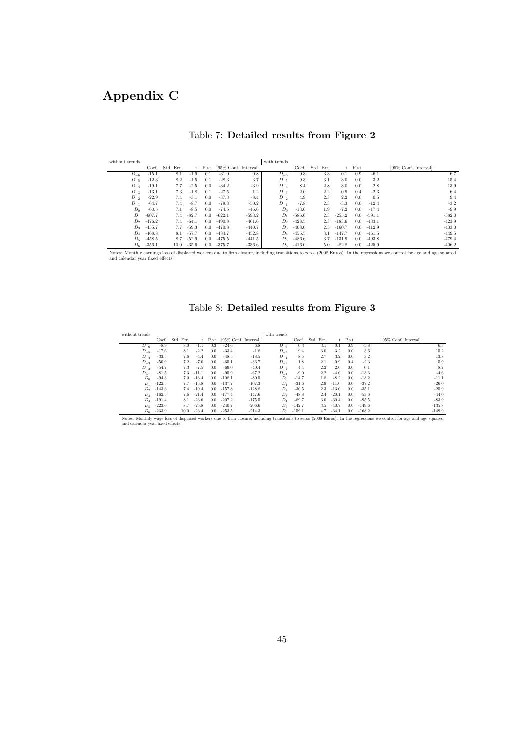# Appendix C

Table 7: **Detailed results from Figure 2**

| without trends | Coef. | Std. Err. | t | P>t | [95% Conf. Interval] | | with trends | Coef. | Std. Err. | t | P>t | [95% Conf. Interval] | |
|---|---|---|---|---|---|---|---|---|---|---|---|---|---|
| $D_{-6}$ | -15.1 | 8.1 | -1.9 | 0.1 | -31.0 | 0.8 | $D_{-6}$ | 0.3 | 3.3 | 0.1 | 0.9 | -6.1 | 6.7 |
| $D_{-5}$ | -12.3 | 8.2 | -1.5 | 0.1 | -28.3 | 3.7 | $D_{-5}$ | 9.3 | 3.1 | 3.0 | 0.0 | 3.2 | 15.4 |
| $D_{-4}$ | -19.1 | 7.7 | -2.5 | 0.0 | -34.2 | -3.9 | $D_{-4}$ | 8.4 | 2.8 | 3.0 | 0.0 | 2.8 | 13.9 |
| $D_{-3}$ | -13.1 | 7.3 | -1.8 | 0.1 | -27.5 | 1.2 | $D_{-3}$ | 2.0 | 2.2 | 0.9 | 0.4 | -2.3 | 6.4 |
| $D_{-2}$ | -22.9 | 7.4 | -3.1 | 0.0 | -37.3 | -8.4 | $D_{-2}$ | 4.9 | 2.3 | 2.2 | 0.0 | 0.5 | 9.4 |
| $D_{-1}$ | -64.7 | 7.4 | -8.7 | 0.0 | -79.3 | -50.2 | $D_{-1}$ | -7.8 | 2.3 | -3.3 | 0.0 | -12.4 | -3.2 |
| $D_0$ | -60.5 | 7.1 | -8.5 | 0.0 | -74.5 | -46.6 | $D_0$ | -13.6 | 1.9 | -7.2 | 0.0 | -17.4 | -9.9 |
| $D_1$ | -607.7 | 7.4 | -82.7 | 0.0 | -622.1 | -593.2 | $D_1$ | -586.6 | 2.3 | -255.2 | 0.0 | -591.1 | -582.0 |
| $D_2$ | -476.2 | 7.4 | -64.1 | 0.0 | -490.8 | -461.6 | $D_2$ | -428.5 | 2.3 | -183.6 | 0.0 | -433.1 | -423.9 |
| $D_3$ | -455.7 | 7.7 | -59.3 | 0.0 | -470.8 | -440.7 | $D_3$ | -408.0 | 2.5 | -160.7 | 0.0 | -412.9 | -403.0 |
| $D_4$ | -468.8 | 8.1 | -57.7 | 0.0 | -484.7 | -452.8 | $D_4$ | -455.5 | 3.1 | -147.7 | 0.0 | -461.5 | -449.5 |
| $D_5$ | -458.5 | 8.7 | -52.9 | 0.0 | -475.5 | -441.5 | $D_5$ | -486.6 | 3.7 | -131.9 | 0.0 | -493.8 | -479.4 |
| $D_6$ | -356.1 | 10.0 | -35.6 | 0.0 | -375.7 | -336.6 | $D_6$ | -416.0 | 5.0 | -82.8 | 0.0 | -425.9 | -406.2 |

Notes: Monthly earnings loss of displaced workers due to firm closure, including transitions to zeros (2008 Euros). In the regressions we control for age and age squared and calendar year fixed effects.

Table 8: **Detailed results from Figure 3**

| without trends | Coef. | Std. Err. | t | P>t | [95% Conf. Interval] | | with trends | Coef. | Std. Err. | t | P>t | [95% Conf. Interval] | |
|---|---|---|---|---|---|---|---|---|---|---|---|---|---|
| $D_{-6}$ | -8.9 | 8.0 | -1.1 | 0.3 | -24.6 | 6.8 | $D_{-6}$ | 0.3 | 3.1 | 0.1 | 0.9 | -5.8 | 6.3 |
| $D_{-5}$ | -17.6 | 8.1 | -2.2 | 0.0 | -33.4 | -1.8 | $D_{-5}$ | 9.4 | 3.0 | 3.2 | 0.0 | 3.6 | 15.2 |
| $D_{-4}$ | -33.5 | 7.6 | -4.4 | 0.0 | -48.5 | -18.5 | $D_{-4}$ | 8.5 | 2.7 | 3.2 | 0.0 | 3.2 | 13.8 |
| $D_{-3}$ | -50.9 | 7.2 | -7.0 | 0.0 | -65.1 | -36.7 | $D_{-3}$ | 1.8 | 2.1 | 0.9 | 0.4 | -2.3 | 5.9 |
| $D_{-2}$ | -54.7 | 7.3 | -7.5 | 0.0 | -69.0 | -40.4 | $D_{-2}$ | 4.4 | 2.2 | 2.0 | 0.0 | 0.1 | 8.7 |
| $D_{-1}$ | -81.5 | 7.3 | -11.1 | 0.0 | -95.9 | -67.2 | $D_{-1}$ | -9.0 | 2.2 | -4.0 | 0.0 | -13.3 | -4.6 |
| $D_0$ | -94.3 | 7.0 | -13.4 | 0.0 | -108.1 | -80.5 | $D_0$ | -14.7 | 1.8 | -8.2 | 0.0 | -18.2 | -11.1 |
| $D_1$ | -122.5 | 7.7 | -15.8 | 0.0 | -137.7 | -107.3 | $D_1$ | -31.6 | 2.9 | -11.0 | 0.0 | -37.2 | -26.0 |
| $D_2$ | -143.3 | 7.4 | -19.4 | 0.0 | -157.8 | -128.8 | $D_2$ | -30.5 | 2.3 | -13.0 | 0.0 | -35.1 | -25.9 |
| $D_3$ | -162.5 | 7.6 | -21.4 | 0.0 | -177.4 | -147.6 | $D_3$ | -48.8 | 2.4 | -20.1 | 0.0 | -53.6 | -44.0 |
| $D_4$ | -191.4 | 8.1 | -23.6 | 0.0 | -207.2 | -175.5 | $D_4$ | -89.7 | 3.0 | -30.4 | 0.0 | -95.5 | -83.9 |
| $D_5$ | -223.6 | 8.7 | -25.8 | 0.0 | -240.7 | -206.6 | $D_5$ | -142.7 | 3.5 | -40.7 | 0.0 | -149.6 | -135.8 |
| $D_6$ | -233.9 | 10.0 | -23.4 | 0.0 | -253.5 | -214.3 | $D_6$ | -159.1 | 4.7 | -34.1 | 0.0 | -168.2 | -149.9 |

Notes: Monthly wage loss of displaced workers due to firm closure, including transitions to zeros (2008 Euros). In the regressions we control for age and age squared and calendar year fixed effects.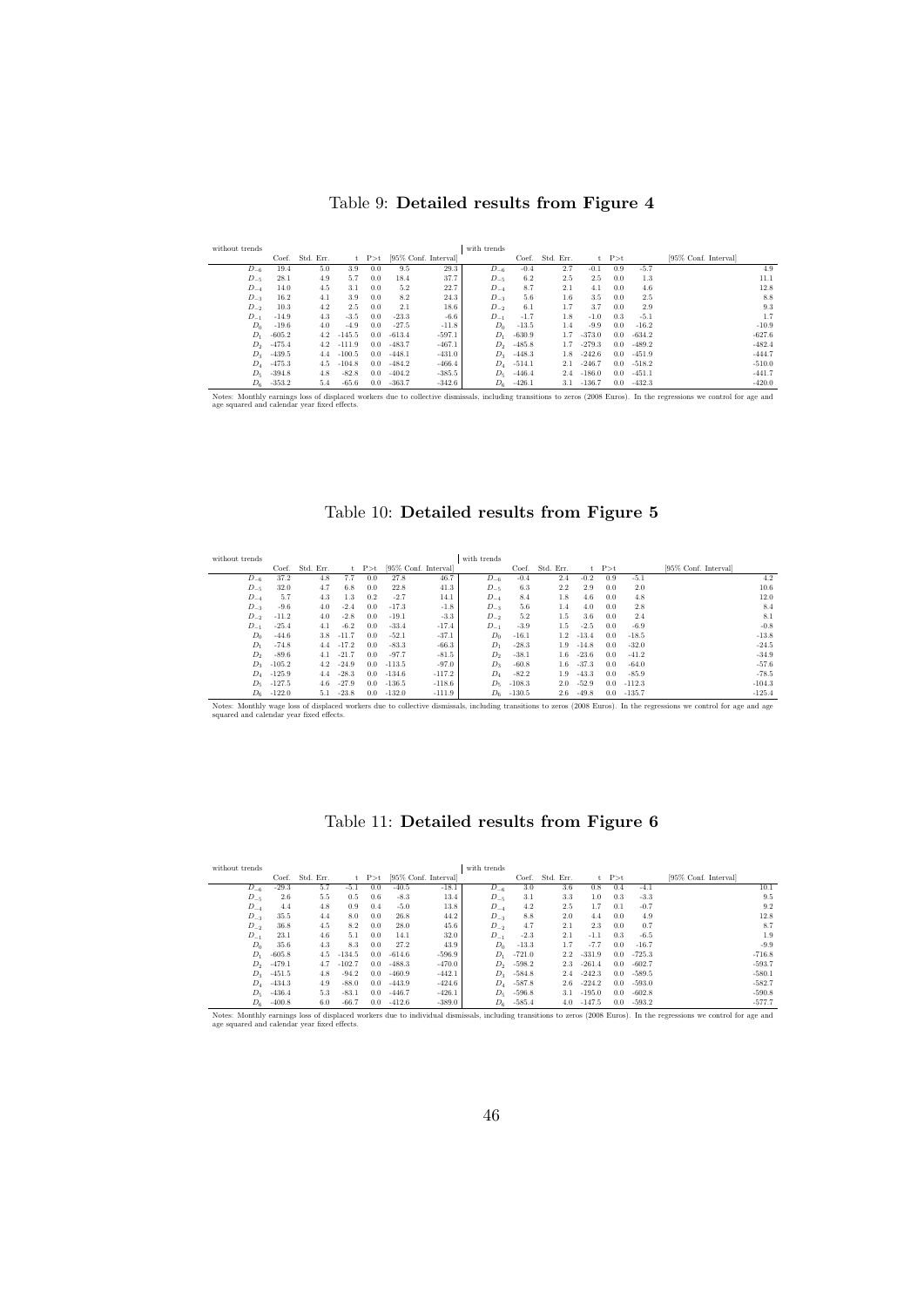# Table 9: **Detailed results from Figure 4**

| without trends | | | | | | | with trends | | | | | | |
|---|---|---|---|---|---|---|---|---|---|---|---|---|---|
| | Coef. | Std. Err. | t | P>t | [95% Conf. Interval] | | | Coef. | Std. Err. | t | P>t | [95% Conf. Interval] | |
| $D_{-6}$ | 19.4 | 5.0 | 3.9 | 0.0 | 9.5 | 29.3 | $D_{-6}$ | -0.4 | 2.7 | -0.1 | 0.9 | -5.7 | 4.9 |
| $D_{-5}$ | 28.1 | 4.9 | 5.7 | 0.0 | 18.4 | 37.7 | $D_{-5}$ | 6.2 | 2.5 | 2.5 | 0.0 | 1.3 | 11.1 |
| $D_{-4}$ | 14.0 | 4.5 | 3.1 | 0.0 | 5.2 | 22.7 | $D_{-4}$ | 8.7 | 2.1 | 4.1 | 0.0 | 4.6 | 12.8 |
| $D_{-3}$ | 16.2 | 4.1 | 3.9 | 0.0 | 8.2 | 24.3 | $D_{-3}$ | 5.6 | 1.6 | 3.5 | 0.0 | 2.5 | 8.8 |
| $D_{-2}$ | 10.3 | 4.2 | 2.5 | 0.0 | 2.1 | 18.6 | $D_{-2}$ | 6.1 | 1.7 | 3.7 | 0.0 | 2.9 | 9.3 |
| $D_{-1}$ | -14.9 | 4.3 | -3.5 | 0.0 | -23.3 | -6.6 | $D_{-1}$ | -1.7 | 1.8 | -1.0 | 0.3 | -5.1 | 1.7 |
| $D_0$ | -19.6 | 4.0 | -4.9 | 0.0 | -27.5 | -11.8 | $D_0$ | -13.5 | 1.4 | -9.9 | 0.0 | -16.2 | -10.9 |
| $D_1$ | -605.2 | 4.2 | -145.5 | 0.0 | -613.4 | -597.1 | $D_1$ | -630.9 | 1.7 | -373.0 | 0.0 | -634.2 | -627.6 |
| $D_2$ | -475.4 | 4.2 | -111.9 | 0.0 | -483.7 | -467.1 | $D_2$ | -485.8 | 1.7 | -279.3 | 0.0 | -489.2 | -482.4 |
| $D_3$ | -439.5 | 4.4 | -100.5 | 0.0 | -448.1 | -431.0 | $D_3$ | -448.3 | 1.8 | -242.6 | 0.0 | -451.9 | -444.7 |
| $D_4$ | -475.3 | 4.5 | -104.8 | 0.0 | -484.2 | -466.4 | $D_4$ | -514.1 | 2.1 | -246.7 | 0.0 | -518.2 | -510.0 |
| $D_5$ | -394.8 | 4.8 | -82.8 | 0.0 | -404.2 | -385.5 | $D_5$ | -446.4 | 2.4 | -186.0 | 0.0 | -451.1 | -441.7 |
| $D_6$ | -353.2 | 5.4 | -65.6 | 0.0 | -363.7 | -342.6 | $D_6$ | -426.1 | 3.1 | -136.7 | 0.0 | -432.3 | -420.0 |

Notes: Monthly earnings loss of displaced workers due to collective dismissals, including transitions to zeros (2008 Euros). In the regressions we control for age and age squared and calendar year fixed effects.

# Table 10: **Detailed results from Figure 5**

| without trends | | | | | | | with trends | | | | | | |
|---|---|---|---|---|---|---|---|---|---|---|---|---|---|
| | Coef. | Std. Err. | t | P>t | [95% Conf. Interval] | | | Coef. | Std. Err. | t | P>t | [95% Conf. Interval] | |
| $D_{-6}$ | 37.2 | 4.8 | 7.7 | 0.0 | 27.8 | 46.7 | $D_{-6}$ | -0.4 | 2.4 | -0.2 | 0.9 | -5.1 | 4.2 |
| $D_{-5}$ | 32.0 | 4.7 | 6.8 | 0.0 | 22.8 | 41.3 | $D_{-5}$ | 6.3 | 2.2 | 2.9 | 0.0 | 2.0 | 10.6 |
| $D_{-4}$ | 5.7 | 4.3 | 1.3 | 0.2 | -2.7 | 14.1 | $D_{-4}$ | 8.4 | 1.8 | 4.6 | 0.0 | 4.8 | 12.0 |
| $D_{-3}$ | -9.6 | 4.0 | -2.4 | 0.0 | -17.3 | -1.8 | $D_{-3}$ | 5.6 | 1.4 | 4.0 | 0.0 | 2.8 | 8.4 |
| $D_{-2}$ | -11.2 | 4.0 | -2.8 | 0.0 | -19.1 | -3.3 | $D_{-2}$ | 5.2 | 1.5 | 3.6 | 0.0 | 2.4 | 8.1 |
| $D_{-1}$ | -25.4 | 4.1 | -6.2 | 0.0 | -33.4 | -17.4 | $D_{-1}$ | -3.9 | 1.5 | -2.5 | 0.0 | -6.9 | -0.8 |
| $D_0$ | -44.6 | 3.8 | -11.7 | 0.0 | -52.1 | -37.1 | $D_0$ | -16.1 | 1.2 | -13.4 | 0.0 | -18.5 | -13.8 |
| $D_1$ | -74.8 | 4.4 | -17.2 | 0.0 | -83.3 | -66.3 | $D_1$ | -28.3 | 1.9 | -14.8 | 0.0 | -32.0 | -24.5 |
| $D_2$ | -89.6 | 4.1 | -21.7 | 0.0 | -97.7 | -81.5 | $D_2$ | -38.1 | 1.6 | -23.6 | 0.0 | -41.2 | -34.9 |
| $D_3$ | -105.2 | 4.2 | -24.9 | 0.0 | -113.5 | -97.0 | $D_3$ | -60.8 | 1.6 | -37.3 | 0.0 | -64.0 | -57.6 |
| $D_4$ | -125.9 | 4.4 | -28.3 | 0.0 | -134.6 | -117.2 | $D_4$ | -82.2 | 1.9 | -43.3 | 0.0 | -85.9 | -78.5 |
| $D_5$ | -127.5 | 4.6 | -27.9 | 0.0 | -136.5 | -118.6 | $D_5$ | -108.3 | 2.0 | -52.9 | 0.0 | -112.3 | -104.3 |
| $D_6$ | -122.0 | 5.1 | -23.8 | 0.0 | -132.0 | -111.9 | $D_6$ | -130.5 | 2.6 | -49.8 | 0.0 | -135.7 | -125.4 |

Notes: Monthly wage loss of displaced workers due to collective dismissals, including transitions to zeros (2008 Euros). In the regressions we control for age and age squared and calendar year fixed effects.

# Table 11: **Detailed results from Figure 6**

| without trends | | | | | | | with trends | | | | | | |
|---|---|---|---|---|---|---|---|---|---|---|---|---|---|
| | Coef. | Std. Err. | t | P>t | [95% Conf. Interval] | | | Coef. | Std. Err. | t | P>t | [95% Conf. Interval] | |
| $D_{-6}$ | -29.3 | 5.7 | -5.1 | 0.0 | -40.5 | -18.1 | $D_{-6}$ | 3.0 | 3.6 | 0.8 | 0.4 | -4.1 | 10.1 |
| $D_{-5}$ | 2.6 | 5.5 | 0.5 | 0.6 | -8.3 | 13.4 | $D_{-5}$ | 3.1 | 3.3 | 1.0 | 0.3 | -3.3 | 9.5 |
| $D_{-4}$ | 4.4 | 4.8 | 0.9 | 0.4 | -5.0 | 13.8 | $D_{-4}$ | 4.2 | 2.5 | 1.7 | 0.1 | -0.7 | 9.2 |
| $D_{-3}$ | 35.5 | 4.4 | 8.0 | 0.0 | 26.8 | 44.2 | $D_{-3}$ | 8.8 | 2.0 | 4.4 | 0.0 | 4.9 | 12.8 |
| $D_{-2}$ | 36.8 | 4.5 | 8.2 | 0.0 | 28.0 | 45.6 | $D_{-2}$ | 4.7 | 2.1 | 2.3 | 0.0 | 0.7 | 8.7 |
| $D_{-1}$ | 23.1 | 4.6 | 5.1 | 0.0 | 14.1 | 32.0 | $D_{-1}$ | -2.3 | 2.1 | -1.1 | 0.3 | -6.5 | 1.9 |
| $D_0$ | 35.6 | 4.3 | 8.3 | 0.0 | 27.2 | 43.9 | $D_0$ | -13.3 | 1.7 | -7.7 | 0.0 | -16.7 | -9.9 |
| $D_1$ | -605.8 | 4.5 | -134.5 | 0.0 | -614.6 | -596.9 | $D_1$ | -721.0 | 2.2 | -331.9 | 0.0 | -725.3 | -716.8 |
| $D_2$ | -479.1 | 4.7 | -102.7 | 0.0 | -488.3 | -470.0 | $D_2$ | -598.2 | 2.3 | -261.4 | 0.0 | -602.7 | -593.7 |
| $D_3$ | -451.5 | 4.8 | -94.2 | 0.0 | -460.9 | -442.1 | $D_3$ | -584.8 | 2.4 | -242.3 | 0.0 | -589.5 | -580.1 |
| $D_4$ | -434.3 | 4.9 | -88.0 | 0.0 | -443.9 | -424.6 | $D_4$ | -587.8 | 2.6 | -224.2 | 0.0 | -593.0 | -582.7 |
| $D_5$ | -436.4 | 5.3 | -83.1 | 0.0 | -446.7 | -426.1 | $D_5$ | -596.8 | 3.1 | -195.0 | 0.0 | -602.8 | -590.8 |
| $D_6$ | -400.8 | 6.0 | -66.7 | 0.0 | -412.6 | -389.0 | $D_6$ | -585.4 | 4.0 | -147.5 | 0.0 | -593.2 | -577.7 |

Notes: Monthly earnings loss of displaced workers due to individual dismissals, including transitions to zeros (2008 Euros). In the regressions we control for age and age squared and calendar year fixed effects.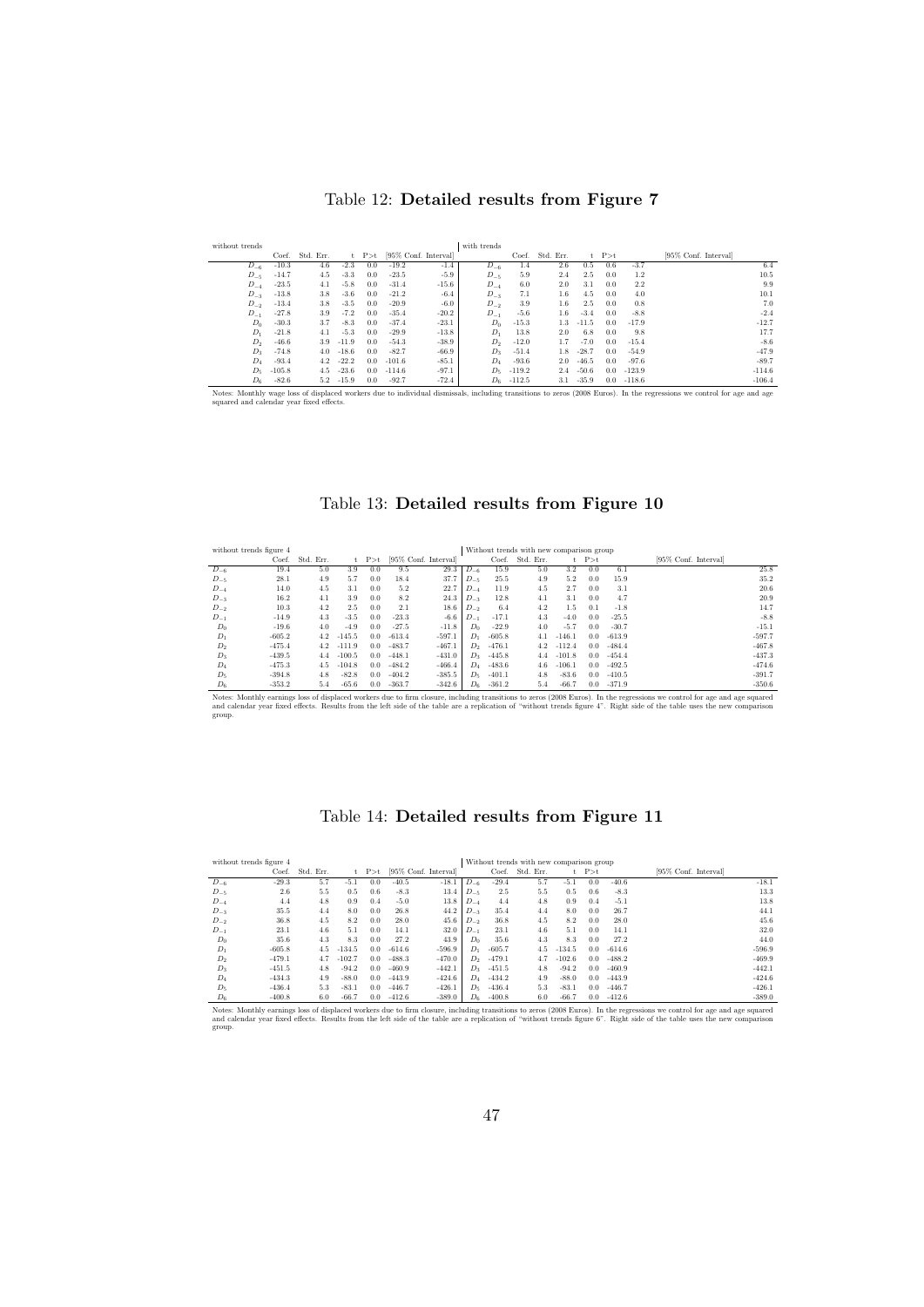# Table 12: **Detailed results from Figure 7**

| without trends | Coef. | Std. Err. | t | P>t | [95% Conf. Interval] | | with trends | Coef. | Std. Err. | t | P>t | [95% Conf. Interval] | |
|---|---|---|---|---|---|---|---|---|---|---|---|---|---|
| $D_{-6}$ | -10.3 | 4.6 | -2.3 | 0.0 | -19.2 | -1.4 | $D_{-6}$ | 1.4 | 2.6 | 0.5 | 0.6 | -3.7 | 6.4 |
| $D_{-5}$ | -14.7 | 4.5 | -3.3 | 0.0 | -23.5 | -5.9 | $D_{-5}$ | 5.9 | 2.4 | 2.5 | 0.0 | 1.2 | 10.5 |
| $D_{-4}$ | -23.5 | 4.1 | -5.8 | 0.0 | -31.4 | -15.6 | $D_{-4}$ | 6.0 | 2.0 | 3.1 | 0.0 | 2.2 | 9.9 |
| $D_{-3}$ | -13.8 | 3.8 | -3.6 | 0.0 | -21.2 | -6.4 | $D_{-3}$ | 7.1 | 1.6 | 4.5 | 0.0 | 4.0 | 10.1 |
| $D_{-2}$ | -13.4 | 3.8 | -3.5 | 0.0 | -20.9 | -6.0 | $D_{-2}$ | 3.9 | 1.6 | 2.5 | 0.0 | 0.8 | 7.0 |
| $D_{-1}$ | -27.8 | 3.9 | -7.2 | 0.0 | -35.4 | -20.2 | $D_{-1}$ | -5.6 | 1.6 | -3.4 | 0.0 | -8.8 | -2.4 |
| $D_0$ | -30.3 | 3.7 | -8.3 | 0.0 | -37.4 | -23.1 | $D_0$ | -15.3 | 1.3 | -11.5 | 0.0 | -17.9 | -12.7 |
| $D_1$ | -21.8 | 4.1 | -5.3 | 0.0 | -29.9 | -13.8 | $D_1$ | 13.8 | 2.0 | 6.8 | 0.0 | 9.8 | 17.7 |
| $D_2$ | -46.6 | 3.9 | -11.9 | 0.0 | -54.3 | -38.9 | $D_2$ | -12.0 | 1.7 | -7.0 | 0.0 | -15.4 | -8.6 |
| $D_3$ | -74.8 | 4.0 | -18.6 | 0.0 | -82.7 | -66.9 | $D_3$ | -51.4 | 1.8 | -28.7 | 0.0 | -54.9 | -47.9 |
| $D_4$ | -93.4 | 4.2 | -22.2 | 0.0 | -101.6 | -85.1 | $D_4$ | -93.6 | 2.0 | -46.5 | 0.0 | -97.6 | -89.7 |
| $D_5$ | -105.8 | 4.5 | -23.6 | 0.0 | -114.6 | -97.1 | $D_5$ | -119.2 | 2.4 | -50.6 | 0.0 | -123.9 | -114.6 |
| $D_6$ | -82.6 | 5.2 | -15.9 | 0.0 | -92.7 | -72.4 | $D_6$ | -112.5 | 3.1 | -35.9 | 0.0 | -118.6 | -106.4 |

Notes: Monthly wage loss of displaced workers due to individual dismissals, including transitions to zeros (2008 Euros). In the regressions we control for age and age squared and calendar year fixed effects.

# Table 13: **Detailed results from Figure 10**

| without trends figure 4 | Coef. | Std. Err. | t | P>t | [95% Conf. Interval] | | Without trends with new comparison group | Coef. | Std. Err. | t | P>t | [95% Conf. Interval] | |
|---|---|---|---|---|---|---|---|---|---|---|---|---|---|
| $D_{-6}$ | 19.4 | 5.0 | 3.9 | 0.0 | 9.5 | 29.3 | $D_{-6}$ | 15.9 | 5.0 | 3.2 | 0.0 | 6.1 | 25.8 |
| $D_{-5}$ | 28.1 | 4.9 | 5.7 | 0.0 | 18.4 | 37.7 | $D_{-5}$ | 25.5 | 4.9 | 5.2 | 0.0 | 15.9 | 35.2 |
| $D_{-4}$ | 14.0 | 4.5 | 3.1 | 0.0 | 5.2 | 22.7 | $D_{-4}$ | 11.9 | 4.5 | 2.7 | 0.0 | 3.1 | 20.6 |
| $D_{-3}$ | 16.2 | 4.1 | 3.9 | 0.0 | 8.2 | 24.3 | $D_{-3}$ | 12.8 | 4.1 | 3.1 | 0.0 | 4.7 | 20.9 |
| $D_{-2}$ | 10.3 | 4.2 | 2.5 | 0.0 | 2.1 | 18.6 | $D_{-2}$ | 6.4 | 4.2 | 1.5 | 0.1 | -1.8 | 14.7 |
| $D_{-1}$ | -14.9 | 4.3 | -3.5 | 0.0 | -23.3 | -6.6 | $D_{-1}$ | -17.1 | 4.3 | -4.0 | 0.0 | -25.5 | -8.8 |
| $D_0$ | -19.6 | 4.0 | -4.9 | 0.0 | -27.5 | -11.8 | $D_0$ | -22.9 | 4.0 | -5.7 | 0.0 | -30.7 | -15.1 |
| $D_1$ | -605.2 | 4.2 | -145.5 | 0.0 | -613.4 | -597.1 | $D_1$ | -605.8 | 4.1 | -146.1 | 0.0 | -613.9 | -597.7 |
| $D_2$ | -475.4 | 4.2 | -111.9 | 0.0 | -483.7 | -467.1 | $D_2$ | -476.1 | 4.2 | -112.4 | 0.0 | -484.4 | -467.8 |
| $D_3$ | -439.5 | 4.4 | -100.5 | 0.0 | -448.1 | -431.0 | $D_3$ | -445.8 | 4.4 | -101.8 | 0.0 | -454.4 | -437.3 |
| $D_4$ | -475.3 | 4.5 | -104.8 | 0.0 | -484.2 | -466.4 | $D_4$ | -483.6 | 4.6 | -106.1 | 0.0 | -492.5 | -474.6 |
| $D_5$ | -394.8 | 4.8 | -82.8 | 0.0 | -404.2 | -385.5 | $D_5$ | -401.1 | 4.8 | -83.6 | 0.0 | -410.5 | -391.7 |
| $D_6$ | -353.2 | 5.4 | -65.6 | 0.0 | -363.7 | -342.6 | $D_6$ | -361.2 | 5.4 | -66.7 | 0.0 | -371.9 | -350.6 |

Notes: Monthly earnings loss of displaced workers due to firm closure, including transitions to zeros (2008 Euros). In the regressions we control for age and age squared and calendar year fixed effects. Results from the left side of the table are a replication of "without trends figure 4". Right side of the table uses the new comparison group.

# Table 14: **Detailed results from Figure 11**

| without trends figure 4 | Coef. | Std. Err. | t | P>t | [95% Conf. Interval] | | Without trends with new comparison group | Coef. | Std. Err. | t | P>t | [95% Conf. Interval] | |
|---|---|---|---|---|---|---|---|---|---|---|---|---|---|
| $D_{-6}$ | -29.3 | 5.7 | -5.1 | 0.0 | -40.5 | -18.1 | $D_{-6}$ | -29.4 | 5.7 | -5.1 | 0.0 | -40.6 | -18.1 |
| $D_{-5}$ | 2.6 | 5.5 | 0.5 | 0.6 | -8.3 | 13.4 | $D_{-5}$ | 2.5 | 5.5 | 0.5 | 0.6 | -8.3 | 13.3 |
| $D_{-4}$ | 4.4 | 4.8 | 0.9 | 0.4 | -5.0 | 13.8 | $D_{-4}$ | 4.4 | 4.8 | 0.9 | 0.4 | -5.1 | 13.8 |
| $D_{-3}$ | 35.5 | 4.4 | 8.0 | 0.0 | 26.8 | 44.2 | $D_{-3}$ | 35.4 | 4.4 | 8.0 | 0.0 | 26.7 | 44.1 |
| $D_{-2}$ | 36.8 | 4.5 | 8.2 | 0.0 | 28.0 | 45.6 | $D_{-2}$ | 36.8 | 4.5 | 8.2 | 0.0 | 28.0 | 45.6 |
| $D_{-1}$ | 23.1 | 4.6 | 5.1 | 0.0 | 14.1 | 32.0 | $D_{-1}$ | 23.1 | 4.6 | 5.1 | 0.0 | 14.1 | 32.0 |
| $D_0$ | 35.6 | 4.3 | 8.3 | 0.0 | 27.2 | 43.9 | $D_0$ | 35.6 | 4.3 | 8.3 | 0.0 | 27.2 | 44.0 |
| $D_1$ | -605.8 | 4.5 | -134.5 | 0.0 | -614.6 | -596.9 | $D_1$ | -605.7 | 4.5 | -134.5 | 0.0 | -614.6 | -596.9 |
| $D_2$ | -479.1 | 4.7 | -102.7 | 0.0 | -488.3 | -470.0 | $D_2$ | -479.1 | 4.7 | -102.6 | 0.0 | -488.2 | -469.9 |
| $D_3$ | -451.5 | 4.8 | -94.2 | 0.0 | -460.9 | -442.1 | $D_3$ | -451.5 | 4.8 | -94.2 | 0.0 | -460.9 | -442.1 |
| $D_4$ | -434.3 | 4.9 | -88.0 | 0.0 | -443.9 | -424.6 | $D_4$ | -434.2 | 4.9 | -88.0 | 0.0 | -443.9 | -424.6 |
| $D_5$ | -436.4 | 5.3 | -83.1 | 0.0 | -446.7 | -426.1 | $D_5$ | -436.4 | 5.3 | -83.1 | 0.0 | -446.7 | -426.1 |
| $D_6$ | -400.8 | 6.0 | -66.7 | 0.0 | -412.6 | -389.0 | $D_6$ | -400.8 | 6.0 | -66.7 | 0.0 | -412.6 | -389.0 |

Notes: Monthly earnings loss of displaced workers due to firm closure, including transitions to zeros (2008 Euros). In the regressions we control for age and age squared and calendar year fixed effects. Results from the left side of the table are a replication of "without trends figure 6". Right side of the table uses the new comparison group.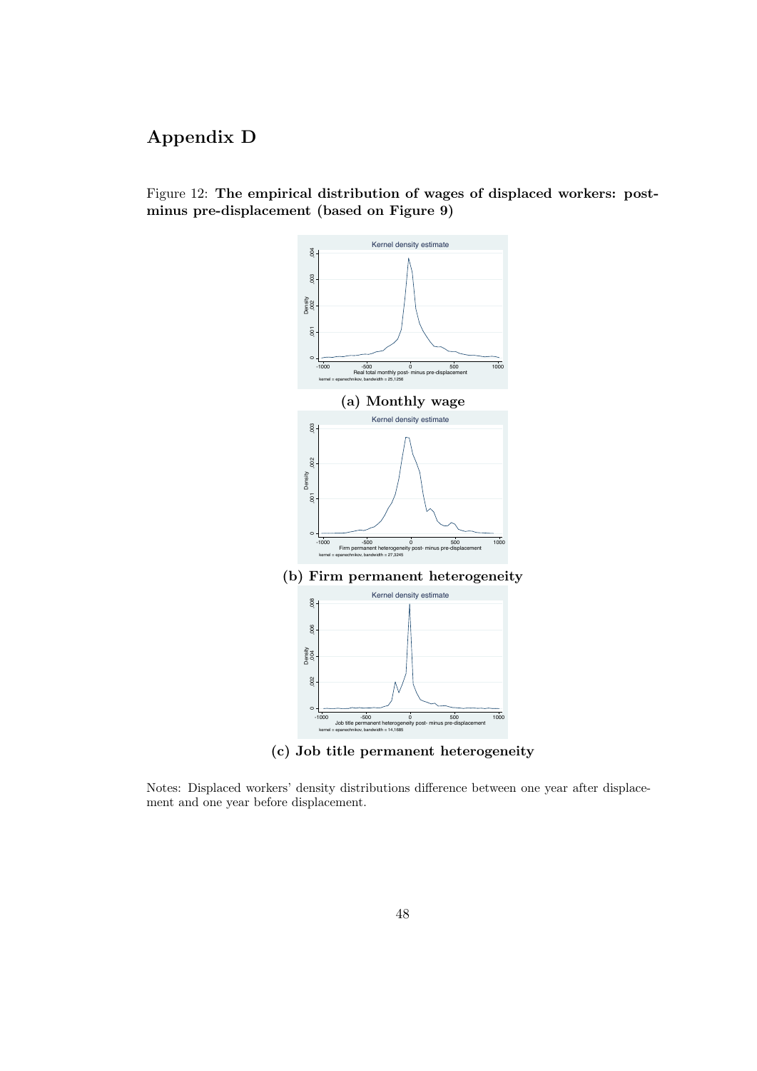# Appendix D

Figure 12: **The empirical distribution of wages of displaced workers: post- minus pre-displacement (based on Figure 9)**

**(a) Monthly wage**

**(b) Firm permanent heterogeneity**

**(c) Job title permanent heterogeneity**

Notes: Displaced workers' density distributions difference between one year after displacement and one year before displacement.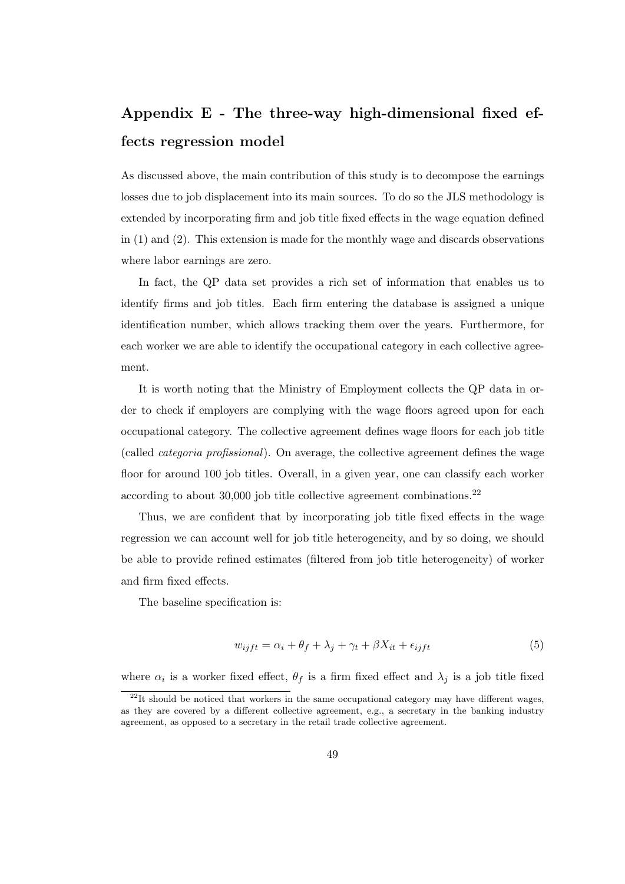# Appendix E - The three-way high-dimensional fixed effects regression model

As discussed above, the main contribution of this study is to decompose the earnings losses due to job displacement into its main sources. To do so the JLS methodology is extended by incorporating firm and job title fixed effects in the wage equation defined in (1) and (2). This extension is made for the monthly wage and discards observations where labor earnings are zero.

In fact, the QP data set provides a rich set of information that enables us to identify firms and job titles. Each firm entering the database is assigned a unique identification number, which allows tracking them over the years. Furthermore, for each worker we are able to identify the occupational category in each collective agreement.

It is worth noting that the Ministry of Employment collects the QP data in order to check if employers are complying with the wage floors agreed upon for each occupational category. The collective agreement defines wage floors for each job title (called *categoria profissional*). On average, the collective agreement defines the wage floor for around 100 job titles. Overall, in a given year, one can classify each worker according to about 30,000 job title collective agreement combinations.[22]

Thus, we are confident that by incorporating job title fixed effects in the wage regression we can account well for job title heterogeneity, and by so doing, we should be able to provide refined estimates (filtered from job title heterogeneity) of worker and firm fixed effects.

The baseline specification is:

$$w_{ijft} = \alpha_i + \theta_f + \lambda_j + \gamma_t + \beta X_{it} + \epsilon_{ijft} \tag{5}$$

where $\alpha_i$ is a worker fixed effect, $\theta_f$ is a firm fixed effect and $\lambda_j$ is a job title fixed

[22] It should be noticed that workers in the same occupational category may have different wages, as they are covered by a different collective agreement, e.g., a secretary in the banking industry agreement, as opposed to a secretary in the retail trade collective agreement.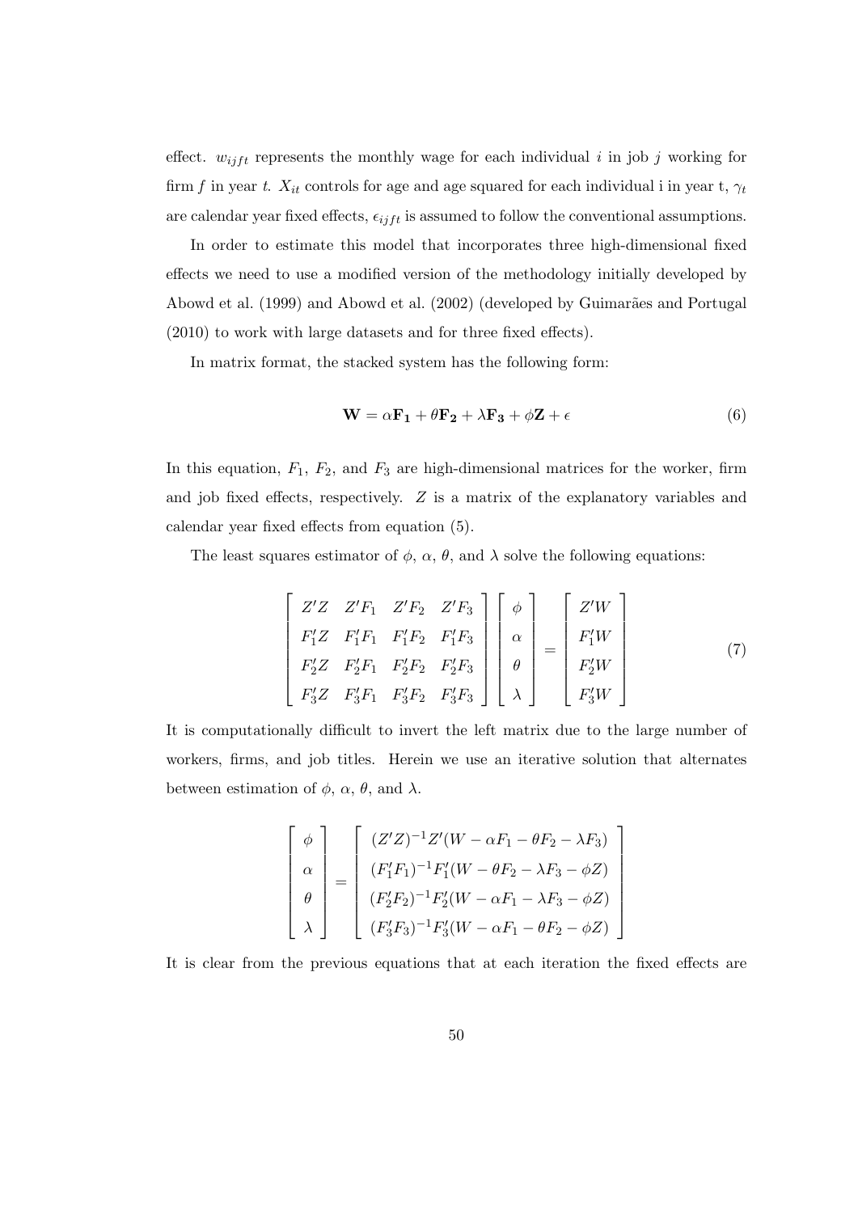effect. $w_{ijft}$ represents the monthly wage for each individual $i$ in job $j$ working for firm $f$ in year $t$. $X_{it}$ controls for age and age squared for each individual i in year t, $\gamma_t$ are calendar year fixed effects, $\epsilon_{ijft}$ is assumed to follow the conventional assumptions.

In order to estimate this model that incorporates three high-dimensional fixed effects we need to use a modified version of the methodology initially developed by Abowd et al. (1999) and Abowd et al. (2002) (developed by Guimarães and Portugal (2010) to work with large datasets and for three fixed effects).

In matrix format, the stacked system has the following form:

$$\mathbf{W} = \alpha \mathbf{F_1} + \theta \mathbf{F_2} + \lambda \mathbf{F_3} + \phi \mathbf{Z} + \epsilon \tag{6}$$

In this equation, $F_1$, $F_2$, and $F_3$ are high-dimensional matrices for the worker, firm and job fixed effects, respectively. $Z$ is a matrix of the explanatory variables and calendar year fixed effects from equation (5).

The least squares estimator of $\phi$, $\alpha$, $\theta$, and $\lambda$ solve the following equations:

$$\begin{bmatrix} Z'Z & Z'F_1 & Z'F_2 & Z'F_3 \\ F_1'Z & F_1'F_1 & F_1'F_2 & F_1'F_3 \\ F_2'Z & F_2'F_1 & F_2'F_2 & F_2'F_3 \\ F_3'Z & F_3'F_1 & F_3'F_2 & F_3'F_3 \end{bmatrix} \begin{bmatrix} \phi \\ \alpha \\ \theta \\ \lambda \end{bmatrix} = \begin{bmatrix} Z'W \\ F_1'W \\ F_2'W \\ F_3'W \end{bmatrix} \tag{7}$$

It is computationally difficult to invert the left matrix due to the large number of workers, firms, and job titles. Herein we use an iterative solution that alternates between estimation of $\phi$, $\alpha$, $\theta$, and $\lambda$.

$$\begin{bmatrix} \phi \\ \alpha \\ \theta \\ \lambda \end{bmatrix} = \begin{bmatrix} (Z'Z)^{-1}Z'(W - \alpha F_1 - \theta F_2 - \lambda F_3) \\ (F_1'F_1)^{-1}F_1'(W - \theta F_2 - \lambda F_3 - \phi Z) \\ (F_2'F_2)^{-1}F_2'(W - \alpha F_1 - \lambda F_3 - \phi Z) \\ (F_3'F_3)^{-1}F_3'(W - \alpha F_1 - \theta F_2 - \phi Z) \end{bmatrix}$$

It is clear from the previous equations that at each iteration the fixed effects are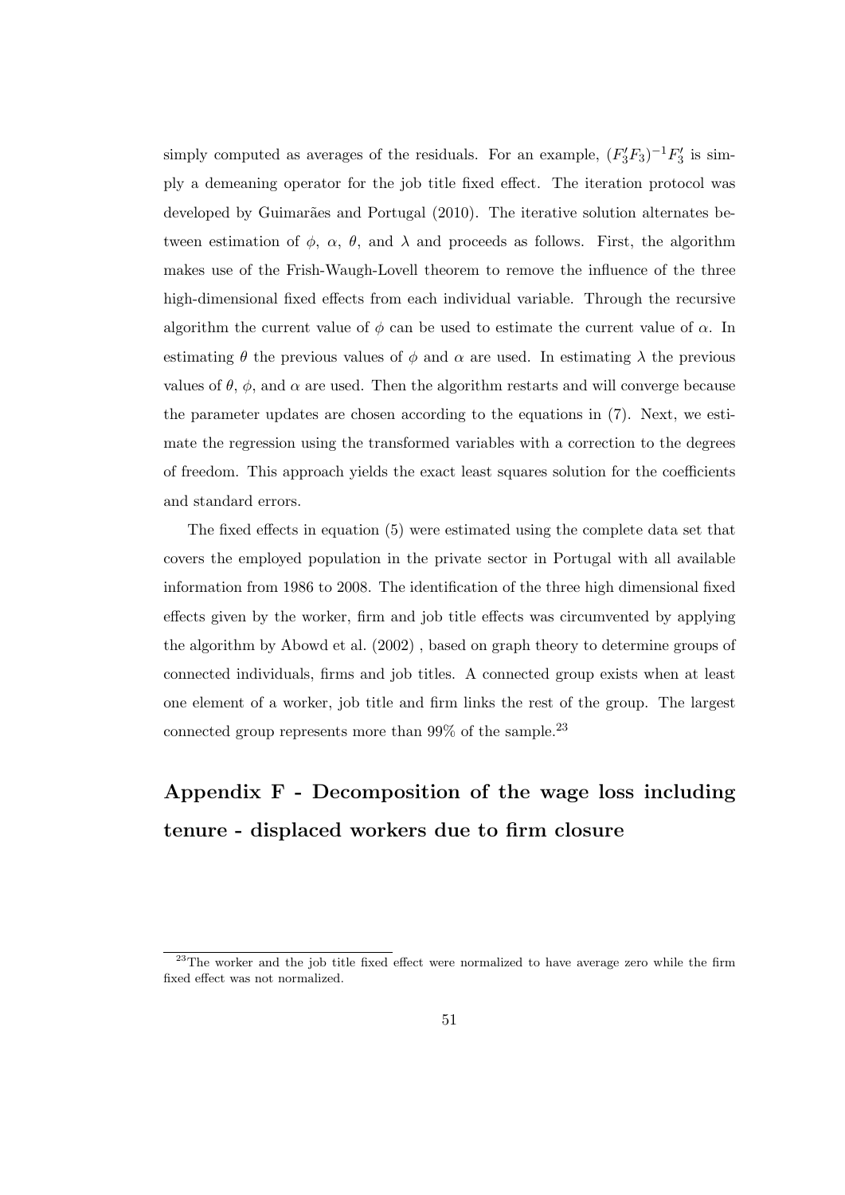simply computed as averages of the residuals. For an example, $(F_3'F_3)^{-1}F_3'$ is simply a demeaning operator for the job title fixed effect. The iteration protocol was developed by Guimarães and Portugal (2010). The iterative solution alternates between estimation of $\phi$, $\alpha$, $\theta$, and $\lambda$ and proceeds as follows. First, the algorithm makes use of the Frish-Waugh-Lovell theorem to remove the influence of the three high-dimensional fixed effects from each individual variable. Through the recursive algorithm the current value of $\phi$ can be used to estimate the current value of $\alpha$. In estimating $\theta$ the previous values of $\phi$ and $\alpha$ are used. In estimating $\lambda$ the previous values of $\theta$, $\phi$, and $\alpha$ are used. Then the algorithm restarts and will converge because the parameter updates are chosen according to the equations in (7). Next, we estimate the regression using the transformed variables with a correction to the degrees of freedom. This approach yields the exact least squares solution for the coefficients and standard errors.

The fixed effects in equation (5) were estimated using the complete data set that covers the employed population in the private sector in Portugal with all available information from 1986 to 2008. The identification of the three high dimensional fixed effects given by the worker, firm and job title effects was circumvented by applying the algorithm by Abowd et al. (2002) , based on graph theory to determine groups of connected individuals, firms and job titles. A connected group exists when at least one element of a worker, job title and firm links the rest of the group. The largest connected group represents more than 99% of the sample.[23]

## Appendix F - Decomposition of the wage loss including tenure - displaced workers due to firm closure

[23] The worker and the job title fixed effect were normalized to have average zero while the firm fixed effect was not normalized.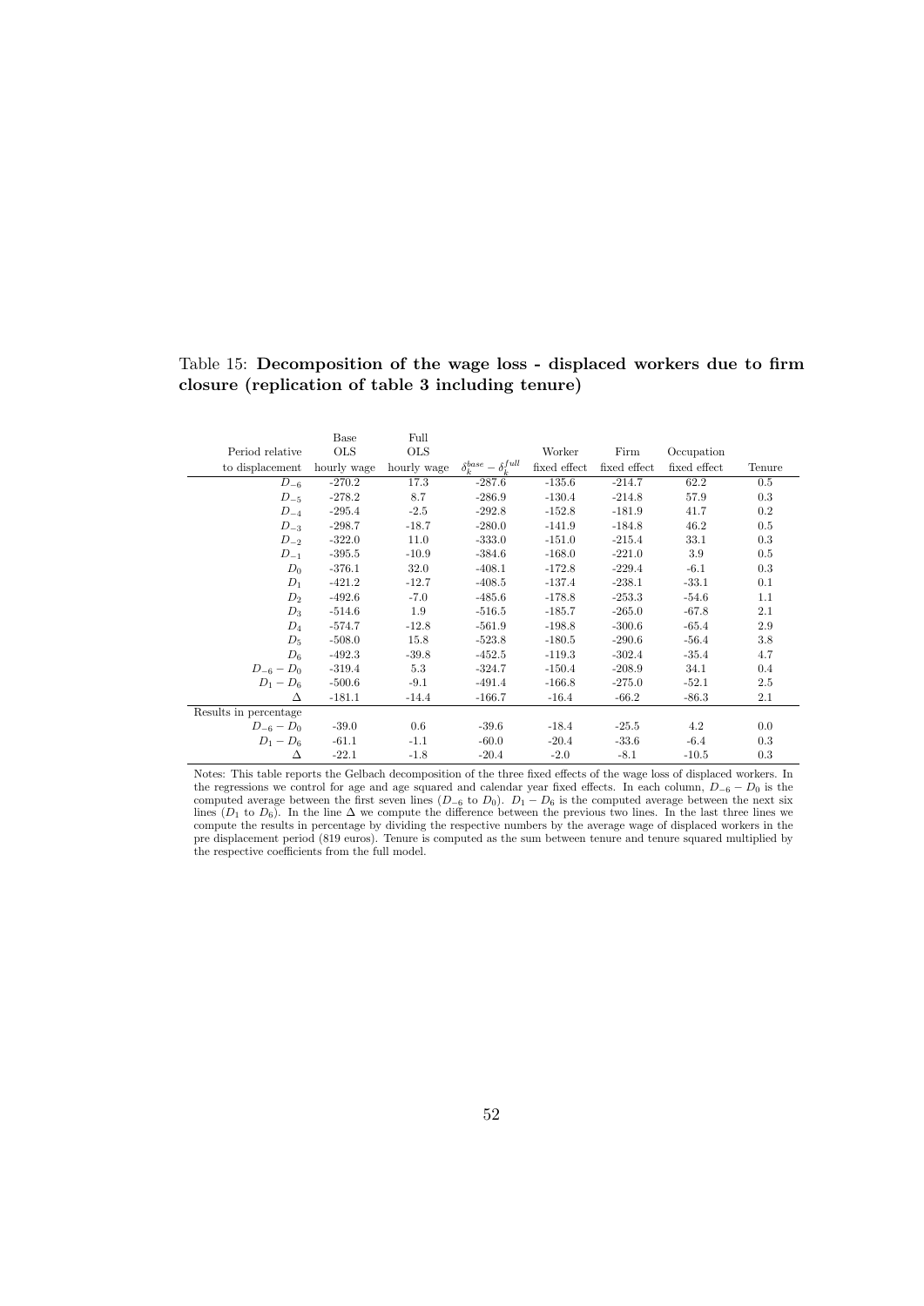Table 15: **Decomposition of the wage loss - displaced workers due to firm closure (replication of table 3 including tenure)**

| Period relative to displacement | Base OLS hourly wage | Full OLS hourly wage | $\delta_k^{base} - \delta_k^{full}$ | Worker fixed effect | Firm fixed effect | Occupation fixed effect | Tenure |
|---|---|---|---|---|---|---|---|
| $D_{-6}$ | -270.2 | 17.3 | -287.6 | -135.6 | -214.7 | 62.2 | 0.5 |
| $D_{-5}$ | -278.2 | 8.7 | -286.9 | -130.4 | -214.8 | 57.9 | 0.3 |
| $D_{-4}$ | -295.4 | -2.5 | -292.8 | -152.8 | -181.9 | 41.7 | 0.2 |
| $D_{-3}$ | -298.7 | -18.7 | -280.0 | -141.9 | -184.8 | 46.2 | 0.5 |
| $D_{-2}$ | -322.0 | 11.0 | -333.0 | -151.0 | -215.4 | 33.1 | 0.3 |
| $D_{-1}$ | -395.5 | -10.9 | -384.6 | -168.0 | -221.0 | 3.9 | 0.5 |
| $D_0$ | -376.1 | 32.0 | -408.1 | -172.8 | -229.4 | -6.1 | 0.3 |
| $D_1$ | -421.2 | -12.7 | -408.5 | -137.4 | -238.1 | -33.1 | 0.1 |
| $D_2$ | -492.6 | -7.0 | -485.6 | -178.8 | -253.3 | -54.6 | 1.1 |
| $D_3$ | -514.6 | 1.9 | -516.5 | -185.7 | -265.0 | -67.8 | 2.1 |
| $D_4$ | -574.7 | -12.8 | -561.9 | -198.8 | -300.6 | -65.4 | 2.9 |
| $D_5$ | -508.0 | 15.8 | -523.8 | -180.5 | -290.6 | -56.4 | 3.8 |
| $D_6$ | -492.3 | -39.8 | -452.5 | -119.3 | -302.4 | -35.4 | 4.7 |
| $D_{-6} - D_0$ | -319.4 | 5.3 | -324.7 | -150.4 | -208.9 | 34.1 | 0.4 |
| $D_1 - D_6$ | -500.6 | -9.1 | -491.4 | -166.8 | -275.0 | -52.1 | 2.5 |
| $\Delta$ | -181.1 | -14.4 | -166.7 | -16.4 | -66.2 | -86.3 | 2.1 |
| Results in percentage | | | | | | | |
| $D_{-6} - D_0$ | -39.0 | 0.6 | -39.6 | -18.4 | -25.5 | 4.2 | 0.0 |
| $D_1 - D_6$ | -61.1 | -1.1 | -60.0 | -20.4 | -33.6 | -6.4 | 0.3 |
| $\Delta$ | -22.1 | -1.8 | -20.4 | -2.0 | -8.1 | -10.5 | 0.3 |

Notes: This table reports the Gelbach decomposition of the three fixed effects of the wage loss of displaced workers. In the regressions we control for age and age squared and calendar year fixed effects. In each column, $D_{-6} - D_0$ is the computed average between the first seven lines ($D_{-6}$ to $D_0$). $D_1 - D_6$ is the computed average between the next six lines ($D_1$ to $D_6$). In the line $\Delta$ we compute the difference between the previous two lines. In the last three lines we compute the results in percentage by dividing the respective numbers by the average wage of displaced workers in the pre displacement period (819 euros). Tenure is computed as the sum between tenure and tenure squared multiplied by the respective coefficients from the full model.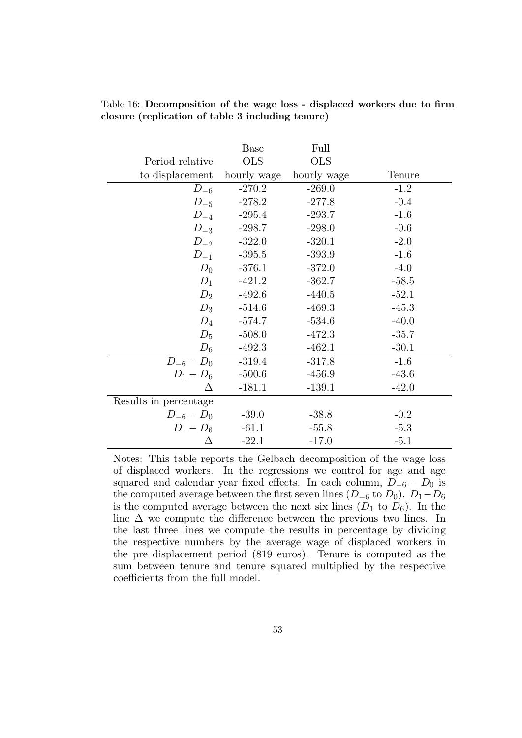Table 16: **Decomposition of the wage loss - displaced workers due to firm closure (replication of table 3 including tenure)**

| Period relative to displacement | Base OLS hourly wage | Full OLS hourly wage | Tenure |
|---|---|---|---|
| $D_{-6}$ | -270.2 | -269.0 | -1.2 |
| $D_{-5}$ | -278.2 | -277.8 | -0.4 |
| $D_{-4}$ | -295.4 | -293.7 | -1.6 |
| $D_{-3}$ | -298.7 | -298.0 | -0.6 |
| $D_{-2}$ | -322.0 | -320.1 | -2.0 |
| $D_{-1}$ | -395.5 | -393.9 | -1.6 |
| $D_0$ | -376.1 | -372.0 | -4.0 |
| $D_1$ | -421.2 | -362.7 | -58.5 |
| $D_2$ | -492.6 | -440.5 | -52.1 |
| $D_3$ | -514.6 | -469.3 | -45.3 |
| $D_4$ | -574.7 | -534.6 | -40.0 |
| $D_5$ | -508.0 | -472.3 | -35.7 |
| $D_6$ | -492.3 | -462.1 | -30.1 |
| $D_{-6} - D_0$ | -319.4 | -317.8 | -1.6 |
| $D_1 - D_6$ | -500.6 | -456.9 | -43.6 |
| $\Delta$ | -181.1 | -139.1 | -42.0 |
| Results in percentage | | | |
| $D_{-6} - D_0$ | -39.0 | -38.8 | -0.2 |
| $D_1 - D_6$ | -61.1 | -55.8 | -5.3 |
| $\Delta$ | -22.1 | -17.0 | -5.1 |

Notes: This table reports the Gelbach decomposition of the wage loss of displaced workers. In the regressions we control for age and age squared and calendar year fixed effects. In each column, $D_{-6} - D_0$ is the computed average between the first seven lines ($D_{-6}$ to $D_0$). $D_1 - D_6$ is the computed average between the next six lines ($D_1$ to $D_6$). In the line $\Delta$ we compute the difference between the previous two lines. In the last three lines we compute the results in percentage by dividing the respective numbers by the average wage of displaced workers in the pre displacement period (819 euros). Tenure is computed as the sum between tenure and tenure squared multiplied by the respective coefficients from the full model.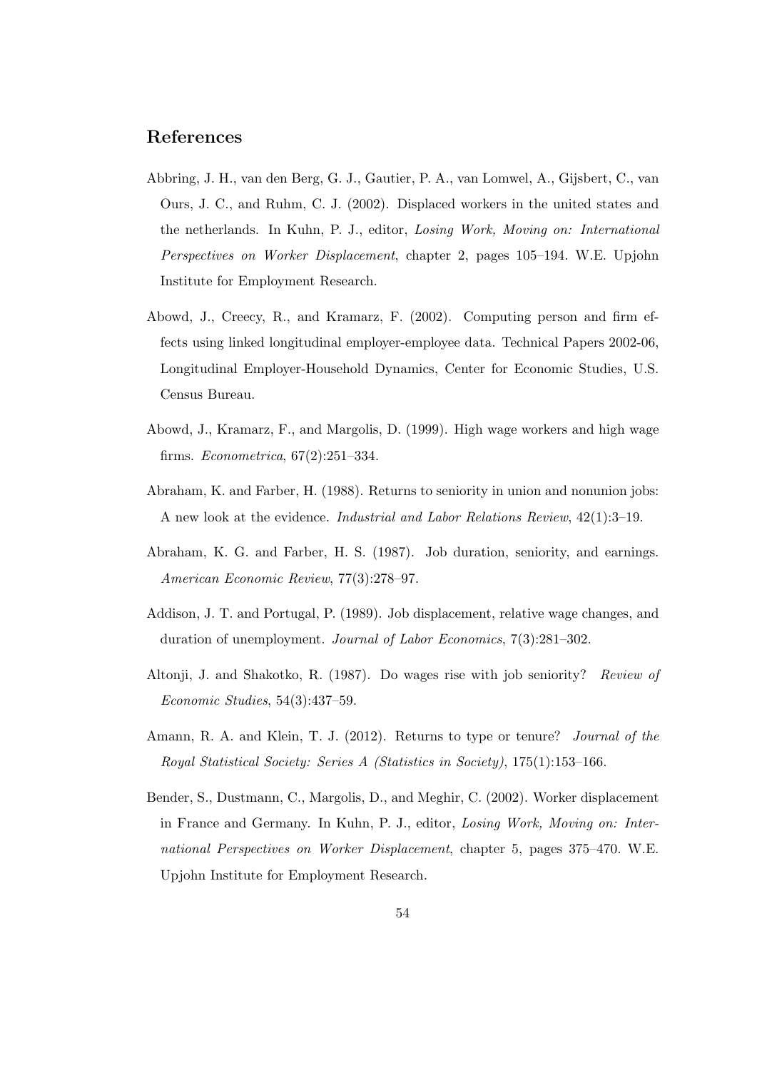# References

Abbring, J. H., van den Berg, G. J., Gautier, P. A., van Lomwel, A., Gijsbert, C., van Ours, J. C., and Ruhm, C. J. (2002). Displaced workers in the united states and the netherlands. In Kuhn, P. J., editor, *Losing Work, Moving on: International Perspectives on Worker Displacement*, chapter 2, pages 105–194. W.E. Upjohn Institute for Employment Research.

Abowd, J., Creecy, R., and Kramarz, F. (2002). Computing person and firm effects using linked longitudinal employer-employee data. Technical Papers 2002-06, Longitudinal Employer-Household Dynamics, Center for Economic Studies, U.S. Census Bureau.

Abowd, J., Kramarz, F., and Margolis, D. (1999). High wage workers and high wage firms. *Econometrica*, 67(2):251–334.

Abraham, K. and Farber, H. (1988). Returns to seniority in union and nonunion jobs: A new look at the evidence. *Industrial and Labor Relations Review*, 42(1):3–19.

Abraham, K. G. and Farber, H. S. (1987). Job duration, seniority, and earnings. *American Economic Review*, 77(3):278–97.

Addison, J. T. and Portugal, P. (1989). Job displacement, relative wage changes, and duration of unemployment. *Journal of Labor Economics*, 7(3):281–302.

Altonji, J. and Shakotko, R. (1987). Do wages rise with job seniority? *Review of Economic Studies*, 54(3):437–59.

Amann, R. A. and Klein, T. J. (2012). Returns to type or tenure? *Journal of the Royal Statistical Society: Series A (Statistics in Society)*, 175(1):153–166.

Bender, S., Dustmann, C., Margolis, D., and Meghir, C. (2002). Worker displacement in France and Germany. In Kuhn, P. J., editor, *Losing Work, Moving on: International Perspectives on Worker Displacement*, chapter 5, pages 375–470. W.E. Upjohn Institute for Employment Research.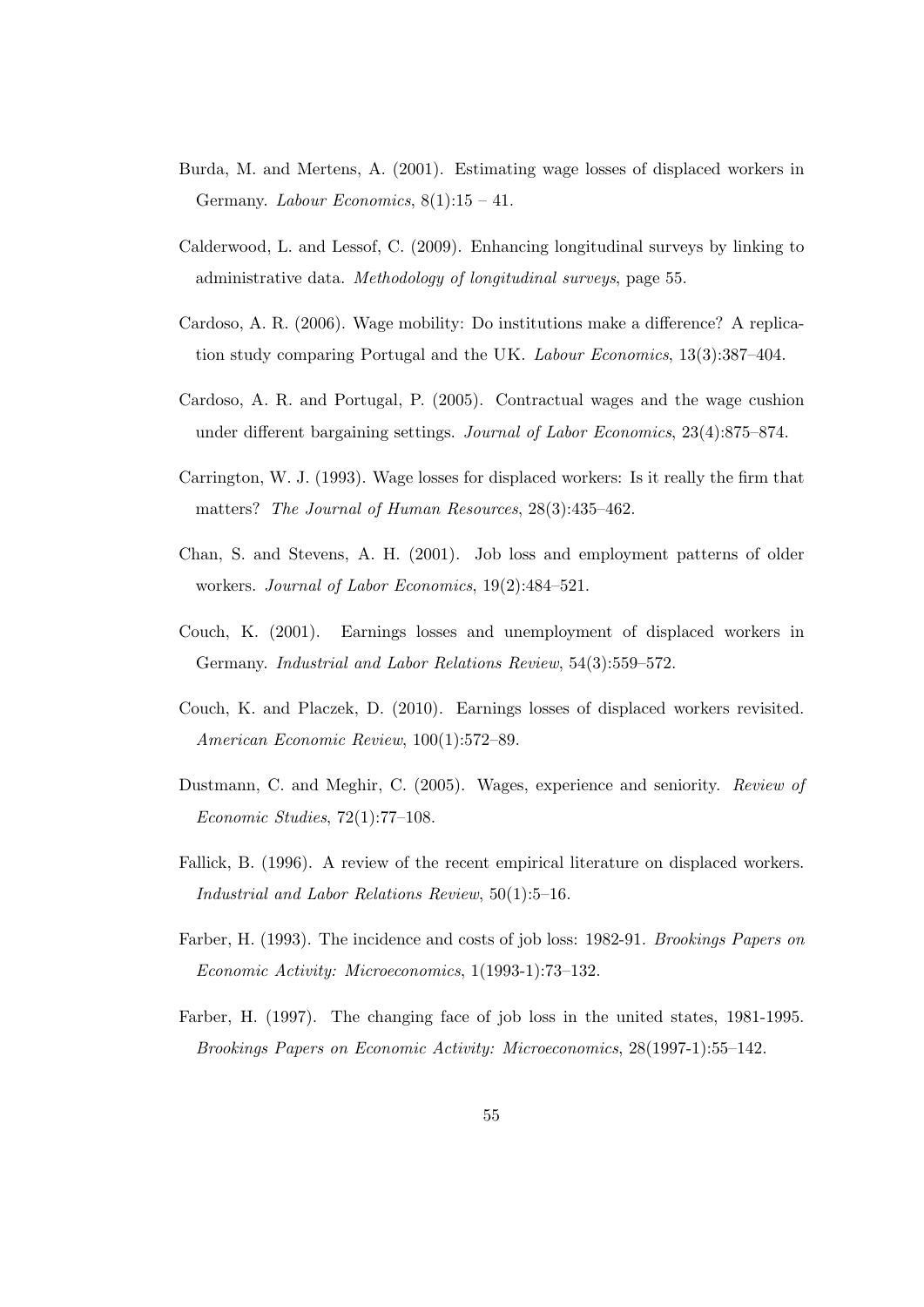Burda, M. and Mertens, A. (2001). Estimating wage losses of displaced workers in Germany. *Labour Economics*, 8(1):15 – 41.

Calderwood, L. and Lessof, C. (2009). Enhancing longitudinal surveys by linking to administrative data. *Methodology of longitudinal surveys*, page 55.

Cardoso, A. R. (2006). Wage mobility: Do institutions make a difference? A replication study comparing Portugal and the UK. *Labour Economics*, 13(3):387–404.

Cardoso, A. R. and Portugal, P. (2005). Contractual wages and the wage cushion under different bargaining settings. *Journal of Labor Economics*, 23(4):875–874.

Carrington, W. J. (1993). Wage losses for displaced workers: Is it really the firm that matters? *The Journal of Human Resources*, 28(3):435–462.

Chan, S. and Stevens, A. H. (2001). Job loss and employment patterns of older workers. *Journal of Labor Economics*, 19(2):484–521.

Couch, K. (2001). Earnings losses and unemployment of displaced workers in Germany. *Industrial and Labor Relations Review*, 54(3):559–572.

Couch, K. and Placzek, D. (2010). Earnings losses of displaced workers revisited. *American Economic Review*, 100(1):572–89.

Dustmann, C. and Meghir, C. (2005). Wages, experience and seniority. *Review of Economic Studies*, 72(1):77–108.

Fallick, B. (1996). A review of the recent empirical literature on displaced workers. *Industrial and Labor Relations Review*, 50(1):5–16.

Farber, H. (1993). The incidence and costs of job loss: 1982-91. *Brookings Papers on Economic Activity: Microeconomics*, 1(1993-1):73–132.

Farber, H. (1997). The changing face of job loss in the united states, 1981-1995. *Brookings Papers on Economic Activity: Microeconomics*, 28(1997-1):55–142.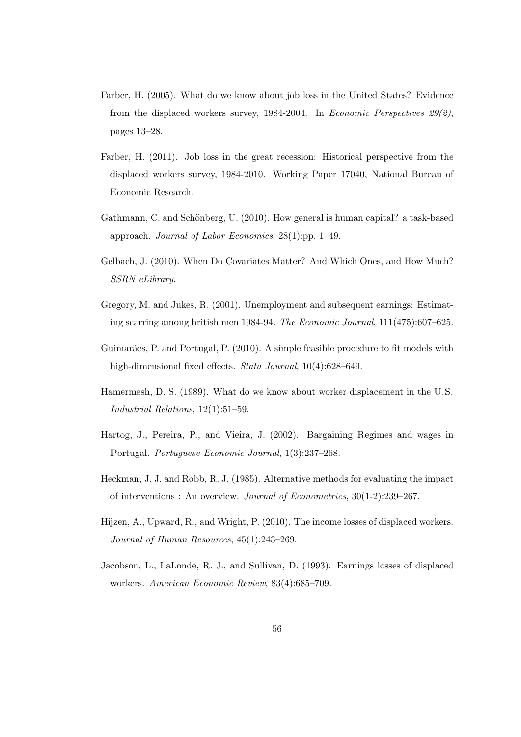Farber, H. (2005). What do we know about job loss in the United States? Evidence from the displaced workers survey, 1984-2004. In *Economic Perspectives 29(2)*, pages 13–28.

Farber, H. (2011). Job loss in the great recession: Historical perspective from the displaced workers survey, 1984-2010. Working Paper 17040, National Bureau of Economic Research.

Gathmann, C. and Schönberg, U. (2010). How general is human capital? a task-based approach. *Journal of Labor Economics*, 28(1):pp. 1–49.

Gelbach, J. (2010). When Do Covariates Matter? And Which Ones, and How Much? *SSRN eLibrary*.

Gregory, M. and Jukes, R. (2001). Unemployment and subsequent earnings: Estimating scarring among british men 1984-94. *The Economic Journal*, 111(475):607–625.

Guimarães, P. and Portugal, P. (2010). A simple feasible procedure to fit models with high-dimensional fixed effects. *Stata Journal*, 10(4):628–649.

Hamermesh, D. S. (1989). What do we know about worker displacement in the U.S. *Industrial Relations*, 12(1):51–59.

Hartog, J., Pereira, P., and Vieira, J. (2002). Bargaining Regimes and wages in Portugal. *Portuguese Economic Journal*, 1(3):237–268.

Heckman, J. J. and Robb, R. J. (1985). Alternative methods for evaluating the impact of interventions : An overview. *Journal of Econometrics*, 30(1-2):239–267.

Hijzen, A., Upward, R., and Wright, P. (2010). The income losses of displaced workers. *Journal of Human Resources*, 45(1):243–269.

Jacobson, L., LaLonde, R. J., and Sullivan, D. (1993). Earnings losses of displaced workers. *American Economic Review*, 83(4):685–709.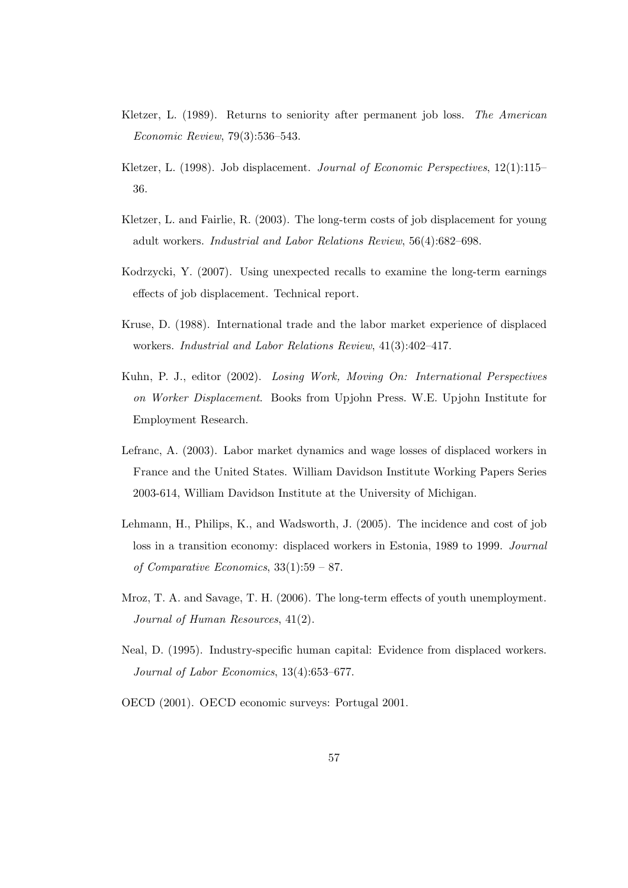Kletzer, L. (1989). Returns to seniority after permanent job loss. *The American Economic Review*, 79(3):536–543.

Kletzer, L. (1998). Job displacement. *Journal of Economic Perspectives*, 12(1):115–36.

Kletzer, L. and Fairlie, R. (2003). The long-term costs of job displacement for young adult workers. *Industrial and Labor Relations Review*, 56(4):682–698.

Kodrzycki, Y. (2007). Using unexpected recalls to examine the long-term earnings effects of job displacement. Technical report.

Kruse, D. (1988). International trade and the labor market experience of displaced workers. *Industrial and Labor Relations Review*, 41(3):402–417.

Kuhn, P. J., editor (2002). *Losing Work, Moving On: International Perspectives on Worker Displacement*. Books from Upjohn Press. W.E. Upjohn Institute for Employment Research.

Lefranc, A. (2003). Labor market dynamics and wage losses of displaced workers in France and the United States. William Davidson Institute Working Papers Series 2003-614, William Davidson Institute at the University of Michigan.

Lehmann, H., Philips, K., and Wadsworth, J. (2005). The incidence and cost of job loss in a transition economy: displaced workers in Estonia, 1989 to 1999. *Journal of Comparative Economics*, 33(1):59 – 87.

Mroz, T. A. and Savage, T. H. (2006). The long-term effects of youth unemployment. *Journal of Human Resources*, 41(2).

Neal, D. (1995). Industry-specific human capital: Evidence from displaced workers. *Journal of Labor Economics*, 13(4):653–677.

OECD (2001). OECD economic surveys: Portugal 2001.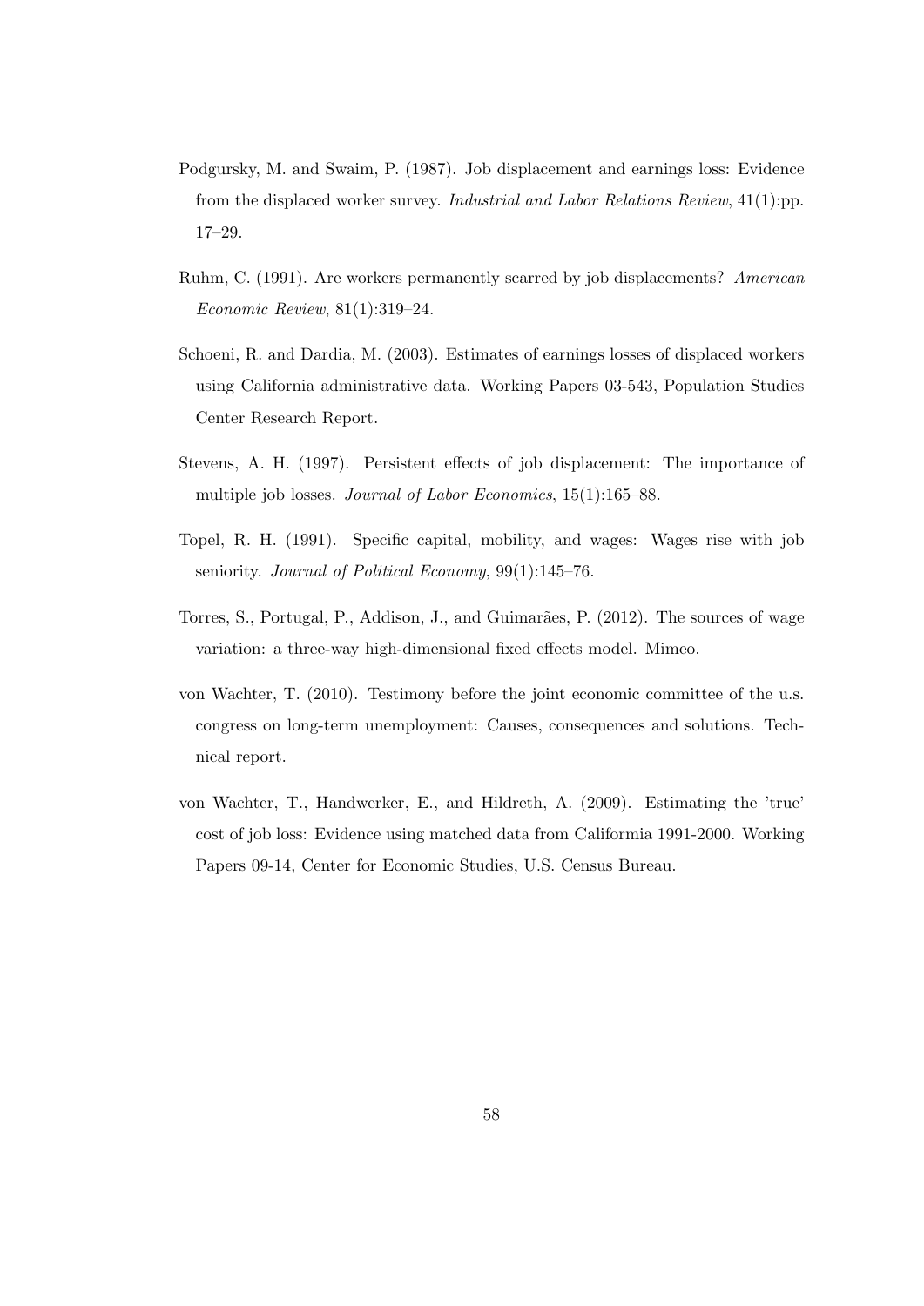Podgursky, M. and Swaim, P. (1987). Job displacement and earnings loss: Evidence from the displaced worker survey. *Industrial and Labor Relations Review*, 41(1):pp. 17–29.

Ruhm, C. (1991). Are workers permanently scarred by job displacements? *American Economic Review*, 81(1):319–24.

Schoeni, R. and Dardia, M. (2003). Estimates of earnings losses of displaced workers using California administrative data. Working Papers 03-543, Population Studies Center Research Report.

Stevens, A. H. (1997). Persistent effects of job displacement: The importance of multiple job losses. *Journal of Labor Economics*, 15(1):165–88.

Topel, R. H. (1991). Specific capital, mobility, and wages: Wages rise with job seniority. *Journal of Political Economy*, 99(1):145–76.

Torres, S., Portugal, P., Addison, J., and Guimarães, P. (2012). The sources of wage variation: a three-way high-dimensional fixed effects model. Mimeo.

von Wachter, T. (2010). Testimony before the joint economic committee of the u.s. congress on long-term unemployment: Causes, consequences and solutions. Technical report.

von Wachter, T., Handwerker, E., and Hildreth, A. (2009). Estimating the 'true' cost of job loss: Evidence using matched data from Califormia 1991-2000. Working Papers 09-14, Center for Economic Studies, U.S. Census Bureau.